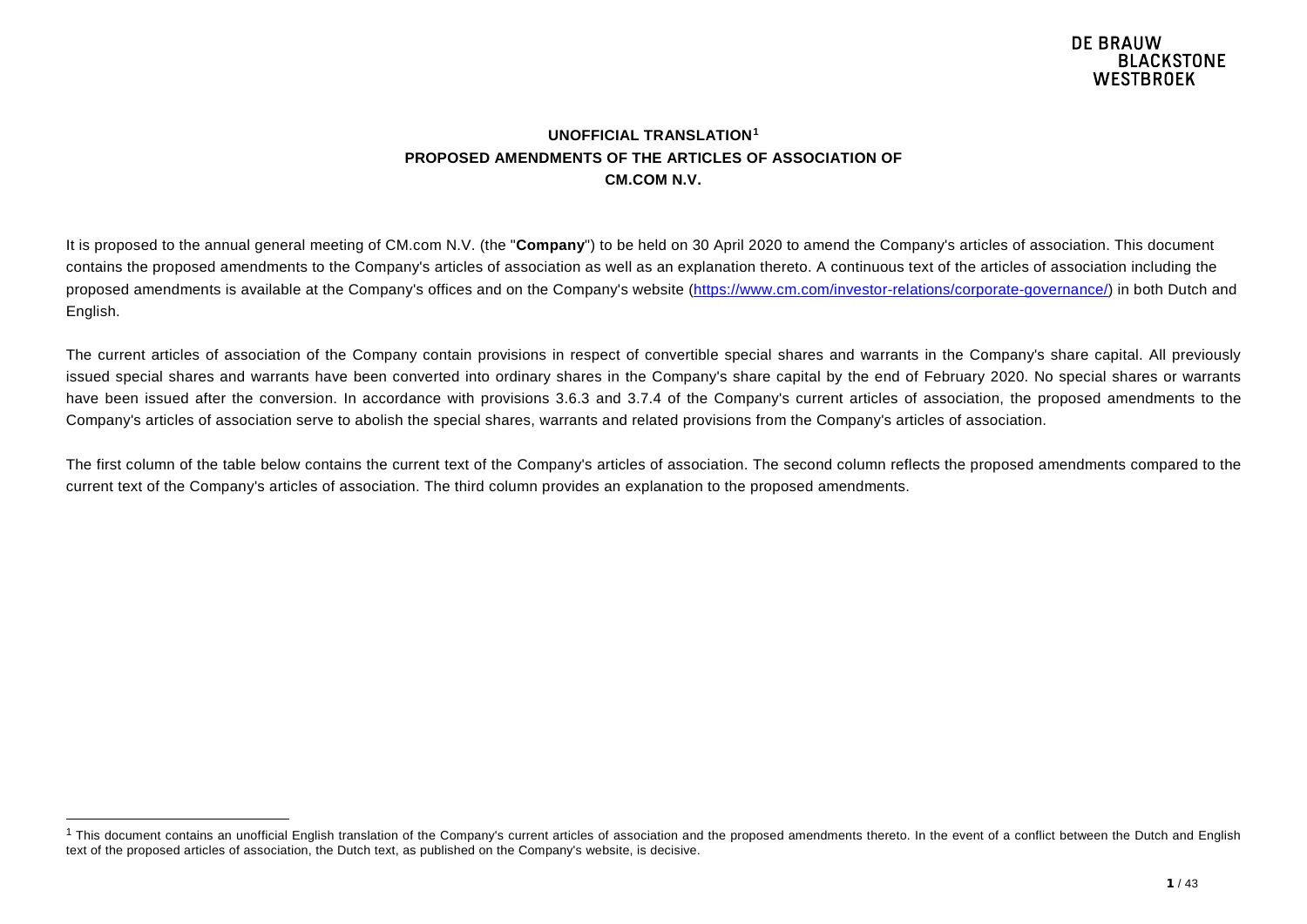# UNOFFICIAL TRANSLATION[1]
# PROPOSED AMENDMENTS OF THE ARTICLES OF ASSOCIATION OF
# CM.COM N.V.

It is proposed to the annual general meeting of CM.com N.V. (the "**Company**") to be held on 30 April 2020 to amend the Company's articles of association. This document contains the proposed amendments to the Company's articles of association as well as an explanation thereto. A continuous text of the articles of association including the proposed amendments is available at the Company's offices and on the Company's website (https://www.cm.com/investor-relations/corporate-governance/) in both Dutch and English.

The current articles of association of the Company contain provisions in respect of convertible special shares and warrants in the Company's share capital. All previously issued special shares and warrants have been converted into ordinary shares in the Company's share capital by the end of February 2020. No special shares or warrants have been issued after the conversion. In accordance with provisions 3.6.3 and 3.7.4 of the Company's current articles of association, the proposed amendments to the Company's articles of association serve to abolish the special shares, warrants and related provisions from the Company's articles of association.

The first column of the table below contains the current text of the Company's articles of association. The second column reflects the proposed amendments compared to the current text of the Company's articles of association. The third column provides an explanation to the proposed amendments.

---

[1] This document contains an unofficial English translation of the Company's current articles of association and the proposed amendments thereto. In the event of a conflict between the Dutch and English text of the proposed articles of association, the Dutch text, as published on the Company's website, is decisive.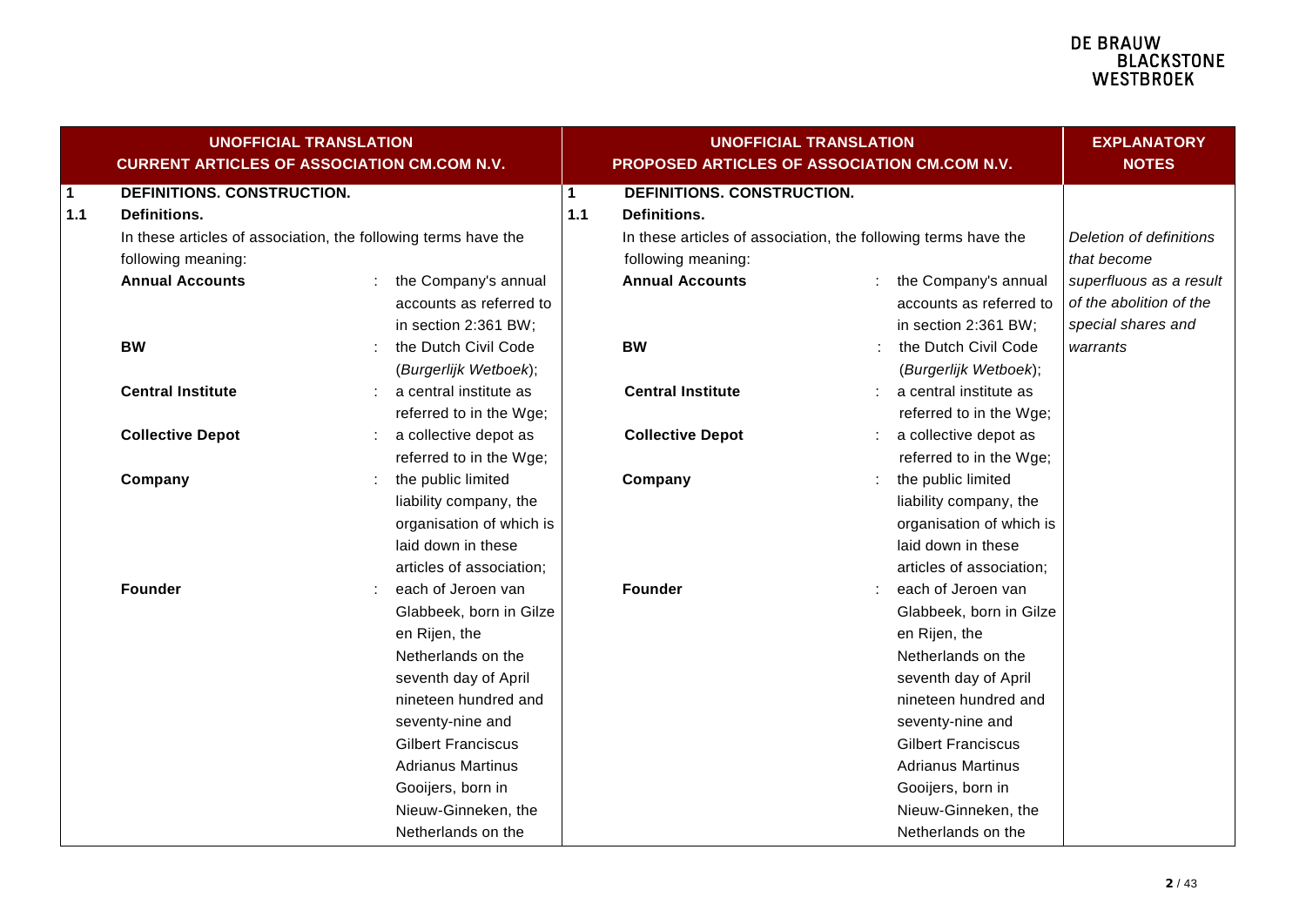| UNOFFICIAL TRANSLATION CURRENT ARTICLES OF ASSOCIATION CM.COM N.V. | UNOFFICIAL TRANSLATION PROPOSED ARTICLES OF ASSOCIATION CM.COM N.V. | EXPLANATORY NOTES |
|---|---|---|
| **1 DEFINITIONS. CONSTRUCTION.** | **1 DEFINITIONS. CONSTRUCTION.** | |
| **1.1 Definitions.** | **1.1 Definitions.** | |
| In these articles of association, the following terms have the following meaning: | In these articles of association, the following terms have the following meaning: | *Deletion of definitions that become superfluous as a result of the abolition of the special shares and warrants* |
| **Annual Accounts** : the Company's annual accounts as referred to in section 2:361 BW; | **Annual Accounts** : the Company's annual accounts as referred to in section 2:361 BW; | |
| **BW** : the Dutch Civil Code (*Burgerlijk Wetboek*); | **BW** : the Dutch Civil Code (*Burgerlijk Wetboek*); | |
| **Central Institute** : a central institute as referred to in the Wge; | **Central Institute** : a central institute as referred to in the Wge; | |
| **Collective Depot** : a collective depot as referred to in the Wge; | **Collective Depot** : a collective depot as referred to in the Wge; | |
| **Company** : the public limited liability company, the organisation of which is laid down in these articles of association; | **Company** : the public limited liability company, the organisation of which is laid down in these articles of association; | |
| **Founder** : each of Jeroen van Glabbeek, born in Gilze en Rijen, the Netherlands on the seventh day of April nineteen hundred and seventy-nine and Gilbert Franciscus Adrianus Martinus Gooijers, born in Nieuw-Ginneken, the Netherlands on the | **Founder** : each of Jeroen van Glabbeek, born in Gilze en Rijen, the Netherlands on the seventh day of April nineteen hundred and seventy-nine and Gilbert Franciscus Adrianus Martinus Gooijers, born in Nieuw-Ginneken, the Netherlands on the | |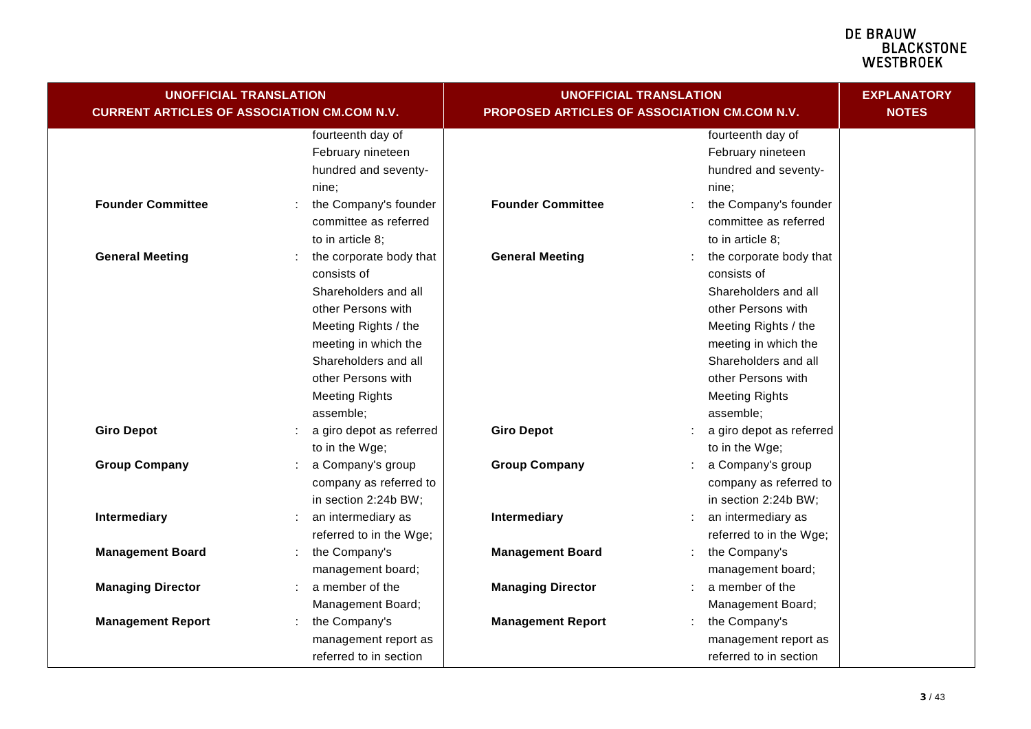| UNOFFICIAL TRANSLATION CURRENT ARTICLES OF ASSOCIATION CM.COM N.V. | | UNOFFICIAL TRANSLATION PROPOSED ARTICLES OF ASSOCIATION CM.COM N.V. | | EXPLANATORY NOTES |
|---|---|---|---|---|
| | fourteenth day of February nineteen hundred and seventy-nine; | | fourteenth day of February nineteen hundred and seventy-nine; | |
| **Founder Committee** | : the Company's founder committee as referred to in article 8; | **Founder Committee** | : the Company's founder committee as referred to in article 8; | |
| **General Meeting** | : the corporate body that consists of Shareholders and all other Persons with Meeting Rights / the meeting in which the Shareholders and all other Persons with Meeting Rights assemble; | **General Meeting** | : the corporate body that consists of Shareholders and all other Persons with Meeting Rights / the meeting in which the Shareholders and all other Persons with Meeting Rights assemble; | |
| **Giro Depot** | : a giro depot as referred to in the Wge; | **Giro Depot** | : a giro depot as referred to in the Wge; | |
| **Group Company** | : a Company's group company as referred to in section 2:24b BW; | **Group Company** | : a Company's group company as referred to in section 2:24b BW; | |
| **Intermediary** | : an intermediary as referred to in the Wge; | **Intermediary** | : an intermediary as referred to in the Wge; | |
| **Management Board** | : the Company's management board; | **Management Board** | : the Company's management board; | |
| **Managing Director** | : a member of the Management Board; | **Managing Director** | : a member of the Management Board; | |
| **Management Report** | : the Company's management report as referred to in section | **Management Report** | : the Company's management report as referred to in section | |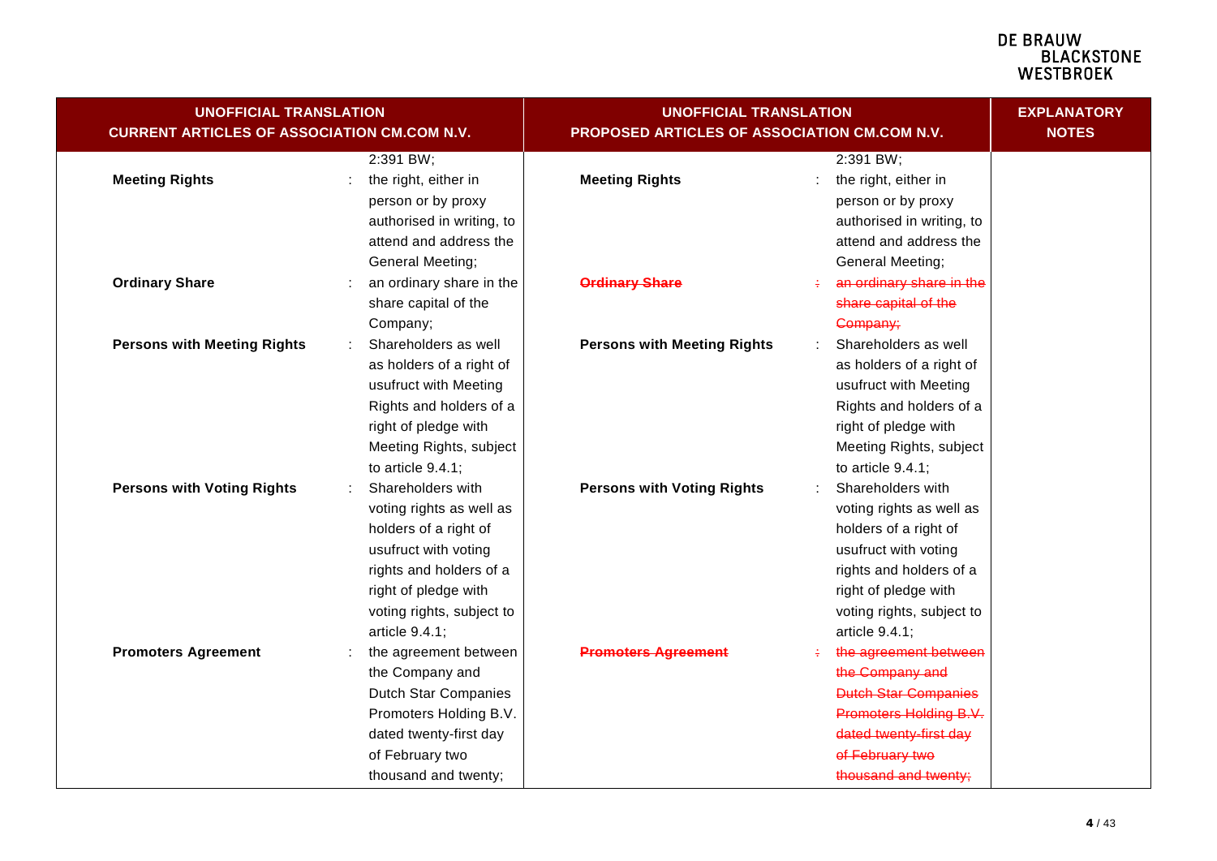| UNOFFICIAL TRANSLATION CURRENT ARTICLES OF ASSOCIATION CM.COM N.V. | | UNOFFICIAL TRANSLATION PROPOSED ARTICLES OF ASSOCIATION CM.COM N.V. | | EXPLANATORY NOTES |
|---|---|---|---|---|
| | 2:391 BW; | | 2:391 BW; | |
| **Meeting Rights** | : the right, either in person or by proxy authorised in writing, to attend and address the General Meeting; | **Meeting Rights** | : the right, either in person or by proxy authorised in writing, to attend and address the General Meeting; | |
| **Ordinary Share** | : an ordinary share in the share capital of the Company; | ~~**Ordinary Share**~~ | ~~: an ordinary share in the share capital of the Company;~~ | |
| **Persons with Meeting Rights** | : Shareholders as well as holders of a right of usufruct with Meeting Rights and holders of a right of pledge with Meeting Rights, subject to article 9.4.1; | **Persons with Meeting Rights** | : Shareholders as well as holders of a right of usufruct with Meeting Rights and holders of a right of pledge with Meeting Rights, subject to article 9.4.1; | |
| **Persons with Voting Rights** | : Shareholders with voting rights as well as holders of a right of usufruct with voting rights and holders of a right of pledge with voting rights, subject to article 9.4.1; | **Persons with Voting Rights** | : Shareholders with voting rights as well as holders of a right of usufruct with voting rights and holders of a right of pledge with voting rights, subject to article 9.4.1; | |
| **Promoters Agreement** | : the agreement between the Company and Dutch Star Companies Promoters Holding B.V. dated twenty-first day of February two thousand and twenty; | ~~**Promoters Agreement**~~ | ~~: the agreement between the Company and Dutch Star Companies Promoters Holding B.V. dated twenty-first day of February two thousand and twenty;~~ | |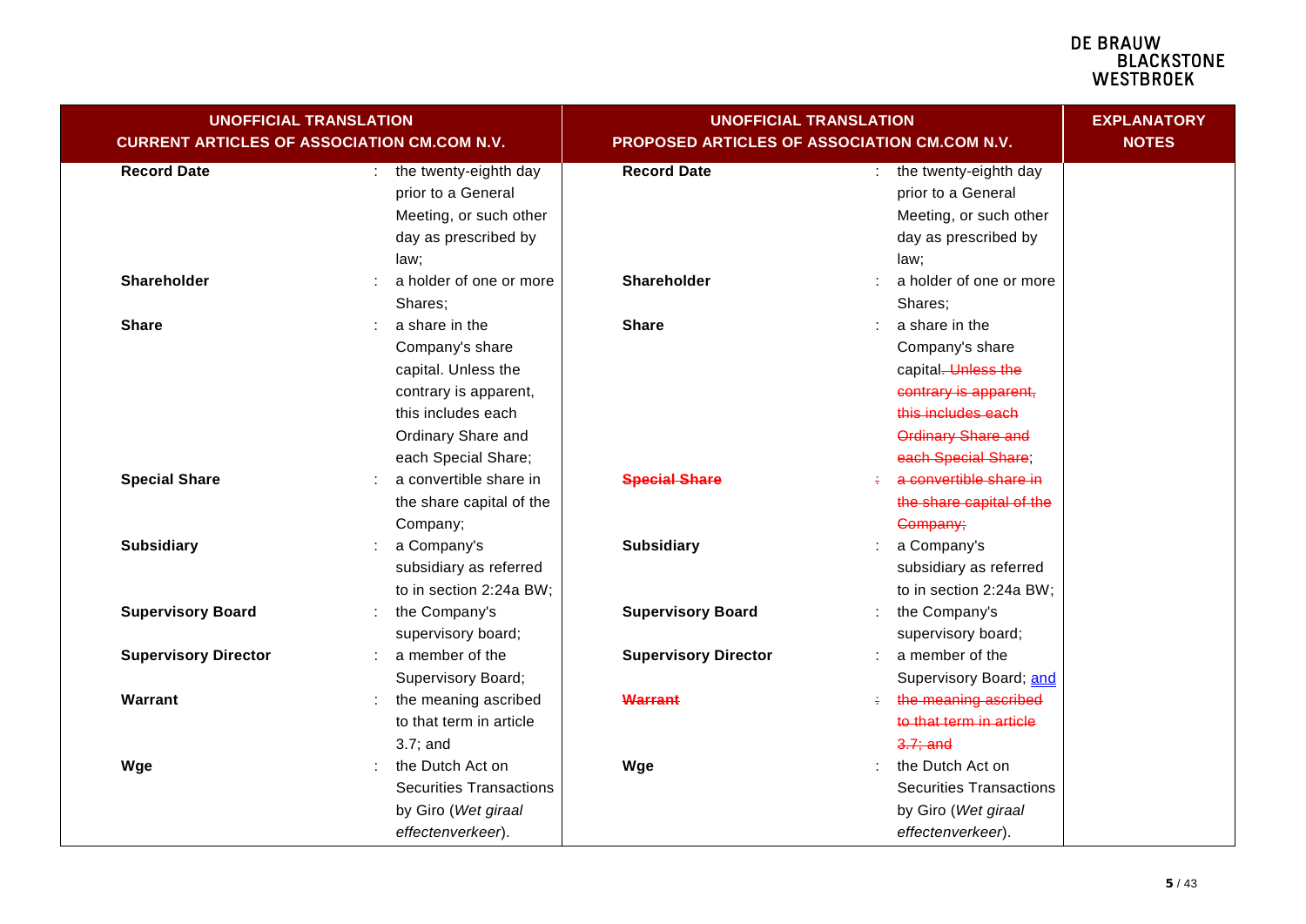| UNOFFICIAL TRANSLATION CURRENT ARTICLES OF ASSOCIATION CM.COM N.V. | UNOFFICIAL TRANSLATION PROPOSED ARTICLES OF ASSOCIATION CM.COM N.V. | EXPLANATORY NOTES |
|---|---|---|
| **Record Date** : the twenty-eighth day prior to a General Meeting, or such other day as prescribed by law; | **Record Date** : the twenty-eighth day prior to a General Meeting, or such other day as prescribed by law; | |
| **Shareholder** : a holder of one or more Shares; | **Shareholder** : a holder of one or more Shares; | |
| **Share** : a share in the Company's share capital. Unless the contrary is apparent, this includes each Ordinary Share and each Special Share; | **Share** : a share in the Company's share capital~~. Unless the contrary is apparent, this includes each Ordinary Share and each Special Share~~; | |
| **Special Share** : a convertible share in the share capital of the Company; | ~~**Special Share** : a convertible share in the share capital of the Company;~~ | |
| **Subsidiary** : a Company's subsidiary as referred to in section 2:24a BW; | **Subsidiary** : a Company's subsidiary as referred to in section 2:24a BW; | |
| **Supervisory Board** : the Company's supervisory board; | **Supervisory Board** : the Company's supervisory board; | |
| **Supervisory Director** : a member of the Supervisory Board; | **Supervisory Director** : a member of the Supervisory Board; <u>and</u> | |
| **Warrant** : the meaning ascribed to that term in article 3.7; and | ~~**Warrant** : the meaning ascribed to that term in article 3.7; and~~ | |
| **Wge** : the Dutch Act on Securities Transactions by Giro (*Wet giraal effectenverkeer*). | **Wge** : the Dutch Act on Securities Transactions by Giro (*Wet giraal effectenverkeer*). | |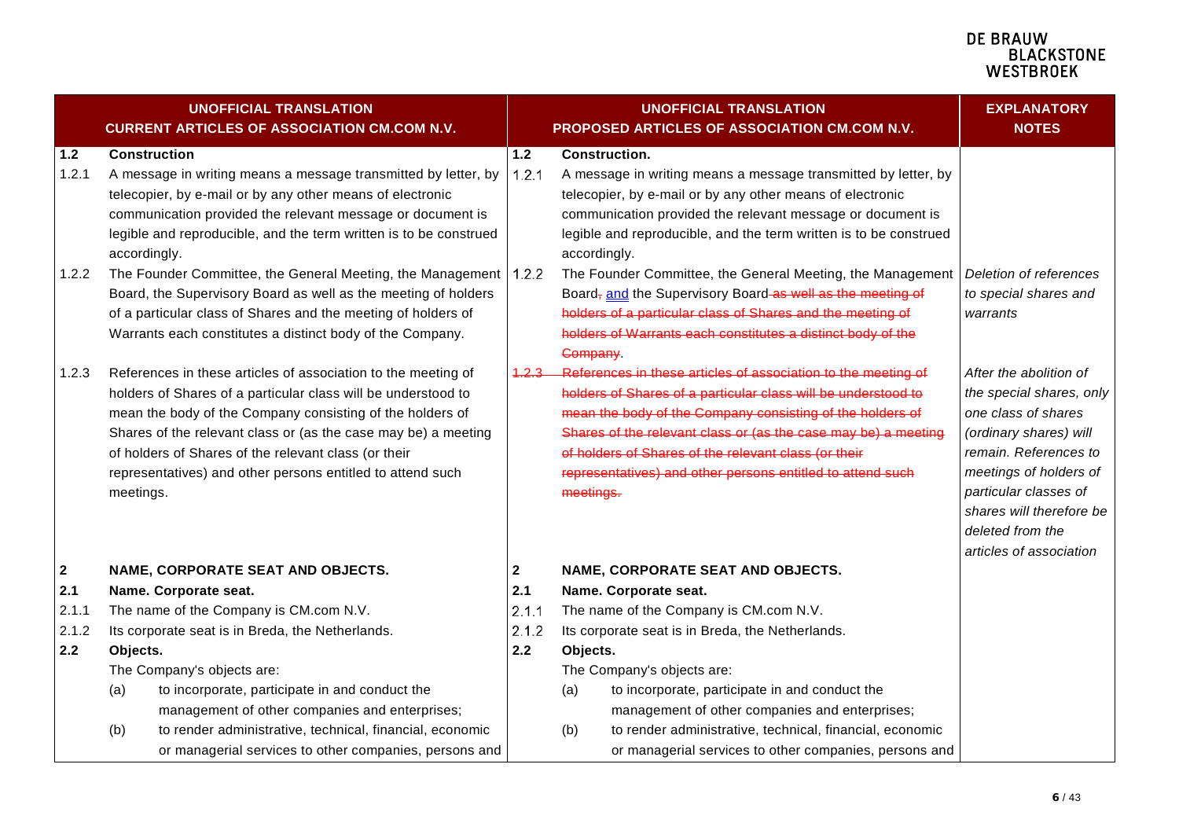| UNOFFICIAL TRANSLATION<br>CURRENT ARTICLES OF ASSOCIATION CM.COM N.V. | UNOFFICIAL TRANSLATION<br>PROPOSED ARTICLES OF ASSOCIATION CM.COM N.V. | EXPLANATORY NOTES |
|---|---|---|
| **1.2 Construction** | **1.2 Construction.** | |
| 1.2.1 A message in writing means a message transmitted by letter, by telecopier, by e-mail or by any other means of electronic communication provided the relevant message or document is legible and reproducible, and the term written is to be construed accordingly. | 1.2.1 A message in writing means a message transmitted by letter, by telecopier, by e-mail or by any other means of electronic communication provided the relevant message or document is legible and reproducible, and the term written is to be construed accordingly. | |
| 1.2.2 The Founder Committee, the General Meeting, the Management Board, the Supervisory Board as well as the meeting of holders of a particular class of Shares and the meeting of holders of Warrants each constitutes a distinct body of the Company. | 1.2.2 The Founder Committee, the General Meeting, the Management Board~~,~~ <u>and</u> the Supervisory Board ~~as well as the meeting of holders of a particular class of Shares and the meeting of holders of Warrants each constitutes a distinct body of the Company~~. | *Deletion of references to special shares and warrants* |
| 1.2.3 References in these articles of association to the meeting of holders of Shares of a particular class will be understood to mean the body of the Company consisting of the holders of Shares of the relevant class or (as the case may be) a meeting of holders of Shares of the relevant class (or their representatives) and other persons entitled to attend such meetings. | ~~1.2.3 References in these articles of association to the meeting of holders of Shares of a particular class will be understood to mean the body of the Company consisting of the holders of Shares of the relevant class or (as the case may be) a meeting of holders of Shares of the relevant class (or their representatives) and other persons entitled to attend such meetings.~~ | *After the abolition of the special shares, only one class of shares (ordinary shares) will remain. References to meetings of holders of particular classes of shares will therefore be deleted from the articles of association* |
| **2 NAME, CORPORATE SEAT AND OBJECTS.** | **2 NAME, CORPORATE SEAT AND OBJECTS.** | |
| **2.1 Name. Corporate seat.** | **2.1 Name. Corporate seat.** | |
| 2.1.1 The name of the Company is CM.com N.V. | 2.1.1 The name of the Company is CM.com N.V. | |
| 2.1.2 Its corporate seat is in Breda, the Netherlands. | 2.1.2 Its corporate seat is in Breda, the Netherlands. | |
| **2.2 Objects.** | **2.2 Objects.** | |
| The Company's objects are:<br>(a) to incorporate, participate in and conduct the management of other companies and enterprises;<br>(b) to render administrative, technical, financial, economic or managerial services to other companies, persons and | The Company's objects are:<br>(a) to incorporate, participate in and conduct the management of other companies and enterprises;<br>(b) to render administrative, technical, financial, economic or managerial services to other companies, persons and | |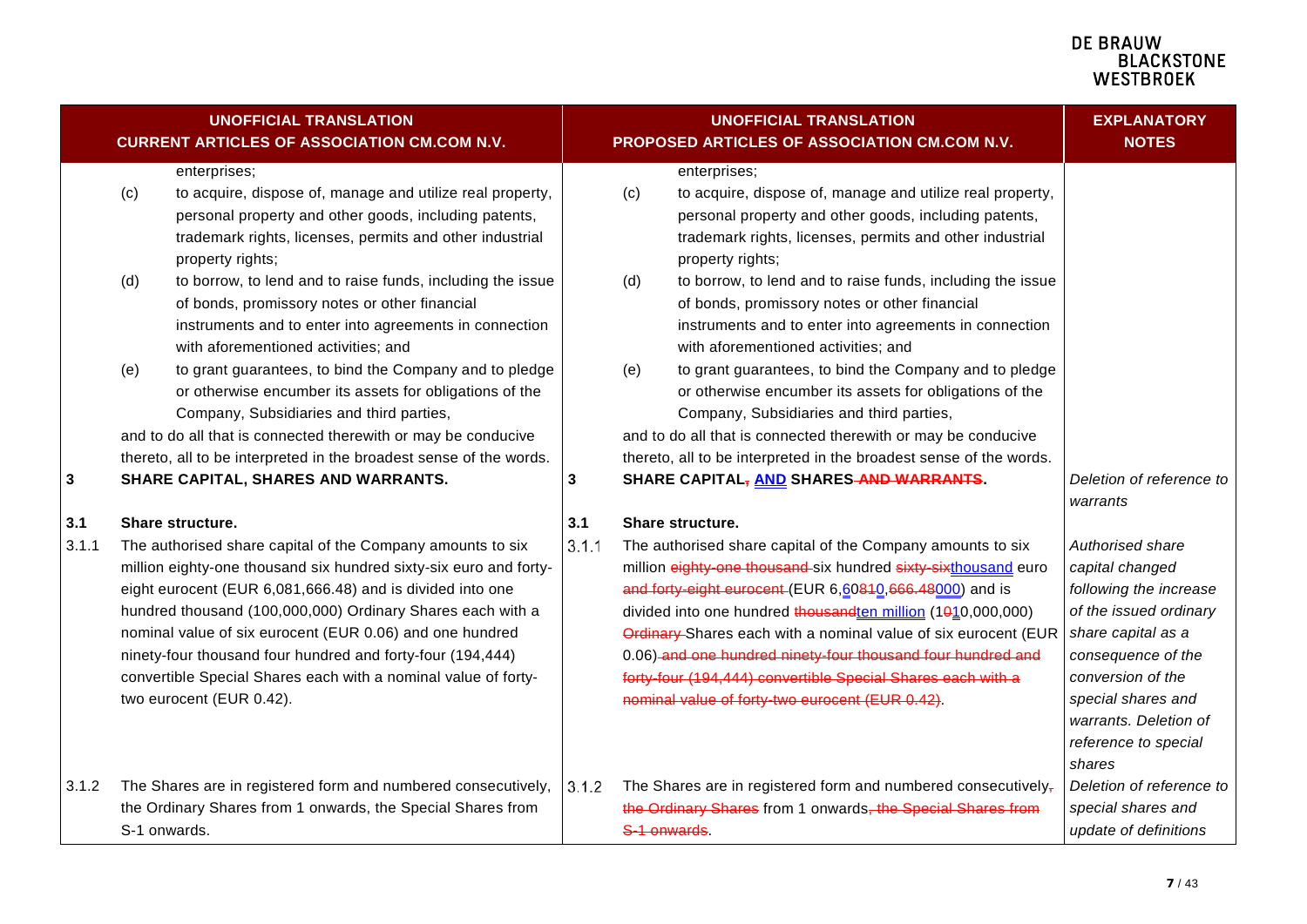| UNOFFICIAL TRANSLATION CURRENT ARTICLES OF ASSOCIATION CM.COM N.V. | UNOFFICIAL TRANSLATION PROPOSED ARTICLES OF ASSOCIATION CM.COM N.V. | EXPLANATORY NOTES |
|---|---|---|
| enterprises;<br>(c) to acquire, dispose of, manage and utilize real property, personal property and other goods, including patents, trademark rights, licenses, permits and other industrial property rights;<br>(d) to borrow, to lend and to raise funds, including the issue of bonds, promissory notes or other financial instruments and to enter into agreements in connection with aforementioned activities; and<br>(e) to grant guarantees, to bind the Company and to pledge or otherwise encumber its assets for obligations of the Company, Subsidiaries and third parties,<br>and to do all that is connected therewith or may be conducive thereto, all to be interpreted in the broadest sense of the words. | enterprises;<br>(c) to acquire, dispose of, manage and utilize real property, personal property and other goods, including patents, trademark rights, licenses, permits and other industrial property rights;<br>(d) to borrow, to lend and to raise funds, including the issue of bonds, promissory notes or other financial instruments and to enter into agreements in connection with aforementioned activities; and<br>(e) to grant guarantees, to bind the Company and to pledge or otherwise encumber its assets for obligations of the Company, Subsidiaries and third parties,<br>and to do all that is connected therewith or may be conducive thereto, all to be interpreted in the broadest sense of the words. | |
| **3 SHARE CAPITAL, SHARES AND WARRANTS.** | **3 SHARE CAPITAL~~,~~ AND SHARES ~~AND WARRANTS~~.** | *Deletion of reference to warrants* |
| **3.1 Share structure.**<br>3.1.1 The authorised share capital of the Company amounts to six million eighty-one thousand six hundred sixty-six euro and forty-eight eurocent (EUR 6,081,666.48) and is divided into one hundred thousand (100,000,000) Ordinary Shares each with a nominal value of six eurocent (EUR 0.06) and one hundred ninety-four thousand four hundred and forty-four (194,444) convertible Special Shares each with a nominal value of forty-two eurocent (EUR 0.42). | **3.1 Share structure.**<br>3.1.1 The authorised share capital of the Company amounts to six million ~~eighty-one thousand~~ six hundred ~~sixty-six~~thousand euro ~~and forty-eight eurocent~~ (EUR 6,6~~08~~10,~~666.48~~000) and is divided into one hundred ~~thousand~~ten million (1~~0~~10,000,000) ~~Ordinary~~ Shares each with a nominal value of six eurocent (EUR 0.06) ~~and one hundred ninety-four thousand four hundred and forty-four (194,444) convertible Special Shares each with a nominal value of forty-two eurocent (EUR 0.42)~~. | *Authorised share capital changed following the increase of the issued ordinary share capital as a consequence of the conversion of the special shares and warrants. Deletion of reference to special shares* |
| 3.1.2 The Shares are in registered form and numbered consecutively, the Ordinary Shares from 1 onwards, the Special Shares from S-1 onwards. | 3.1.2 The Shares are in registered form and numbered consecutively~~, the Ordinary Shares~~ from 1 onwards~~, the Special Shares from S-1 onwards~~. | *Deletion of reference to special shares and update of definitions* |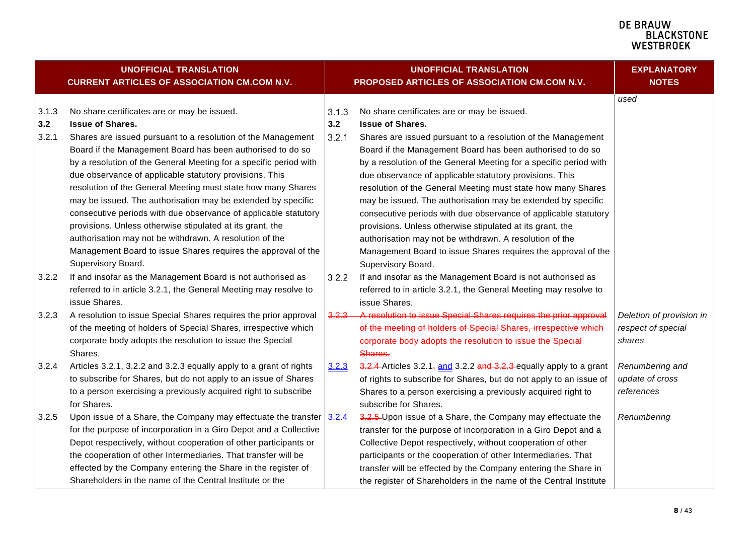| UNOFFICIAL TRANSLATION CURRENT ARTICLES OF ASSOCIATION CM.COM N.V. | | UNOFFICIAL TRANSLATION PROPOSED ARTICLES OF ASSOCIATION CM.COM N.V. | | EXPLANATORY NOTES |
|---|---|---|---|---|
| | | | | *used* |
| 3.1.3 | No share certificates are or may be issued. | 3.1.3 | No share certificates are or may be issued. | |
| **3.2** | **Issue of Shares.** | **3.2** | **Issue of Shares.** | |
| 3.2.1 | Shares are issued pursuant to a resolution of the Management Board if the Management Board has been authorised to do so by a resolution of the General Meeting for a specific period with due observance of applicable statutory provisions. This resolution of the General Meeting must state how many Shares may be issued. The authorisation may be extended by specific consecutive periods with due observance of applicable statutory provisions. Unless otherwise stipulated at its grant, the authorisation may not be withdrawn. A resolution of the Management Board to issue Shares requires the approval of the Supervisory Board. | 3.2.1 | Shares are issued pursuant to a resolution of the Management Board if the Management Board has been authorised to do so by a resolution of the General Meeting for a specific period with due observance of applicable statutory provisions. This resolution of the General Meeting must state how many Shares may be issued. The authorisation may be extended by specific consecutive periods with due observance of applicable statutory provisions. Unless otherwise stipulated at its grant, the authorisation may not be withdrawn. A resolution of the Management Board to issue Shares requires the approval of the Supervisory Board. | |
| 3.2.2 | If and insofar as the Management Board is not authorised as referred to in article 3.2.1, the General Meeting may resolve to issue Shares. | 3.2.2 | If and insofar as the Management Board is not authorised as referred to in article 3.2.1, the General Meeting may resolve to issue Shares. | |
| 3.2.3 | A resolution to issue Special Shares requires the prior approval of the meeting of holders of Special Shares, irrespective which corporate body adopts the resolution to issue the Special Shares. | ~~3.2.3~~ | ~~A resolution to issue Special Shares requires the prior approval of the meeting of holders of Special Shares, irrespective which corporate body adopts the resolution to issue the Special Shares.~~ | *Deletion of provision in respect of special shares* |
| 3.2.4 | Articles 3.2.1, 3.2.2 and 3.2.3 equally apply to a grant of rights to subscribe for Shares, but do not apply to an issue of Shares to a person exercising a previously acquired right to subscribe for Shares. | 3.2.3 | ~~3.2.4~~ Articles 3.2.1~~,~~ and 3.2.2 ~~and 3.2.3~~ equally apply to a grant of rights to subscribe for Shares, but do not apply to an issue of Shares to a person exercising a previously acquired right to subscribe for Shares. | *Renumbering and update of cross references* |
| 3.2.5 | Upon issue of a Share, the Company may effectuate the transfer for the purpose of incorporation in a Giro Depot and a Collective Depot respectively, without cooperation of other participants or the cooperation of other Intermediaries. That transfer will be effected by the Company entering the Share in the register of Shareholders in the name of the Central Institute or the | 3.2.4 | ~~3.2.5~~ Upon issue of a Share, the Company may effectuate the transfer for the purpose of incorporation in a Giro Depot and a Collective Depot respectively, without cooperation of other participants or the cooperation of other Intermediaries. That transfer will be effected by the Company entering the Share in the register of Shareholders in the name of the Central Institute | *Renumbering* |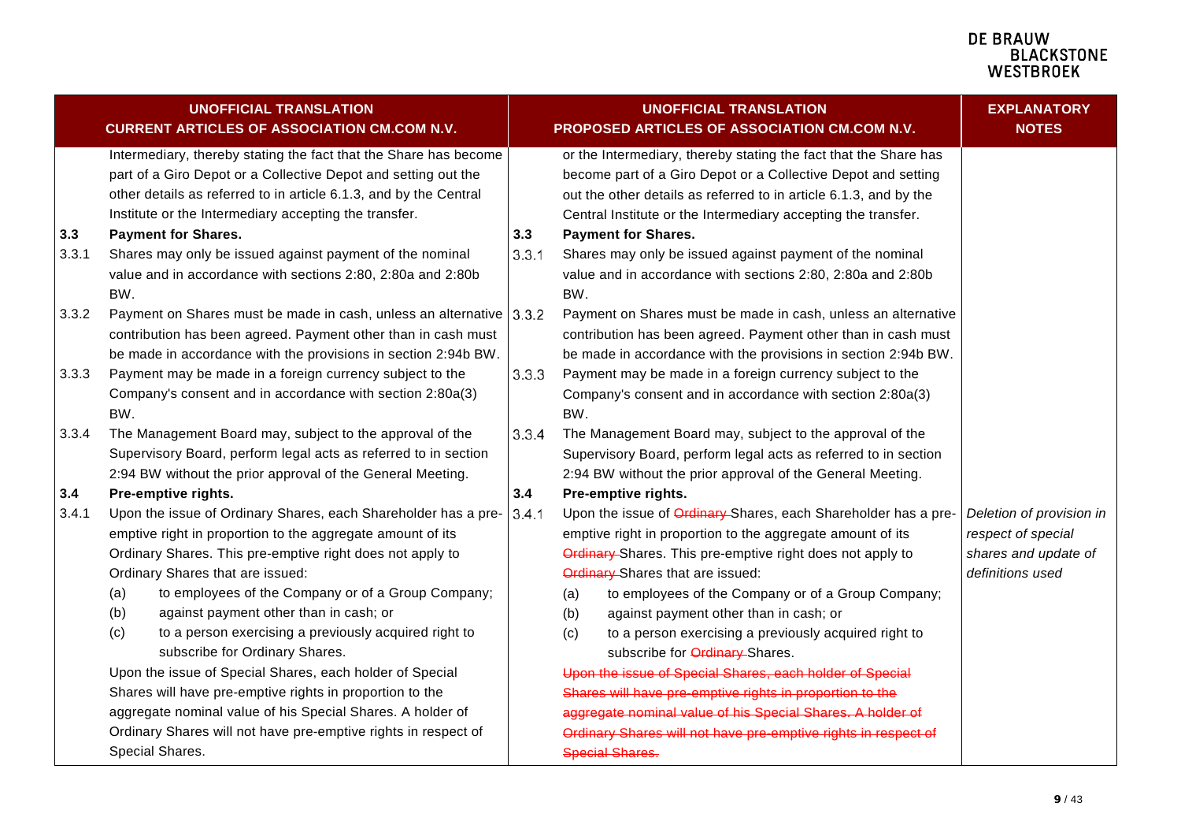| UNOFFICIAL TRANSLATION<br>CURRENT ARTICLES OF ASSOCIATION CM.COM N.V. | | UNOFFICIAL TRANSLATION<br>PROPOSED ARTICLES OF ASSOCIATION CM.COM N.V. | | EXPLANATORY NOTES |
|---|---|---|---|---|
| | Intermediary, thereby stating the fact that the Share has become part of a Giro Depot or a Collective Depot and setting out the other details as referred to in article 6.1.3, and by the Central Institute or the Intermediary accepting the transfer. | | or the Intermediary, thereby stating the fact that the Share has become part of a Giro Depot or a Collective Depot and setting out the other details as referred to in article 6.1.3, and by the Central Institute or the Intermediary accepting the transfer. | |
| **3.3** | **Payment for Shares.** | **3.3** | **Payment for Shares.** | |
| 3.3.1 | Shares may only be issued against payment of the nominal value and in accordance with sections 2:80, 2:80a and 2:80b BW. | 3.3.1 | Shares may only be issued against payment of the nominal value and in accordance with sections 2:80, 2:80a and 2:80b BW. | |
| 3.3.2 | Payment on Shares must be made in cash, unless an alternative contribution has been agreed. Payment other than in cash must be made in accordance with the provisions in section 2:94b BW. | 3.3.2 | Payment on Shares must be made in cash, unless an alternative contribution has been agreed. Payment other than in cash must be made in accordance with the provisions in section 2:94b BW. | |
| 3.3.3 | Payment may be made in a foreign currency subject to the Company's consent and in accordance with section 2:80a(3) BW. | 3.3.3 | Payment may be made in a foreign currency subject to the Company's consent and in accordance with section 2:80a(3) BW. | |
| 3.3.4 | The Management Board may, subject to the approval of the Supervisory Board, perform legal acts as referred to in section 2:94 BW without the prior approval of the General Meeting. | 3.3.4 | The Management Board may, subject to the approval of the Supervisory Board, perform legal acts as referred to in section 2:94 BW without the prior approval of the General Meeting. | |
| **3.4** | **Pre-emptive rights.** | **3.4** | **Pre-emptive rights.** | |
| 3.4.1 | Upon the issue of Ordinary Shares, each Shareholder has a pre-emptive right in proportion to the aggregate amount of its Ordinary Shares. This pre-emptive right does not apply to Ordinary Shares that are issued:<br>(a) to employees of the Company or of a Group Company;<br>(b) against payment other than in cash; or<br>(c) to a person exercising a previously acquired right to subscribe for Ordinary Shares.<br>Upon the issue of Special Shares, each holder of Special Shares will have pre-emptive rights in proportion to the aggregate nominal value of his Special Shares. A holder of Ordinary Shares will not have pre-emptive rights in respect of Special Shares. | 3.4.1 | Upon the issue of ~~Ordinary~~ Shares, each Shareholder has a pre-emptive right in proportion to the aggregate amount of its ~~Ordinary~~ Shares. This pre-emptive right does not apply to ~~Ordinary~~ Shares that are issued:<br>(a) to employees of the Company or of a Group Company;<br>(b) against payment other than in cash; or<br>(c) to a person exercising a previously acquired right to subscribe for ~~Ordinary~~ Shares.<br>~~Upon the issue of Special Shares, each holder of Special Shares will have pre-emptive rights in proportion to the aggregate nominal value of his Special Shares. A holder of Ordinary Shares will not have pre-emptive rights in respect of Special Shares.~~ | *Deletion of provision in respect of special shares and update of definitions used* |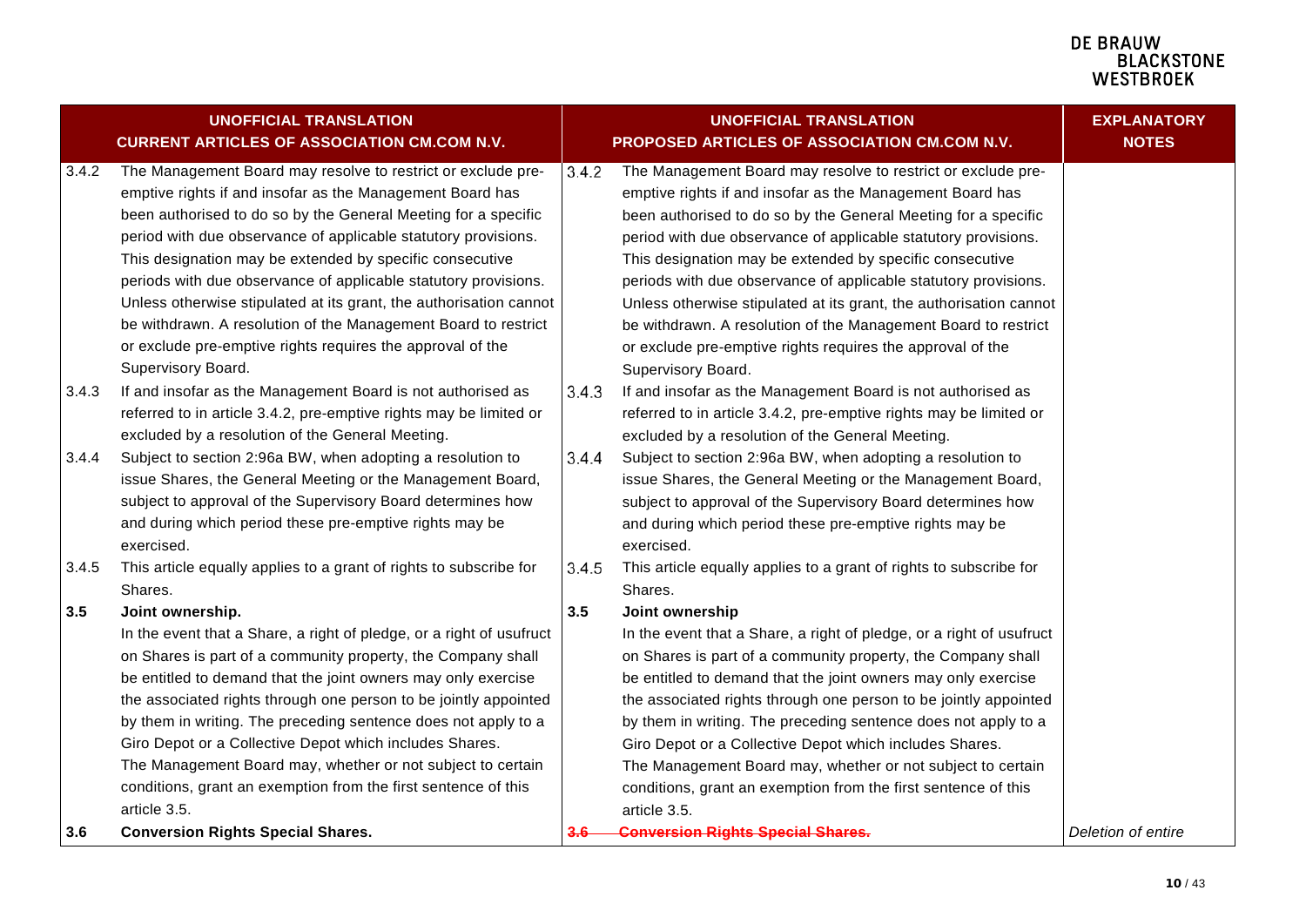| UNOFFICIAL TRANSLATION<br>CURRENT ARTICLES OF ASSOCIATION CM.COM N.V. | | UNOFFICIAL TRANSLATION<br>PROPOSED ARTICLES OF ASSOCIATION CM.COM N.V. | | EXPLANATORY NOTES |
|---|---|---|---|---|
| 3.4.2 | The Management Board may resolve to restrict or exclude pre-emptive rights if and insofar as the Management Board has been authorised to do so by the General Meeting for a specific period with due observance of applicable statutory provisions. This designation may be extended by specific consecutive periods with due observance of applicable statutory provisions. Unless otherwise stipulated at its grant, the authorisation cannot be withdrawn. A resolution of the Management Board to restrict or exclude pre-emptive rights requires the approval of the Supervisory Board. | 3.4.2 | The Management Board may resolve to restrict or exclude pre-emptive rights if and insofar as the Management Board has been authorised to do so by the General Meeting for a specific period with due observance of applicable statutory provisions. This designation may be extended by specific consecutive periods with due observance of applicable statutory provisions. Unless otherwise stipulated at its grant, the authorisation cannot be withdrawn. A resolution of the Management Board to restrict or exclude pre-emptive rights requires the approval of the Supervisory Board. | |
| 3.4.3 | If and insofar as the Management Board is not authorised as referred to in article 3.4.2, pre-emptive rights may be limited or excluded by a resolution of the General Meeting. | 3.4.3 | If and insofar as the Management Board is not authorised as referred to in article 3.4.2, pre-emptive rights may be limited or excluded by a resolution of the General Meeting. | |
| 3.4.4 | Subject to section 2:96a BW, when adopting a resolution to issue Shares, the General Meeting or the Management Board, subject to approval of the Supervisory Board determines how and during which period these pre-emptive rights may be exercised. | 3.4.4 | Subject to section 2:96a BW, when adopting a resolution to issue Shares, the General Meeting or the Management Board, subject to approval of the Supervisory Board determines how and during which period these pre-emptive rights may be exercised. | |
| 3.4.5 | This article equally applies to a grant of rights to subscribe for Shares. | 3.4.5 | This article equally applies to a grant of rights to subscribe for Shares. | |
| **3.5** | **Joint ownership.**<br>In the event that a Share, a right of pledge, or a right of usufruct on Shares is part of a community property, the Company shall be entitled to demand that the joint owners may only exercise the associated rights through one person to be jointly appointed by them in writing. The preceding sentence does not apply to a Giro Depot or a Collective Depot which includes Shares.<br>The Management Board may, whether or not subject to certain conditions, grant an exemption from the first sentence of this article 3.5. | **3.5** | **Joint ownership**<br>In the event that a Share, a right of pledge, or a right of usufruct on Shares is part of a community property, the Company shall be entitled to demand that the joint owners may only exercise the associated rights through one person to be jointly appointed by them in writing. The preceding sentence does not apply to a Giro Depot or a Collective Depot which includes Shares.<br>The Management Board may, whether or not subject to certain conditions, grant an exemption from the first sentence of this article 3.5. | |
| **3.6** | **Conversion Rights Special Shares.** | ~~**3.6**~~ | ~~**Conversion Rights Special Shares.**~~ | *Deletion of entire* |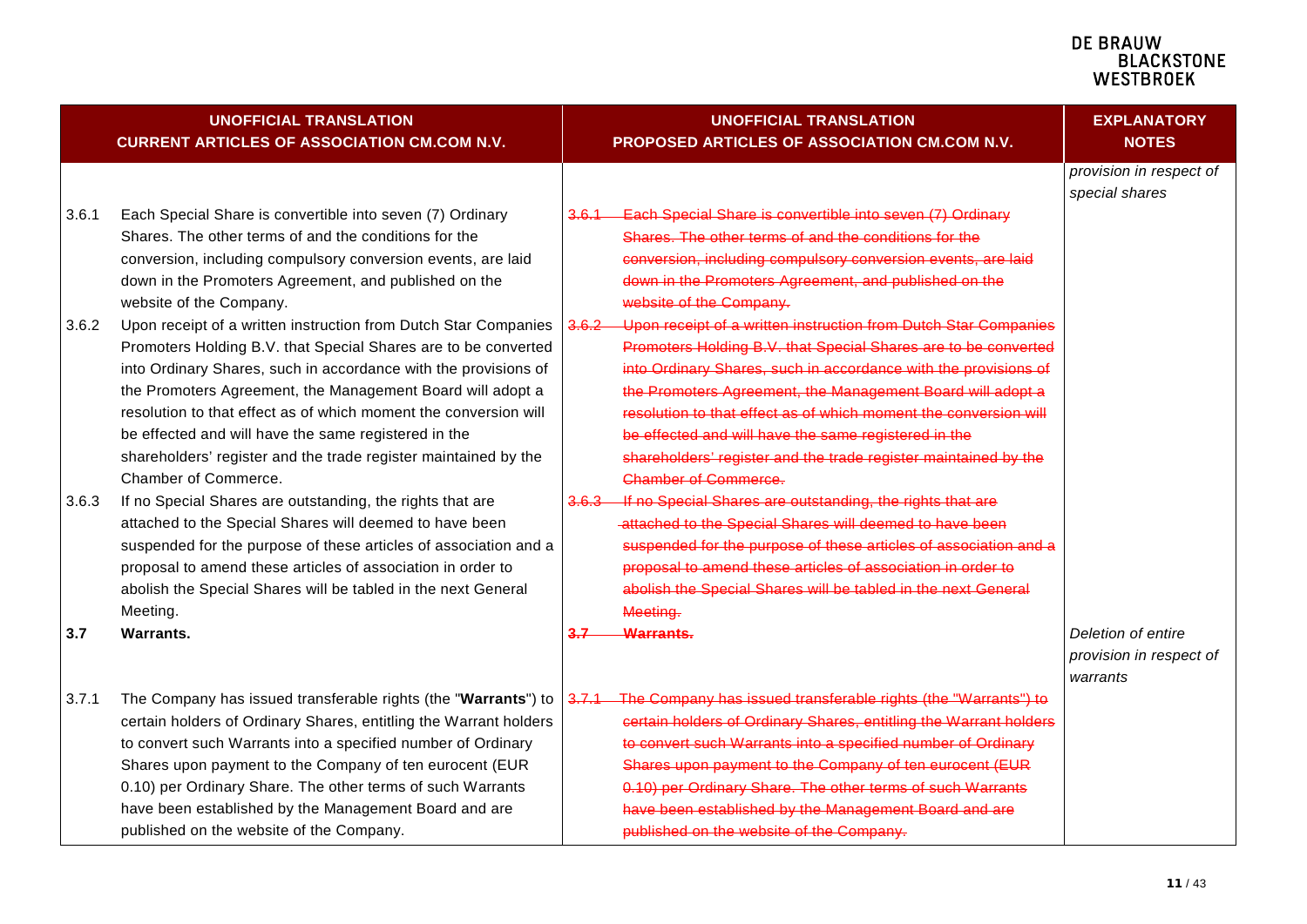| UNOFFICIAL TRANSLATION CURRENT ARTICLES OF ASSOCIATION CM.COM N.V. | | UNOFFICIAL TRANSLATION PROPOSED ARTICLES OF ASSOCIATION CM.COM N.V. | | EXPLANATORY NOTES |
|---|---|---|---|---|
| | | | | *provision in respect of special shares* |
| 3.6.1 | Each Special Share is convertible into seven (7) Ordinary Shares. The other terms of and the conditions for the conversion, including compulsory conversion events, are laid down in the Promoters Agreement, and published on the website of the Company. | ~~3.6.1~~ | ~~Each Special Share is convertible into seven (7) Ordinary Shares. The other terms of and the conditions for the conversion, including compulsory conversion events, are laid down in the Promoters Agreement, and published on the website of the Company.~~ | |
| 3.6.2 | Upon receipt of a written instruction from Dutch Star Companies Promoters Holding B.V. that Special Shares are to be converted into Ordinary Shares, such in accordance with the provisions of the Promoters Agreement, the Management Board will adopt a resolution to that effect as of which moment the conversion will be effected and will have the same registered in the shareholders' register and the trade register maintained by the Chamber of Commerce. | ~~3.6.2~~ | ~~Upon receipt of a written instruction from Dutch Star Companies Promoters Holding B.V. that Special Shares are to be converted into Ordinary Shares, such in accordance with the provisions of the Promoters Agreement, the Management Board will adopt a resolution to that effect as of which moment the conversion will be effected and will have the same registered in the shareholders' register and the trade register maintained by the Chamber of Commerce.~~ | |
| 3.6.3 | If no Special Shares are outstanding, the rights that are attached to the Special Shares will deemed to have been suspended for the purpose of these articles of association and a proposal to amend these articles of association in order to abolish the Special Shares will be tabled in the next General Meeting. | ~~3.6.3~~ | ~~If no Special Shares are outstanding, the rights that are attached to the Special Shares will deemed to have been suspended for the purpose of these articles of association and a proposal to amend these articles of association in order to abolish the Special Shares will be tabled in the next General Meeting.~~ | |
| **3.7** | **Warrants.** | ~~**3.7**~~ | ~~**Warrants.**~~ | *Deletion of entire provision in respect of warrants* |
| 3.7.1 | The Company has issued transferable rights (the "**Warrants**") to certain holders of Ordinary Shares, entitling the Warrant holders to convert such Warrants into a specified number of Ordinary Shares upon payment to the Company of ten eurocent (EUR 0.10) per Ordinary Share. The other terms of such Warrants have been established by the Management Board and are published on the website of the Company. | ~~3.7.1~~ | ~~The Company has issued transferable rights (the "Warrants") to certain holders of Ordinary Shares, entitling the Warrant holders to convert such Warrants into a specified number of Ordinary Shares upon payment to the Company of ten eurocent (EUR 0.10) per Ordinary Share. The other terms of such Warrants have been established by the Management Board and are published on the website of the Company.~~ | |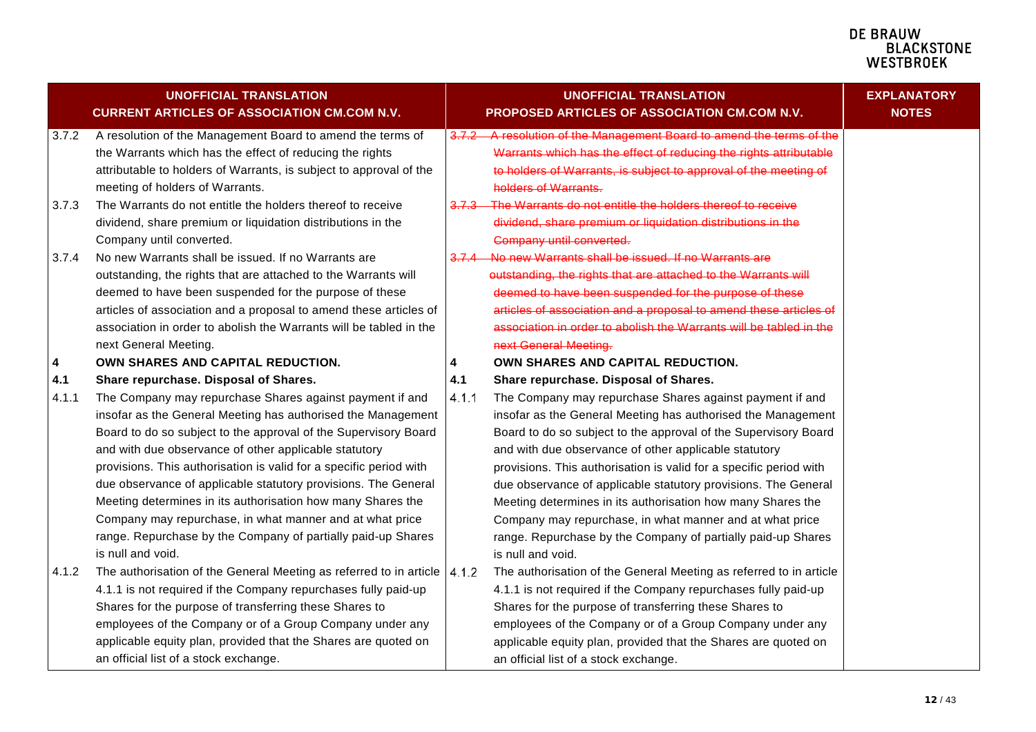| UNOFFICIAL TRANSLATION<br>CURRENT ARTICLES OF ASSOCIATION CM.COM N.V. | UNOFFICIAL TRANSLATION<br>PROPOSED ARTICLES OF ASSOCIATION CM.COM N.V. | EXPLANATORY NOTES |
|---|---|---|
| 3.7.2 A resolution of the Management Board to amend the terms of the Warrants which has the effect of reducing the rights attributable to holders of Warrants, is subject to approval of the meeting of holders of Warrants. | ~~3.7.2 A resolution of the Management Board to amend the terms of the Warrants which has the effect of reducing the rights attributable to holders of Warrants, is subject to approval of the meeting of holders of Warrants.~~ | |
| 3.7.3 The Warrants do not entitle the holders thereof to receive dividend, share premium or liquidation distributions in the Company until converted. | ~~3.7.3 The Warrants do not entitle the holders thereof to receive dividend, share premium or liquidation distributions in the Company until converted.~~ | |
| 3.7.4 No new Warrants shall be issued. If no Warrants are outstanding, the rights that are attached to the Warrants will deemed to have been suspended for the purpose of these articles of association and a proposal to amend these articles of association in order to abolish the Warrants will be tabled in the next General Meeting. | ~~3.7.4 No new Warrants shall be issued. If no Warrants are outstanding, the rights that are attached to the Warrants will deemed to have been suspended for the purpose of these articles of association and a proposal to amend these articles of association in order to abolish the Warrants will be tabled in the next General Meeting.~~ | |
| **4 OWN SHARES AND CAPITAL REDUCTION.** | **4 OWN SHARES AND CAPITAL REDUCTION.** | |
| **4.1 Share repurchase. Disposal of Shares.** | **4.1 Share repurchase. Disposal of Shares.** | |
| 4.1.1 The Company may repurchase Shares against payment if and insofar as the General Meeting has authorised the Management Board to do so subject to the approval of the Supervisory Board and with due observance of other applicable statutory provisions. This authorisation is valid for a specific period with due observance of applicable statutory provisions. The General Meeting determines in its authorisation how many Shares the Company may repurchase, in what manner and at what price range. Repurchase by the Company of partially paid-up Shares is null and void. | 4.1.1 The Company may repurchase Shares against payment if and insofar as the General Meeting has authorised the Management Board to do so subject to the approval of the Supervisory Board and with due observance of other applicable statutory provisions. This authorisation is valid for a specific period with due observance of applicable statutory provisions. The General Meeting determines in its authorisation how many Shares the Company may repurchase, in what manner and at what price range. Repurchase by the Company of partially paid-up Shares is null and void. | |
| 4.1.2 The authorisation of the General Meeting as referred to in article 4.1.1 is not required if the Company repurchases fully paid-up Shares for the purpose of transferring these Shares to employees of the Company or of a Group Company under any applicable equity plan, provided that the Shares are quoted on an official list of a stock exchange. | 4.1.2 The authorisation of the General Meeting as referred to in article 4.1.1 is not required if the Company repurchases fully paid-up Shares for the purpose of transferring these Shares to employees of the Company or of a Group Company under any applicable equity plan, provided that the Shares are quoted on an official list of a stock exchange. | |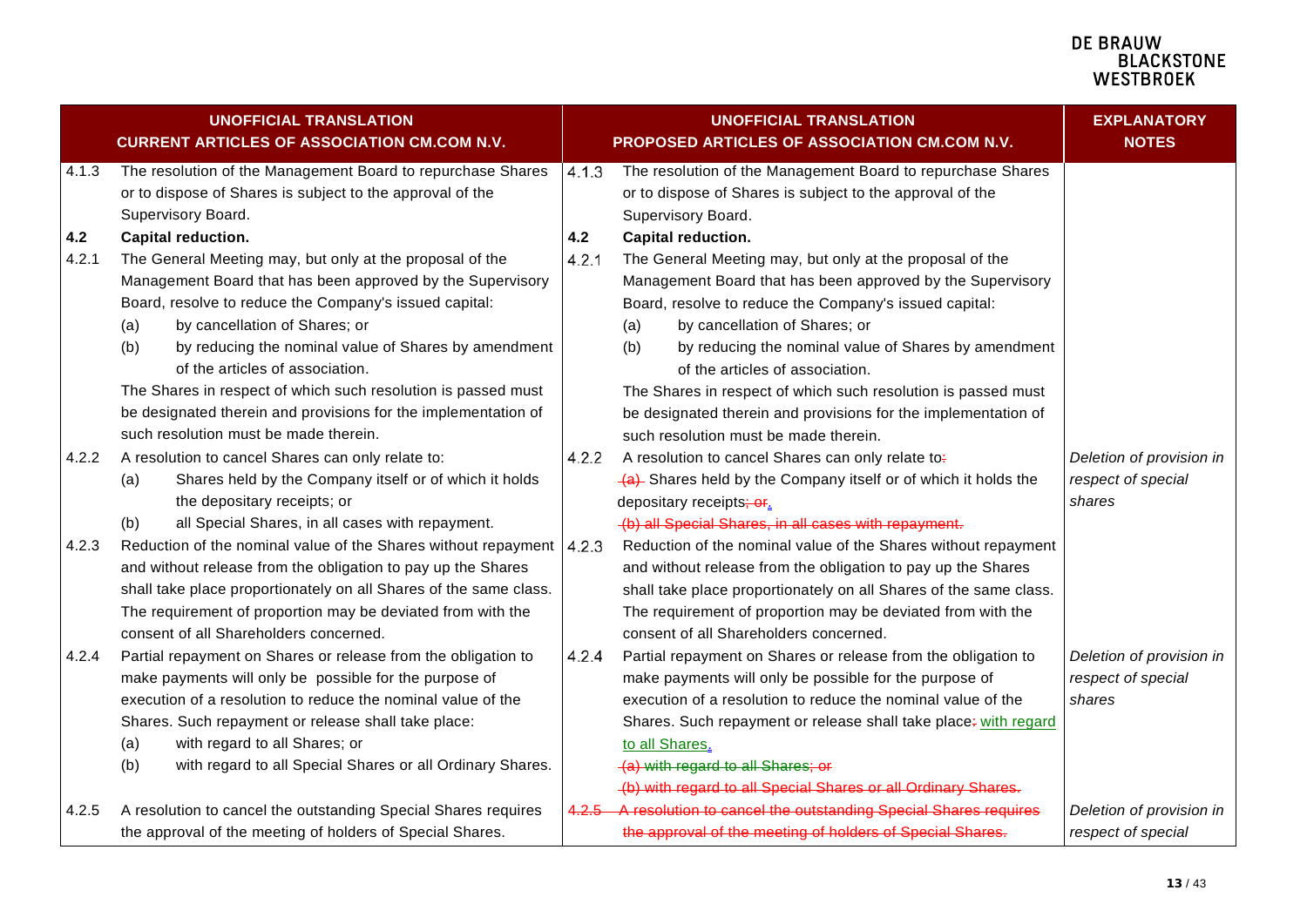| UNOFFICIAL TRANSLATION CURRENT ARTICLES OF ASSOCIATION CM.COM N.V. | UNOFFICIAL TRANSLATION PROPOSED ARTICLES OF ASSOCIATION CM.COM N.V. | EXPLANATORY NOTES |
|---|---|---|
| 4.1.3 The resolution of the Management Board to repurchase Shares or to dispose of Shares is subject to the approval of the Supervisory Board. | 4.1.3 The resolution of the Management Board to repurchase Shares or to dispose of Shares is subject to the approval of the Supervisory Board. | |
| **4.2 Capital reduction.** | **4.2 Capital reduction.** | |
| 4.2.1 The General Meeting may, but only at the proposal of the Management Board that has been approved by the Supervisory Board, resolve to reduce the Company's issued capital:<br>(a) by cancellation of Shares; or<br>(b) by reducing the nominal value of Shares by amendment of the articles of association.<br>The Shares in respect of which such resolution is passed must be designated therein and provisions for the implementation of such resolution must be made therein. | 4.2.1 The General Meeting may, but only at the proposal of the Management Board that has been approved by the Supervisory Board, resolve to reduce the Company's issued capital:<br>(a) by cancellation of Shares; or<br>(b) by reducing the nominal value of Shares by amendment of the articles of association.<br>The Shares in respect of which such resolution is passed must be designated therein and provisions for the implementation of such resolution must be made therein. | |
| 4.2.2 A resolution to cancel Shares can only relate to:<br>(a) Shares held by the Company itself or of which it holds the depositary receipts; or<br>(b) all Special Shares, in all cases with repayment. | 4.2.2 A resolution to cancel Shares can only relate to~~:~~ ~~(a)~~ Shares held by the Company itself or of which it holds the depositary receipts~~; or~~.<br>~~(b) all Special Shares, in all cases with repayment.~~ | *Deletion of provision in respect of special shares* |
| 4.2.3 Reduction of the nominal value of the Shares without repayment and without release from the obligation to pay up the Shares shall take place proportionately on all Shares of the same class. The requirement of proportion may be deviated from with the consent of all Shareholders concerned. | 4.2.3 Reduction of the nominal value of the Shares without repayment and without release from the obligation to pay up the Shares shall take place proportionately on all Shares of the same class. The requirement of proportion may be deviated from with the consent of all Shareholders concerned. | |
| 4.2.4 Partial repayment on Shares or release from the obligation to make payments will only be possible for the purpose of execution of a resolution to reduce the nominal value of the Shares. Such repayment or release shall take place:<br>(a) with regard to all Shares; or<br>(b) with regard to all Special Shares or all Ordinary Shares. | 4.2.4 Partial repayment on Shares or release from the obligation to make payments will only be possible for the purpose of execution of a resolution to reduce the nominal value of the Shares. Such repayment or release shall take place~~:~~ with regard to all Shares.<br>~~(a) with regard to all Shares; or~~<br>~~(b) with regard to all Special Shares or all Ordinary Shares.~~ | *Deletion of provision in respect of special shares* |
| 4.2.5 A resolution to cancel the outstanding Special Shares requires the approval of the meeting of holders of Special Shares. | ~~4.2.5 A resolution to cancel the outstanding Special Shares requires the approval of the meeting of holders of Special Shares.~~ | *Deletion of provision in respect of special* |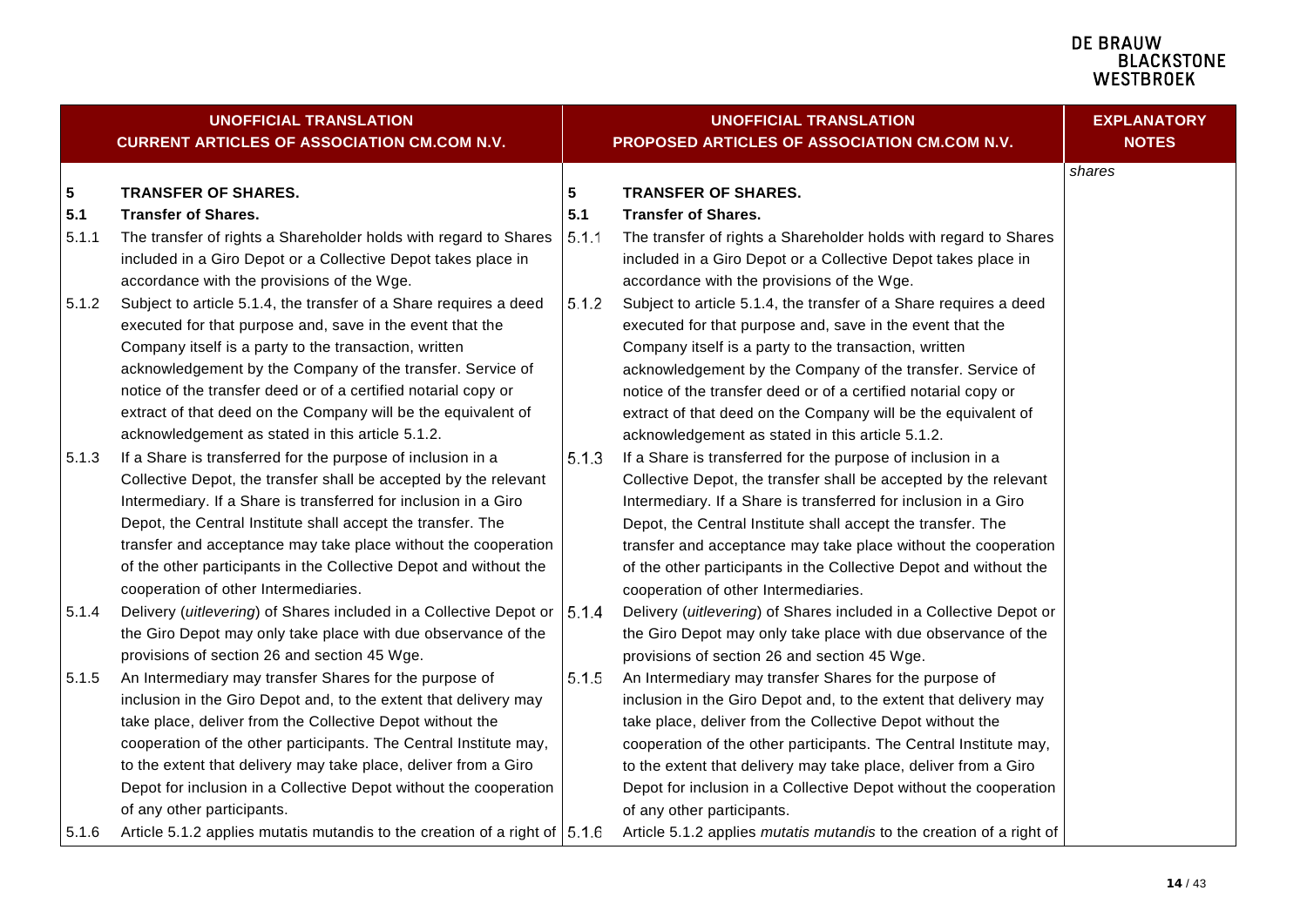| UNOFFICIAL TRANSLATION CURRENT ARTICLES OF ASSOCIATION CM.COM N.V. | | UNOFFICIAL TRANSLATION PROPOSED ARTICLES OF ASSOCIATION CM.COM N.V. | | EXPLANATORY NOTES |
|---|---|---|---|---|
| | | | | *shares* |
| **5** | **TRANSFER OF SHARES.** | **5** | **TRANSFER OF SHARES.** | |
| **5.1** | **Transfer of Shares.** | **5.1** | **Transfer of Shares.** | |
| 5.1.1 | The transfer of rights a Shareholder holds with regard to Shares included in a Giro Depot or a Collective Depot takes place in accordance with the provisions of the Wge. | 5.1.1 | The transfer of rights a Shareholder holds with regard to Shares included in a Giro Depot or a Collective Depot takes place in accordance with the provisions of the Wge. | |
| 5.1.2 | Subject to article 5.1.4, the transfer of a Share requires a deed executed for that purpose and, save in the event that the Company itself is a party to the transaction, written acknowledgement by the Company of the transfer. Service of notice of the transfer deed or of a certified notarial copy or extract of that deed on the Company will be the equivalent of acknowledgement as stated in this article 5.1.2. | 5.1.2 | Subject to article 5.1.4, the transfer of a Share requires a deed executed for that purpose and, save in the event that the Company itself is a party to the transaction, written acknowledgement by the Company of the transfer. Service of notice of the transfer deed or of a certified notarial copy or extract of that deed on the Company will be the equivalent of acknowledgement as stated in this article 5.1.2. | |
| 5.1.3 | If a Share is transferred for the purpose of inclusion in a Collective Depot, the transfer shall be accepted by the relevant Intermediary. If a Share is transferred for inclusion in a Giro Depot, the Central Institute shall accept the transfer. The transfer and acceptance may take place without the cooperation of the other participants in the Collective Depot and without the cooperation of other Intermediaries. | 5.1.3 | If a Share is transferred for the purpose of inclusion in a Collective Depot, the transfer shall be accepted by the relevant Intermediary. If a Share is transferred for inclusion in a Giro Depot, the Central Institute shall accept the transfer. The transfer and acceptance may take place without the cooperation of the other participants in the Collective Depot and without the cooperation of other Intermediaries. | |
| 5.1.4 | Delivery (*uitlevering*) of Shares included in a Collective Depot or the Giro Depot may only take place with due observance of the provisions of section 26 and section 45 Wge. | 5.1.4 | Delivery (*uitlevering*) of Shares included in a Collective Depot or the Giro Depot may only take place with due observance of the provisions of section 26 and section 45 Wge. | |
| 5.1.5 | An Intermediary may transfer Shares for the purpose of inclusion in the Giro Depot and, to the extent that delivery may take place, deliver from the Collective Depot without the cooperation of the other participants. The Central Institute may, to the extent that delivery may take place, deliver from a Giro Depot for inclusion in a Collective Depot without the cooperation of any other participants. | 5.1.5 | An Intermediary may transfer Shares for the purpose of inclusion in the Giro Depot and, to the extent that delivery may take place, deliver from the Collective Depot without the cooperation of the other participants. The Central Institute may, to the extent that delivery may take place, deliver from a Giro Depot for inclusion in a Collective Depot without the cooperation of any other participants. | |
| 5.1.6 | Article 5.1.2 applies mutatis mutandis to the creation of a right of | 5.1.6 | Article 5.1.2 applies *mutatis mutandis* to the creation of a right of | |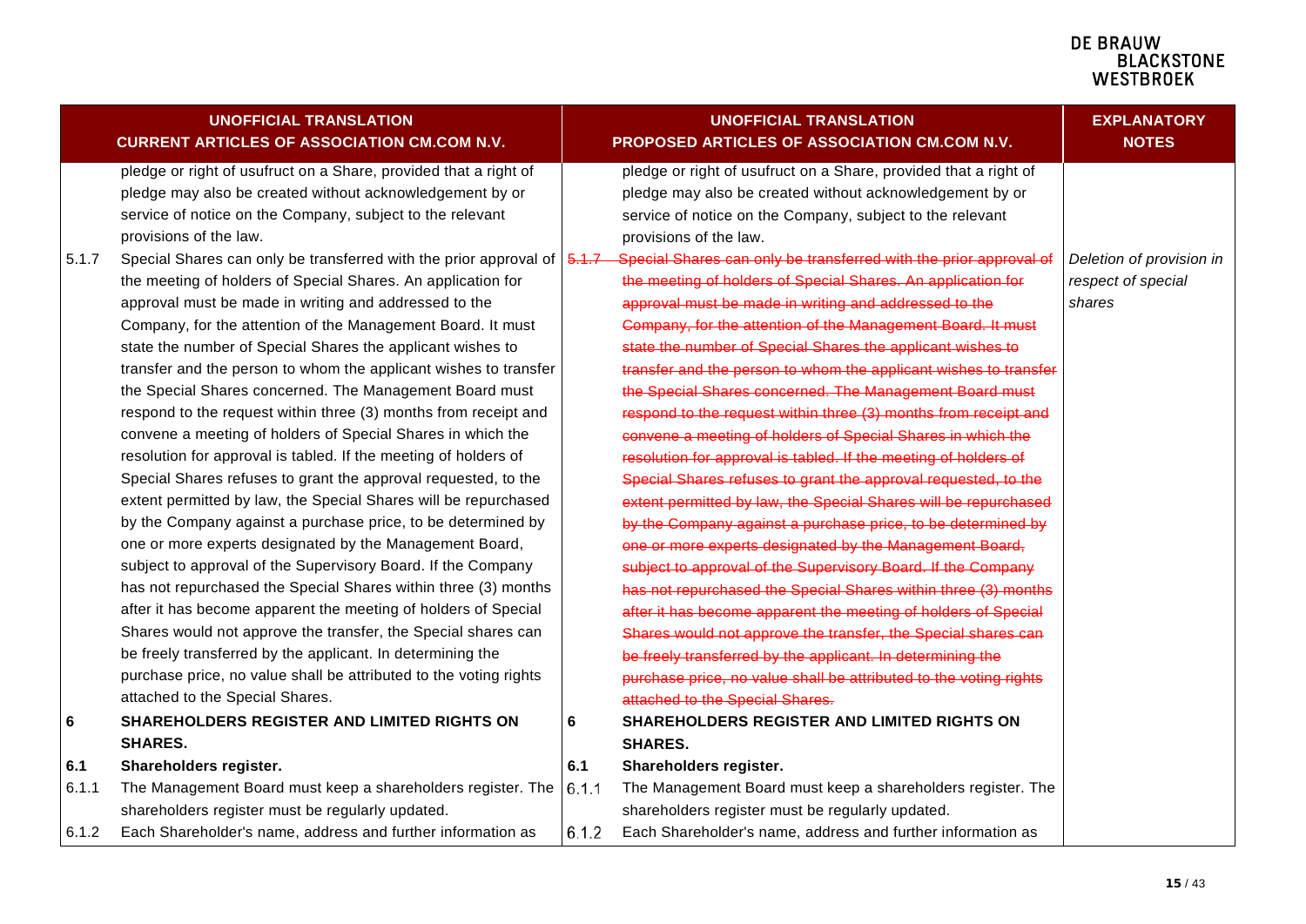| UNOFFICIAL TRANSLATION CURRENT ARTICLES OF ASSOCIATION CM.COM N.V. | | UNOFFICIAL TRANSLATION PROPOSED ARTICLES OF ASSOCIATION CM.COM N.V. | | EXPLANATORY NOTES |
|---|---|---|---|---|
| | pledge or right of usufruct on a Share, provided that a right of pledge may also be created without acknowledgement by or service of notice on the Company, subject to the relevant provisions of the law. | | pledge or right of usufruct on a Share, provided that a right of pledge may also be created without acknowledgement by or service of notice on the Company, subject to the relevant provisions of the law. | |
| 5.1.7 | Special Shares can only be transferred with the prior approval of the meeting of holders of Special Shares. An application for approval must be made in writing and addressed to the Company, for the attention of the Management Board. It must state the number of Special Shares the applicant wishes to transfer and the person to whom the applicant wishes to transfer the Special Shares concerned. The Management Board must respond to the request within three (3) months from receipt and convene a meeting of holders of Special Shares in which the resolution for approval is tabled. If the meeting of holders of Special Shares refuses to grant the approval requested, to the extent permitted by law, the Special Shares will be repurchased by the Company against a purchase price, to be determined by one or more experts designated by the Management Board, subject to approval of the Supervisory Board. If the Company has not repurchased the Special Shares within three (3) months after it has become apparent the meeting of holders of Special Shares would not approve the transfer, the Special shares can be freely transferred by the applicant. In determining the purchase price, no value shall be attributed to the voting rights attached to the Special Shares. | ~~5.1.7~~ | ~~Special Shares can only be transferred with the prior approval of the meeting of holders of Special Shares. An application for approval must be made in writing and addressed to the Company, for the attention of the Management Board. It must state the number of Special Shares the applicant wishes to transfer and the person to whom the applicant wishes to transfer the Special Shares concerned. The Management Board must respond to the request within three (3) months from receipt and convene a meeting of holders of Special Shares in which the resolution for approval is tabled. If the meeting of holders of Special Shares refuses to grant the approval requested, to the extent permitted by law, the Special Shares will be repurchased by the Company against a purchase price, to be determined by one or more experts designated by the Management Board, subject to approval of the Supervisory Board. If the Company has not repurchased the Special Shares within three (3) months after it has become apparent the meeting of holders of Special Shares would not approve the transfer, the Special shares can be freely transferred by the applicant. In determining the purchase price, no value shall be attributed to the voting rights attached to the Special Shares.~~ | *Deletion of provision in respect of special shares* |
| **6** | **SHAREHOLDERS REGISTER AND LIMITED RIGHTS ON SHARES.** | **6** | **SHAREHOLDERS REGISTER AND LIMITED RIGHTS ON SHARES.** | |
| **6.1** | **Shareholders register.** | **6.1** | **Shareholders register.** | |
| 6.1.1 | The Management Board must keep a shareholders register. The shareholders register must be regularly updated. | 6.1.1 | The Management Board must keep a shareholders register. The shareholders register must be regularly updated. | |
| 6.1.2 | Each Shareholder's name, address and further information as | 6.1.2 | Each Shareholder's name, address and further information as | |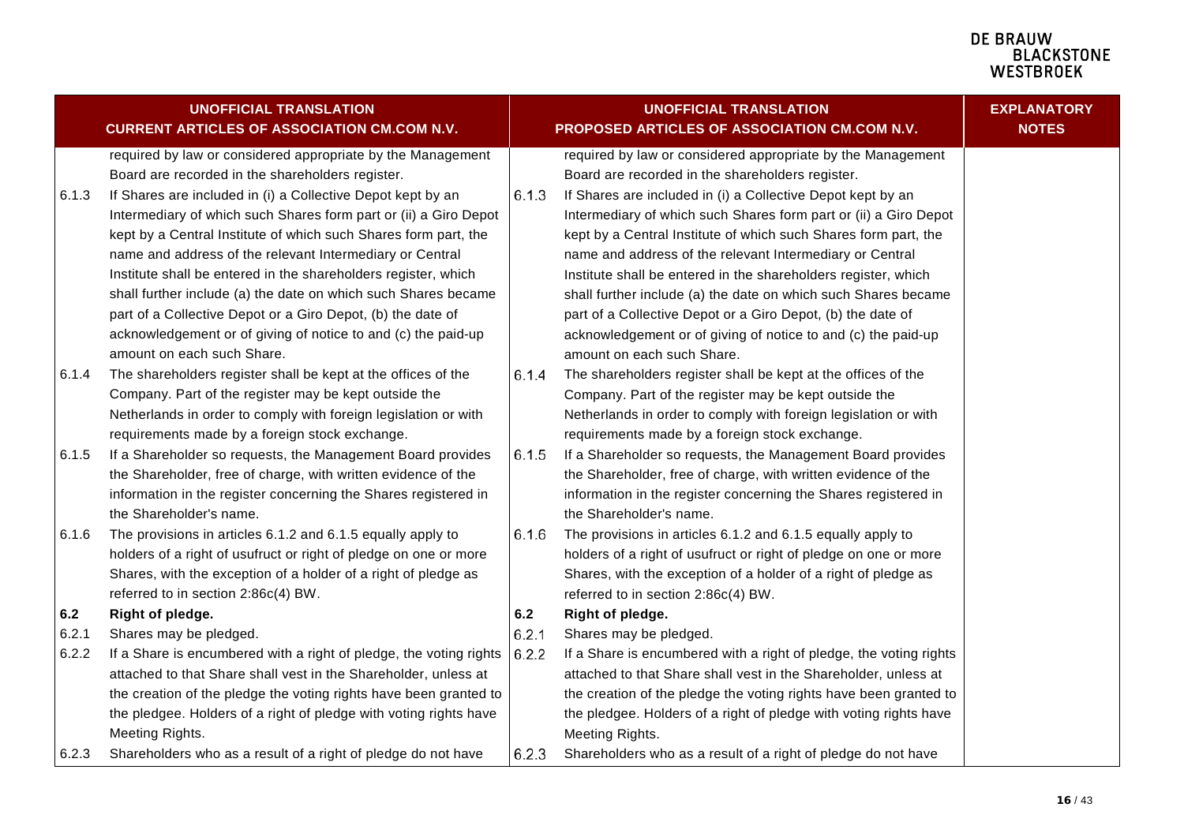| UNOFFICIAL TRANSLATION CURRENT ARTICLES OF ASSOCIATION CM.COM N.V. | | UNOFFICIAL TRANSLATION PROPOSED ARTICLES OF ASSOCIATION CM.COM N.V. | | EXPLANATORY NOTES |
|---|---|---|---|---|
| | required by law or considered appropriate by the Management Board are recorded in the shareholders register. | | required by law or considered appropriate by the Management Board are recorded in the shareholders register. | |
| 6.1.3 | If Shares are included in (i) a Collective Depot kept by an Intermediary of which such Shares form part or (ii) a Giro Depot kept by a Central Institute of which such Shares form part, the name and address of the relevant Intermediary or Central Institute shall be entered in the shareholders register, which shall further include (a) the date on which such Shares became part of a Collective Depot or a Giro Depot, (b) the date of acknowledgement or of giving of notice to and (c) the paid-up amount on each such Share. | 6.1.3 | If Shares are included in (i) a Collective Depot kept by an Intermediary of which such Shares form part or (ii) a Giro Depot kept by a Central Institute of which such Shares form part, the name and address of the relevant Intermediary or Central Institute shall be entered in the shareholders register, which shall further include (a) the date on which such Shares became part of a Collective Depot or a Giro Depot, (b) the date of acknowledgement or of giving of notice to and (c) the paid-up amount on each such Share. | |
| 6.1.4 | The shareholders register shall be kept at the offices of the Company. Part of the register may be kept outside the Netherlands in order to comply with foreign legislation or with requirements made by a foreign stock exchange. | 6.1.4 | The shareholders register shall be kept at the offices of the Company. Part of the register may be kept outside the Netherlands in order to comply with foreign legislation or with requirements made by a foreign stock exchange. | |
| 6.1.5 | If a Shareholder so requests, the Management Board provides the Shareholder, free of charge, with written evidence of the information in the register concerning the Shares registered in the Shareholder's name. | 6.1.5 | If a Shareholder so requests, the Management Board provides the Shareholder, free of charge, with written evidence of the information in the register concerning the Shares registered in the Shareholder's name. | |
| 6.1.6 | The provisions in articles 6.1.2 and 6.1.5 equally apply to holders of a right of usufruct or right of pledge on one or more Shares, with the exception of a holder of a right of pledge as referred to in section 2:86c(4) BW. | 6.1.6 | The provisions in articles 6.1.2 and 6.1.5 equally apply to holders of a right of usufruct or right of pledge on one or more Shares, with the exception of a holder of a right of pledge as referred to in section 2:86c(4) BW. | |
| **6.2** | **Right of pledge.** | **6.2** | **Right of pledge.** | |
| 6.2.1 | Shares may be pledged. | 6.2.1 | Shares may be pledged. | |
| 6.2.2 | If a Share is encumbered with a right of pledge, the voting rights attached to that Share shall vest in the Shareholder, unless at the creation of the pledge the voting rights have been granted to the pledgee. Holders of a right of pledge with voting rights have Meeting Rights. | 6.2.2 | If a Share is encumbered with a right of pledge, the voting rights attached to that Share shall vest in the Shareholder, unless at the creation of the pledge the voting rights have been granted to the pledgee. Holders of a right of pledge with voting rights have Meeting Rights. | |
| 6.2.3 | Shareholders who as a result of a right of pledge do not have | 6.2.3 | Shareholders who as a result of a right of pledge do not have | |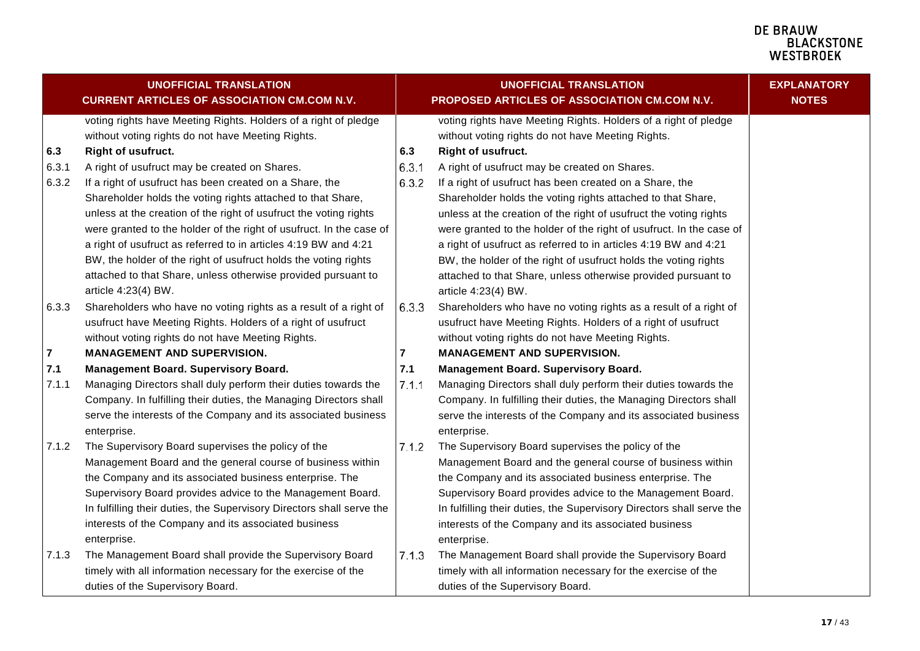| UNOFFICIAL TRANSLATION CURRENT ARTICLES OF ASSOCIATION CM.COM N.V. | | UNOFFICIAL TRANSLATION PROPOSED ARTICLES OF ASSOCIATION CM.COM N.V. | | EXPLANATORY NOTES |
|---|---|---|---|---|
| | voting rights have Meeting Rights. Holders of a right of pledge without voting rights do not have Meeting Rights. | | voting rights have Meeting Rights. Holders of a right of pledge without voting rights do not have Meeting Rights. | |
| **6.3** | **Right of usufruct.** | **6.3** | **Right of usufruct.** | |
| 6.3.1 | A right of usufruct may be created on Shares. | 6.3.1 | A right of usufruct may be created on Shares. | |
| 6.3.2 | If a right of usufruct has been created on a Share, the Shareholder holds the voting rights attached to that Share, unless at the creation of the right of usufruct the voting rights were granted to the holder of the right of usufruct. In the case of a right of usufruct as referred to in articles 4:19 BW and 4:21 BW, the holder of the right of usufruct holds the voting rights attached to that Share, unless otherwise provided pursuant to article 4:23(4) BW. | 6.3.2 | If a right of usufruct has been created on a Share, the Shareholder holds the voting rights attached to that Share, unless at the creation of the right of usufruct the voting rights were granted to the holder of the right of usufruct. In the case of a right of usufruct as referred to in articles 4:19 BW and 4:21 BW, the holder of the right of usufruct holds the voting rights attached to that Share, unless otherwise provided pursuant to article 4:23(4) BW. | |
| 6.3.3 | Shareholders who have no voting rights as a result of a right of usufruct have Meeting Rights. Holders of a right of usufruct without voting rights do not have Meeting Rights. | 6.3.3 | Shareholders who have no voting rights as a result of a right of usufruct have Meeting Rights. Holders of a right of usufruct without voting rights do not have Meeting Rights. | |
| **7** | **MANAGEMENT AND SUPERVISION.** | **7** | **MANAGEMENT AND SUPERVISION.** | |
| **7.1** | **Management Board. Supervisory Board.** | **7.1** | **Management Board. Supervisory Board.** | |
| 7.1.1 | Managing Directors shall duly perform their duties towards the Company. In fulfilling their duties, the Managing Directors shall serve the interests of the Company and its associated business enterprise. | 7.1.1 | Managing Directors shall duly perform their duties towards the Company. In fulfilling their duties, the Managing Directors shall serve the interests of the Company and its associated business enterprise. | |
| 7.1.2 | The Supervisory Board supervises the policy of the Management Board and the general course of business within the Company and its associated business enterprise. The Supervisory Board provides advice to the Management Board. In fulfilling their duties, the Supervisory Directors shall serve the interests of the Company and its associated business enterprise. | 7.1.2 | The Supervisory Board supervises the policy of the Management Board and the general course of business within the Company and its associated business enterprise. The Supervisory Board provides advice to the Management Board. In fulfilling their duties, the Supervisory Directors shall serve the interests of the Company and its associated business enterprise. | |
| 7.1.3 | The Management Board shall provide the Supervisory Board timely with all information necessary for the exercise of the duties of the Supervisory Board. | 7.1.3 | The Management Board shall provide the Supervisory Board timely with all information necessary for the exercise of the duties of the Supervisory Board. | |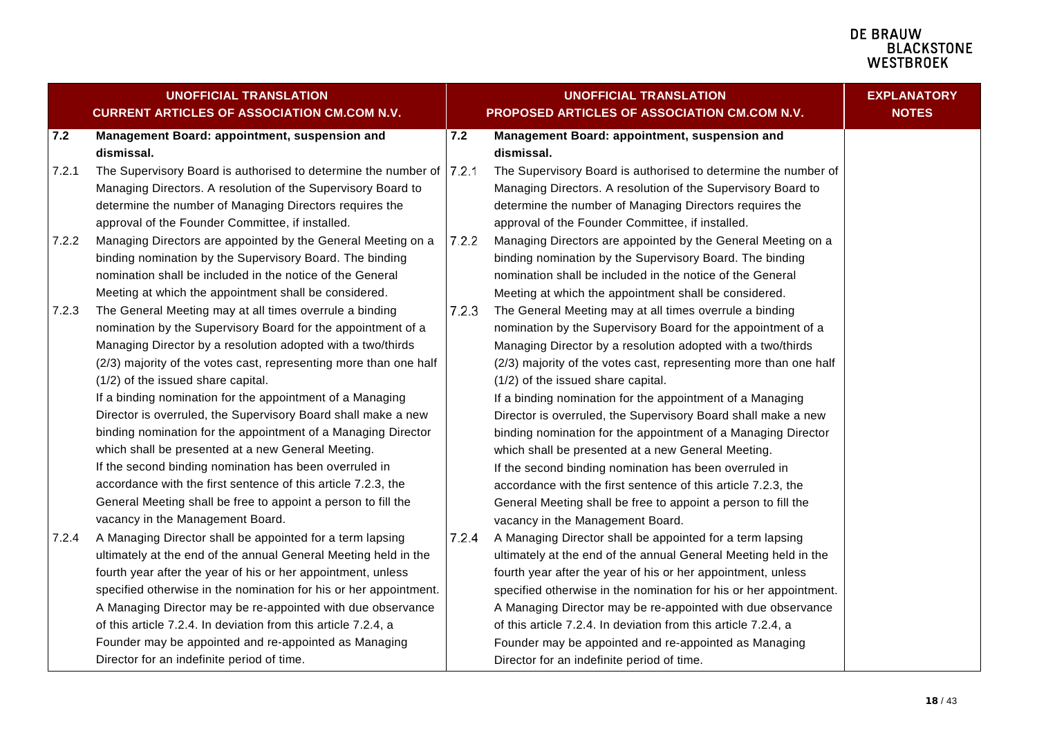| UNOFFICIAL TRANSLATION CURRENT ARTICLES OF ASSOCIATION CM.COM N.V. | | UNOFFICIAL TRANSLATION PROPOSED ARTICLES OF ASSOCIATION CM.COM N.V. | | EXPLANATORY NOTES |
|---|---|---|---|---|
| **7.2** | **Management Board: appointment, suspension and dismissal.** | **7.2** | **Management Board: appointment, suspension and dismissal.** | |
| 7.2.1 | The Supervisory Board is authorised to determine the number of Managing Directors. A resolution of the Supervisory Board to determine the number of Managing Directors requires the approval of the Founder Committee, if installed. | 7.2.1 | The Supervisory Board is authorised to determine the number of Managing Directors. A resolution of the Supervisory Board to determine the number of Managing Directors requires the approval of the Founder Committee, if installed. | |
| 7.2.2 | Managing Directors are appointed by the General Meeting on a binding nomination by the Supervisory Board. The binding nomination shall be included in the notice of the General Meeting at which the appointment shall be considered. | 7.2.2 | Managing Directors are appointed by the General Meeting on a binding nomination by the Supervisory Board. The binding nomination shall be included in the notice of the General Meeting at which the appointment shall be considered. | |
| 7.2.3 | The General Meeting may at all times overrule a binding nomination by the Supervisory Board for the appointment of a Managing Director by a resolution adopted with a two/thirds (2/3) majority of the votes cast, representing more than one half (1/2) of the issued share capital.<br>If a binding nomination for the appointment of a Managing Director is overruled, the Supervisory Board shall make a new binding nomination for the appointment of a Managing Director which shall be presented at a new General Meeting.<br>If the second binding nomination has been overruled in accordance with the first sentence of this article 7.2.3, the General Meeting shall be free to appoint a person to fill the vacancy in the Management Board. | 7.2.3 | The General Meeting may at all times overrule a binding nomination by the Supervisory Board for the appointment of a Managing Director by a resolution adopted with a two/thirds (2/3) majority of the votes cast, representing more than one half (1/2) of the issued share capital.<br>If a binding nomination for the appointment of a Managing Director is overruled, the Supervisory Board shall make a new binding nomination for the appointment of a Managing Director which shall be presented at a new General Meeting.<br>If the second binding nomination has been overruled in accordance with the first sentence of this article 7.2.3, the General Meeting shall be free to appoint a person to fill the vacancy in the Management Board. | |
| 7.2.4 | A Managing Director shall be appointed for a term lapsing ultimately at the end of the annual General Meeting held in the fourth year after the year of his or her appointment, unless specified otherwise in the nomination for his or her appointment. A Managing Director may be re-appointed with due observance of this article 7.2.4. In deviation from this article 7.2.4, a Founder may be appointed and re-appointed as Managing Director for an indefinite period of time. | 7.2.4 | A Managing Director shall be appointed for a term lapsing ultimately at the end of the annual General Meeting held in the fourth year after the year of his or her appointment, unless specified otherwise in the nomination for his or her appointment. A Managing Director may be re-appointed with due observance of this article 7.2.4. In deviation from this article 7.2.4, a Founder may be appointed and re-appointed as Managing Director for an indefinite period of time. | |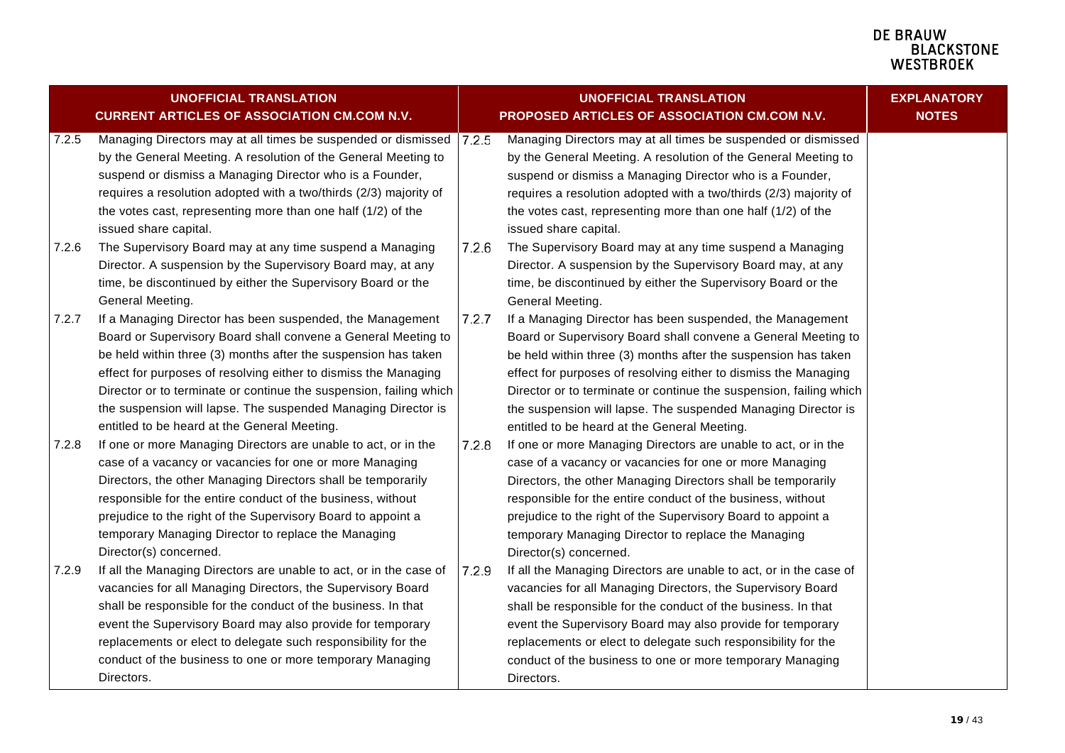| UNOFFICIAL TRANSLATION CURRENT ARTICLES OF ASSOCIATION CM.COM N.V. | UNOFFICIAL TRANSLATION PROPOSED ARTICLES OF ASSOCIATION CM.COM N.V. | EXPLANATORY NOTES |
|---|---|---|
| 7.2.5 Managing Directors may at all times be suspended or dismissed by the General Meeting. A resolution of the General Meeting to suspend or dismiss a Managing Director who is a Founder, requires a resolution adopted with a two/thirds (2/3) majority of the votes cast, representing more than one half (1/2) of the issued share capital. | 7.2.5 Managing Directors may at all times be suspended or dismissed by the General Meeting. A resolution of the General Meeting to suspend or dismiss a Managing Director who is a Founder, requires a resolution adopted with a two/thirds (2/3) majority of the votes cast, representing more than one half (1/2) of the issued share capital. | |
| 7.2.6 The Supervisory Board may at any time suspend a Managing Director. A suspension by the Supervisory Board may, at any time, be discontinued by either the Supervisory Board or the General Meeting. | 7.2.6 The Supervisory Board may at any time suspend a Managing Director. A suspension by the Supervisory Board may, at any time, be discontinued by either the Supervisory Board or the General Meeting. | |
| 7.2.7 If a Managing Director has been suspended, the Management Board or Supervisory Board shall convene a General Meeting to be held within three (3) months after the suspension has taken effect for purposes of resolving either to dismiss the Managing Director or to terminate or continue the suspension, failing which the suspension will lapse. The suspended Managing Director is entitled to be heard at the General Meeting. | 7.2.7 If a Managing Director has been suspended, the Management Board or Supervisory Board shall convene a General Meeting to be held within three (3) months after the suspension has taken effect for purposes of resolving either to dismiss the Managing Director or to terminate or continue the suspension, failing which the suspension will lapse. The suspended Managing Director is entitled to be heard at the General Meeting. | |
| 7.2.8 If one or more Managing Directors are unable to act, or in the case of a vacancy or vacancies for one or more Managing Directors, the other Managing Directors shall be temporarily responsible for the entire conduct of the business, without prejudice to the right of the Supervisory Board to appoint a temporary Managing Director to replace the Managing Director(s) concerned. | 7.2.8 If one or more Managing Directors are unable to act, or in the case of a vacancy or vacancies for one or more Managing Directors, the other Managing Directors shall be temporarily responsible for the entire conduct of the business, without prejudice to the right of the Supervisory Board to appoint a temporary Managing Director to replace the Managing Director(s) concerned. | |
| 7.2.9 If all the Managing Directors are unable to act, or in the case of vacancies for all Managing Directors, the Supervisory Board shall be responsible for the conduct of the business. In that event the Supervisory Board may also provide for temporary replacements or elect to delegate such responsibility for the conduct of the business to one or more temporary Managing Directors. | 7.2.9 If all the Managing Directors are unable to act, or in the case of vacancies for all Managing Directors, the Supervisory Board shall be responsible for the conduct of the business. In that event the Supervisory Board may also provide for temporary replacements or elect to delegate such responsibility for the conduct of the business to one or more temporary Managing Directors. | |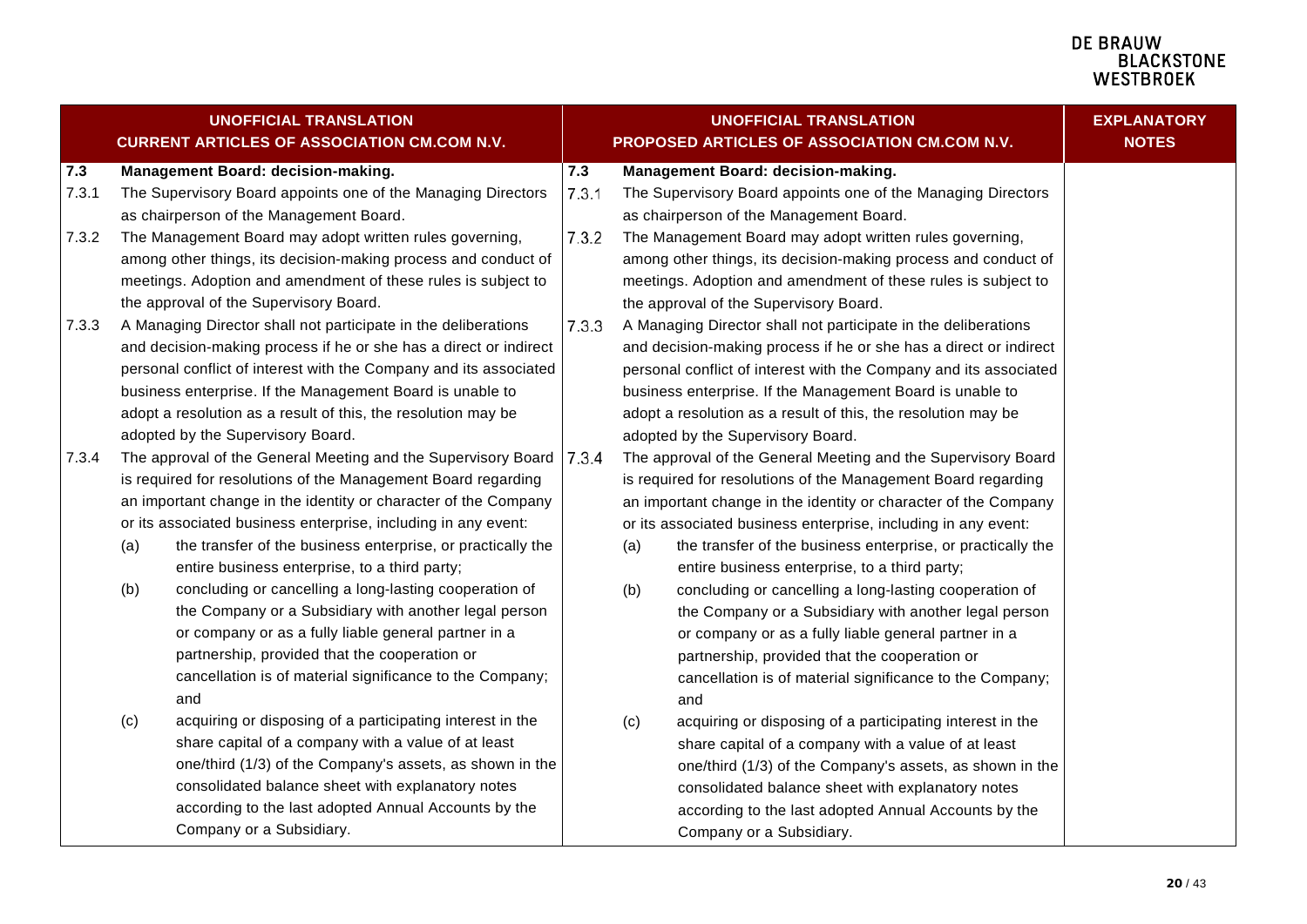| UNOFFICIAL TRANSLATION CURRENT ARTICLES OF ASSOCIATION CM.COM N.V. | UNOFFICIAL TRANSLATION PROPOSED ARTICLES OF ASSOCIATION CM.COM N.V. | EXPLANATORY NOTES |
|---|---|---|
| **7.3 Management Board: decision-making.** | **7.3 Management Board: decision-making.** | |
| 7.3.1 The Supervisory Board appoints one of the Managing Directors as chairperson of the Management Board. | 7.3.1 The Supervisory Board appoints one of the Managing Directors as chairperson of the Management Board. | |
| 7.3.2 The Management Board may adopt written rules governing, among other things, its decision-making process and conduct of meetings. Adoption and amendment of these rules is subject to the approval of the Supervisory Board. | 7.3.2 The Management Board may adopt written rules governing, among other things, its decision-making process and conduct of meetings. Adoption and amendment of these rules is subject to the approval of the Supervisory Board. | |
| 7.3.3 A Managing Director shall not participate in the deliberations and decision-making process if he or she has a direct or indirect personal conflict of interest with the Company and its associated business enterprise. If the Management Board is unable to adopt a resolution as a result of this, the resolution may be adopted by the Supervisory Board. | 7.3.3 A Managing Director shall not participate in the deliberations and decision-making process if he or she has a direct or indirect personal conflict of interest with the Company and its associated business enterprise. If the Management Board is unable to adopt a resolution as a result of this, the resolution may be adopted by the Supervisory Board. | |
| 7.3.4 The approval of the General Meeting and the Supervisory Board is required for resolutions of the Management Board regarding an important change in the identity or character of the Company or its associated business enterprise, including in any event: | 7.3.4 The approval of the General Meeting and the Supervisory Board is required for resolutions of the Management Board regarding an important change in the identity or character of the Company or its associated business enterprise, including in any event: | |
| (a) the transfer of the business enterprise, or practically the entire business enterprise, to a third party; | (a) the transfer of the business enterprise, or practically the entire business enterprise, to a third party; | |
| (b) concluding or cancelling a long-lasting cooperation of the Company or a Subsidiary with another legal person or company or as a fully liable general partner in a partnership, provided that the cooperation or cancellation is of material significance to the Company; and | (b) concluding or cancelling a long-lasting cooperation of the Company or a Subsidiary with another legal person or company or as a fully liable general partner in a partnership, provided that the cooperation or cancellation is of material significance to the Company; and | |
| (c) acquiring or disposing of a participating interest in the share capital of a company with a value of at least one/third (1/3) of the Company's assets, as shown in the consolidated balance sheet with explanatory notes according to the last adopted Annual Accounts by the Company or a Subsidiary. | (c) acquiring or disposing of a participating interest in the share capital of a company with a value of at least one/third (1/3) of the Company's assets, as shown in the consolidated balance sheet with explanatory notes according to the last adopted Annual Accounts by the Company or a Subsidiary. | |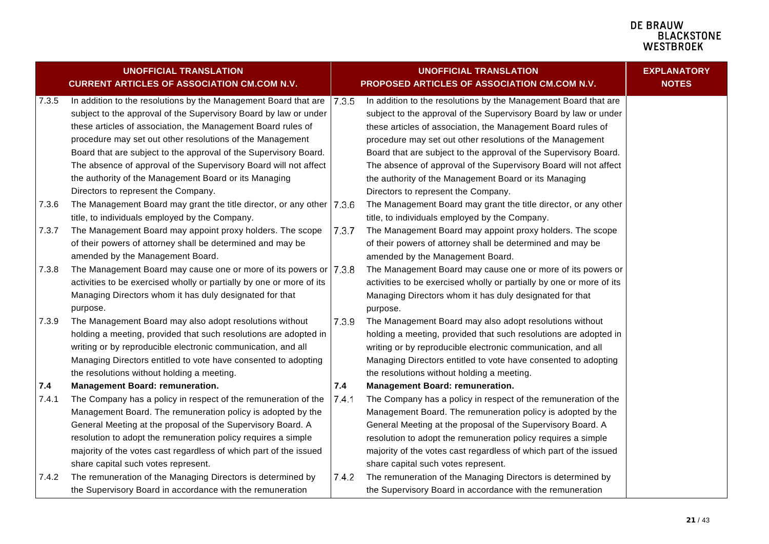| UNOFFICIAL TRANSLATION CURRENT ARTICLES OF ASSOCIATION CM.COM N.V. | | UNOFFICIAL TRANSLATION PROPOSED ARTICLES OF ASSOCIATION CM.COM N.V. | | EXPLANATORY NOTES |
|---|---|---|---|---|
| 7.3.5 | In addition to the resolutions by the Management Board that are subject to the approval of the Supervisory Board by law or under these articles of association, the Management Board rules of procedure may set out other resolutions of the Management Board that are subject to the approval of the Supervisory Board. The absence of approval of the Supervisory Board will not affect the authority of the Management Board or its Managing Directors to represent the Company. | 7.3.5 | In addition to the resolutions by the Management Board that are subject to the approval of the Supervisory Board by law or under these articles of association, the Management Board rules of procedure may set out other resolutions of the Management Board that are subject to the approval of the Supervisory Board. The absence of approval of the Supervisory Board will not affect the authority of the Management Board or its Managing Directors to represent the Company. | |
| 7.3.6 | The Management Board may grant the title director, or any other title, to individuals employed by the Company. | 7.3.6 | The Management Board may grant the title director, or any other title, to individuals employed by the Company. | |
| 7.3.7 | The Management Board may appoint proxy holders. The scope of their powers of attorney shall be determined and may be amended by the Management Board. | 7.3.7 | The Management Board may appoint proxy holders. The scope of their powers of attorney shall be determined and may be amended by the Management Board. | |
| 7.3.8 | The Management Board may cause one or more of its powers or activities to be exercised wholly or partially by one or more of its Managing Directors whom it has duly designated for that purpose. | 7.3.8 | The Management Board may cause one or more of its powers or activities to be exercised wholly or partially by one or more of its Managing Directors whom it has duly designated for that purpose. | |
| 7.3.9 | The Management Board may also adopt resolutions without holding a meeting, provided that such resolutions are adopted in writing or by reproducible electronic communication, and all Managing Directors entitled to vote have consented to adopting the resolutions without holding a meeting. | 7.3.9 | The Management Board may also adopt resolutions without holding a meeting, provided that such resolutions are adopted in writing or by reproducible electronic communication, and all Managing Directors entitled to vote have consented to adopting the resolutions without holding a meeting. | |
| **7.4** | **Management Board: remuneration.** | **7.4** | **Management Board: remuneration.** | |
| 7.4.1 | The Company has a policy in respect of the remuneration of the Management Board. The remuneration policy is adopted by the General Meeting at the proposal of the Supervisory Board. A resolution to adopt the remuneration policy requires a simple majority of the votes cast regardless of which part of the issued share capital such votes represent. | 7.4.1 | The Company has a policy in respect of the remuneration of the Management Board. The remuneration policy is adopted by the General Meeting at the proposal of the Supervisory Board. A resolution to adopt the remuneration policy requires a simple majority of the votes cast regardless of which part of the issued share capital such votes represent. | |
| 7.4.2 | The remuneration of the Managing Directors is determined by the Supervisory Board in accordance with the remuneration | 7.4.2 | The remuneration of the Managing Directors is determined by the Supervisory Board in accordance with the remuneration | |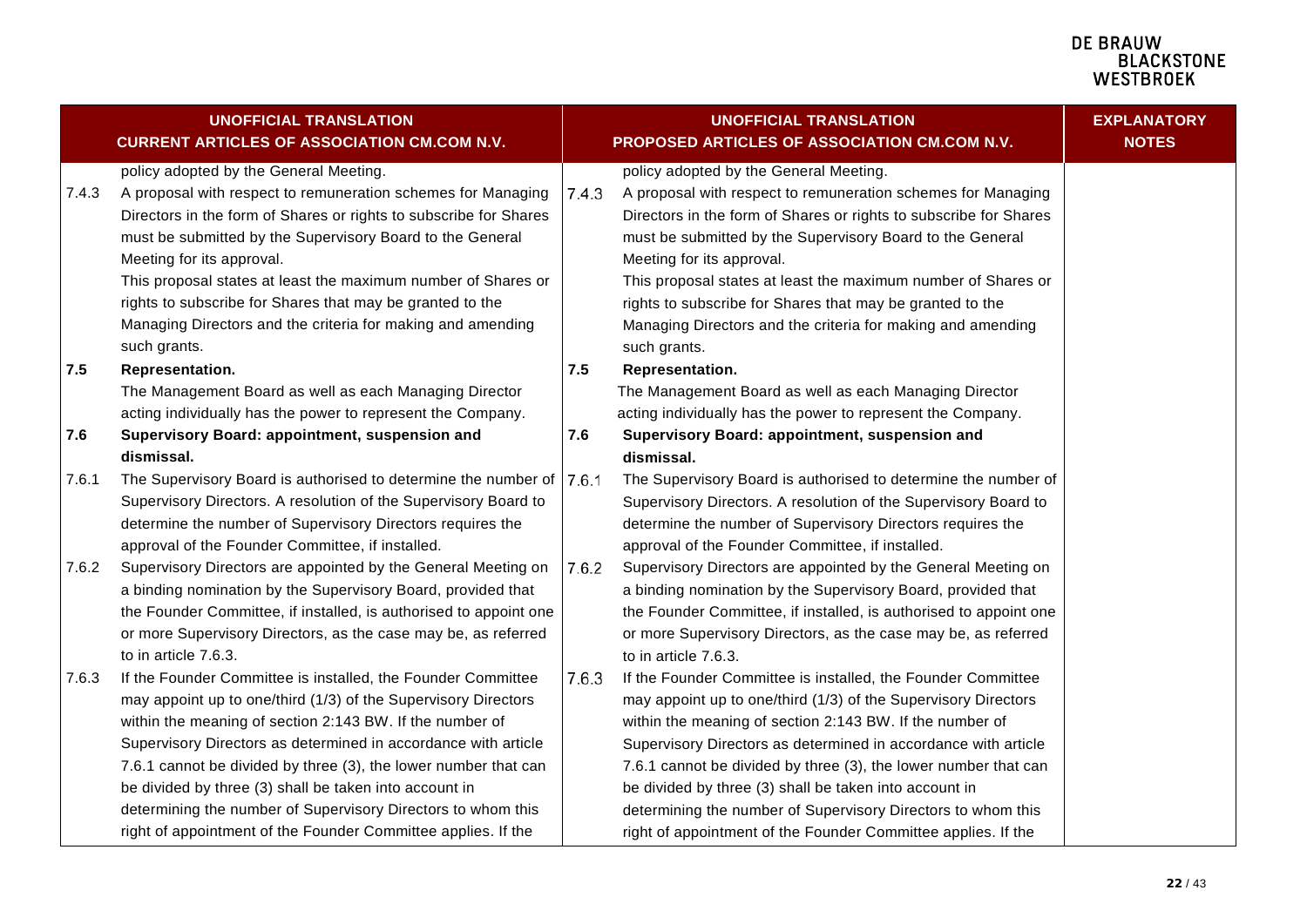| UNOFFICIAL TRANSLATION CURRENT ARTICLES OF ASSOCIATION CM.COM N.V. | | UNOFFICIAL TRANSLATION PROPOSED ARTICLES OF ASSOCIATION CM.COM N.V. | | EXPLANATORY NOTES |
|---|---|---|---|---|
| | policy adopted by the General Meeting. | | policy adopted by the General Meeting. | |
| 7.4.3 | A proposal with respect to remuneration schemes for Managing Directors in the form of Shares or rights to subscribe for Shares must be submitted by the Supervisory Board to the General Meeting for its approval. This proposal states at least the maximum number of Shares or rights to subscribe for Shares that may be granted to the Managing Directors and the criteria for making and amending such grants. | 7.4.3 | A proposal with respect to remuneration schemes for Managing Directors in the form of Shares or rights to subscribe for Shares must be submitted by the Supervisory Board to the General Meeting for its approval. This proposal states at least the maximum number of Shares or rights to subscribe for Shares that may be granted to the Managing Directors and the criteria for making and amending such grants. | |
| **7.5** | **Representation.** The Management Board as well as each Managing Director acting individually has the power to represent the Company. | **7.5** | **Representation.** The Management Board as well as each Managing Director acting individually has the power to represent the Company. | |
| **7.6** | **Supervisory Board: appointment, suspension and dismissal.** | **7.6** | **Supervisory Board: appointment, suspension and dismissal.** | |
| 7.6.1 | The Supervisory Board is authorised to determine the number of Supervisory Directors. A resolution of the Supervisory Board to determine the number of Supervisory Directors requires the approval of the Founder Committee, if installed. | 7.6.1 | The Supervisory Board is authorised to determine the number of Supervisory Directors. A resolution of the Supervisory Board to determine the number of Supervisory Directors requires the approval of the Founder Committee, if installed. | |
| 7.6.2 | Supervisory Directors are appointed by the General Meeting on a binding nomination by the Supervisory Board, provided that the Founder Committee, if installed, is authorised to appoint one or more Supervisory Directors, as the case may be, as referred to in article 7.6.3. | 7.6.2 | Supervisory Directors are appointed by the General Meeting on a binding nomination by the Supervisory Board, provided that the Founder Committee, if installed, is authorised to appoint one or more Supervisory Directors, as the case may be, as referred to in article 7.6.3. | |
| 7.6.3 | If the Founder Committee is installed, the Founder Committee may appoint up to one/third (1/3) of the Supervisory Directors within the meaning of section 2:143 BW. If the number of Supervisory Directors as determined in accordance with article 7.6.1 cannot be divided by three (3), the lower number that can be divided by three (3) shall be taken into account in determining the number of Supervisory Directors to whom this right of appointment of the Founder Committee applies. If the | 7.6.3 | If the Founder Committee is installed, the Founder Committee may appoint up to one/third (1/3) of the Supervisory Directors within the meaning of section 2:143 BW. If the number of Supervisory Directors as determined in accordance with article 7.6.1 cannot be divided by three (3), the lower number that can be divided by three (3) shall be taken into account in determining the number of Supervisory Directors to whom this right of appointment of the Founder Committee applies. If the | |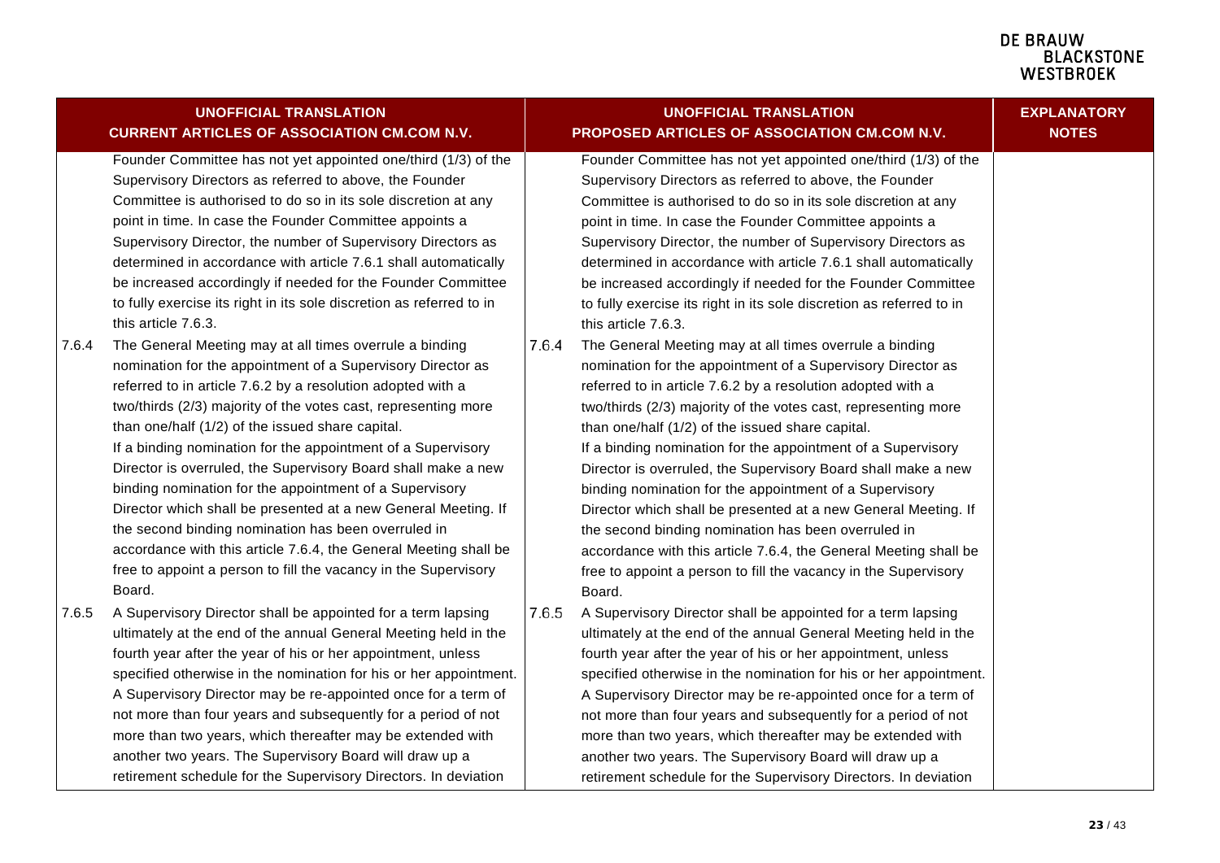| UNOFFICIAL TRANSLATION CURRENT ARTICLES OF ASSOCIATION CM.COM N.V. | UNOFFICIAL TRANSLATION PROPOSED ARTICLES OF ASSOCIATION CM.COM N.V. | EXPLANATORY NOTES |
|---|---|---|
| Founder Committee has not yet appointed one/third (1/3) of the Supervisory Directors as referred to above, the Founder Committee is authorised to do so in its sole discretion at any point in time. In case the Founder Committee appoints a Supervisory Director, the number of Supervisory Directors as determined in accordance with article 7.6.1 shall automatically be increased accordingly if needed for the Founder Committee to fully exercise its right in its sole discretion as referred to in this article 7.6.3. | Founder Committee has not yet appointed one/third (1/3) of the Supervisory Directors as referred to above, the Founder Committee is authorised to do so in its sole discretion at any point in time. In case the Founder Committee appoints a Supervisory Director, the number of Supervisory Directors as determined in accordance with article 7.6.1 shall automatically be increased accordingly if needed for the Founder Committee to fully exercise its right in its sole discretion as referred to in this article 7.6.3. | |
| 7.6.4 The General Meeting may at all times overrule a binding nomination for the appointment of a Supervisory Director as referred to in article 7.6.2 by a resolution adopted with a two/thirds (2/3) majority of the votes cast, representing more than one/half (1/2) of the issued share capital. If a binding nomination for the appointment of a Supervisory Director is overruled, the Supervisory Board shall make a new binding nomination for the appointment of a Supervisory Director which shall be presented at a new General Meeting. If the second binding nomination has been overruled in accordance with this article 7.6.4, the General Meeting shall be free to appoint a person to fill the vacancy in the Supervisory Board. | 7.6.4 The General Meeting may at all times overrule a binding nomination for the appointment of a Supervisory Director as referred to in article 7.6.2 by a resolution adopted with a two/thirds (2/3) majority of the votes cast, representing more than one/half (1/2) of the issued share capital. If a binding nomination for the appointment of a Supervisory Director is overruled, the Supervisory Board shall make a new binding nomination for the appointment of a Supervisory Director which shall be presented at a new General Meeting. If the second binding nomination has been overruled in accordance with this article 7.6.4, the General Meeting shall be free to appoint a person to fill the vacancy in the Supervisory Board. | |
| 7.6.5 A Supervisory Director shall be appointed for a term lapsing ultimately at the end of the annual General Meeting held in the fourth year after the year of his or her appointment, unless specified otherwise in the nomination for his or her appointment. A Supervisory Director may be re-appointed once for a term of not more than four years and subsequently for a period of not more than two years, which thereafter may be extended with another two years. The Supervisory Board will draw up a retirement schedule for the Supervisory Directors. In deviation | 7.6.5 A Supervisory Director shall be appointed for a term lapsing ultimately at the end of the annual General Meeting held in the fourth year after the year of his or her appointment, unless specified otherwise in the nomination for his or her appointment. A Supervisory Director may be re-appointed once for a term of not more than four years and subsequently for a period of not more than two years, which thereafter may be extended with another two years. The Supervisory Board will draw up a retirement schedule for the Supervisory Directors. In deviation | |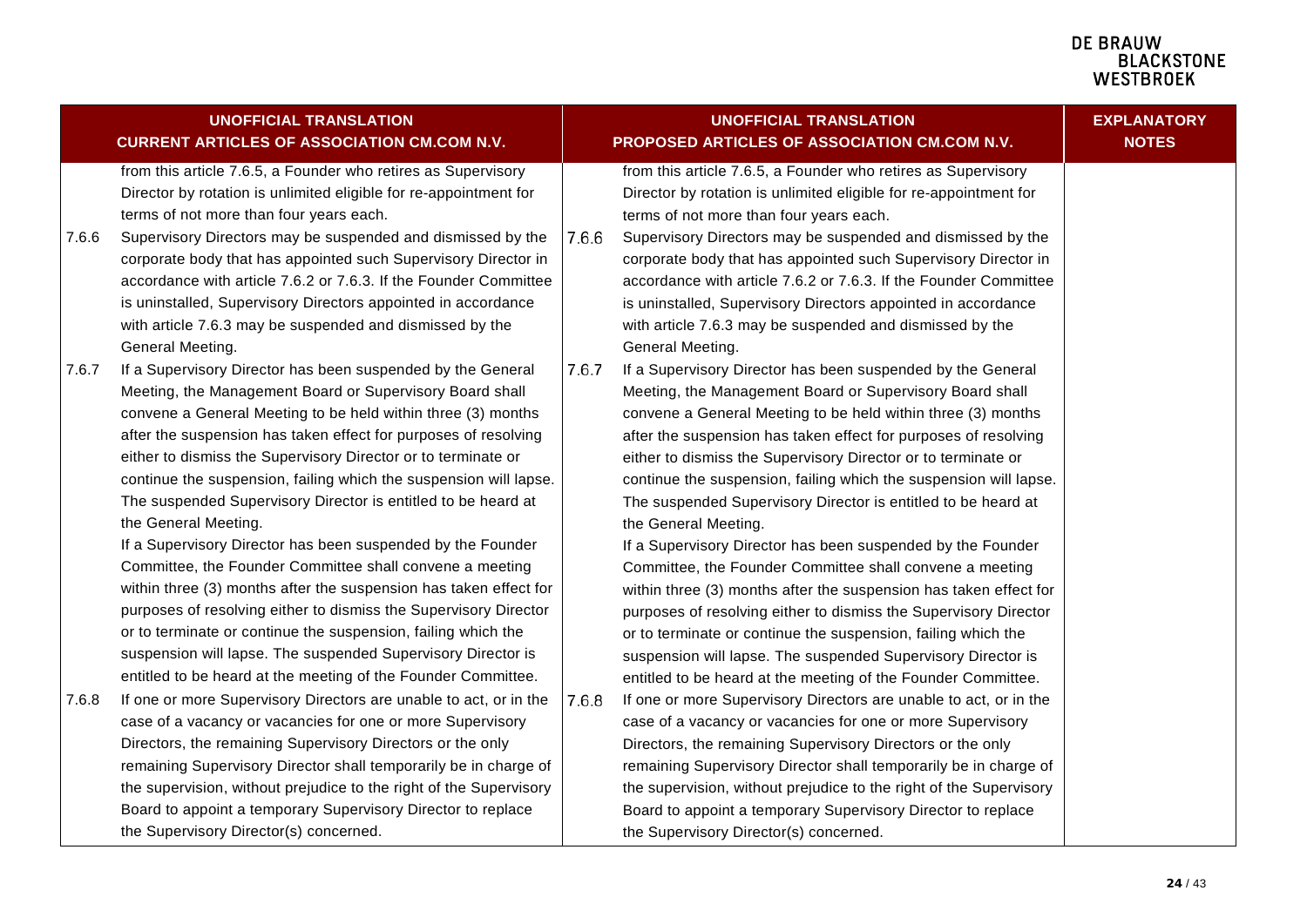| UNOFFICIAL TRANSLATION CURRENT ARTICLES OF ASSOCIATION CM.COM N.V. | UNOFFICIAL TRANSLATION PROPOSED ARTICLES OF ASSOCIATION CM.COM N.V. | EXPLANATORY NOTES |
|---|---|---|
| from this article 7.6.5, a Founder who retires as Supervisory Director by rotation is unlimited eligible for re-appointment for terms of not more than four years each. | from this article 7.6.5, a Founder who retires as Supervisory Director by rotation is unlimited eligible for re-appointment for terms of not more than four years each. | |
| 7.6.6 Supervisory Directors may be suspended and dismissed by the corporate body that has appointed such Supervisory Director in accordance with article 7.6.2 or 7.6.3. If the Founder Committee is uninstalled, Supervisory Directors appointed in accordance with article 7.6.3 may be suspended and dismissed by the General Meeting. | 7.6.6 Supervisory Directors may be suspended and dismissed by the corporate body that has appointed such Supervisory Director in accordance with article 7.6.2 or 7.6.3. If the Founder Committee is uninstalled, Supervisory Directors appointed in accordance with article 7.6.3 may be suspended and dismissed by the General Meeting. | |
| 7.6.7 If a Supervisory Director has been suspended by the General Meeting, the Management Board or Supervisory Board shall convene a General Meeting to be held within three (3) months after the suspension has taken effect for purposes of resolving either to dismiss the Supervisory Director or to terminate or continue the suspension, failing which the suspension will lapse. The suspended Supervisory Director is entitled to be heard at the General Meeting.<br>If a Supervisory Director has been suspended by the Founder Committee, the Founder Committee shall convene a meeting within three (3) months after the suspension has taken effect for purposes of resolving either to dismiss the Supervisory Director or to terminate or continue the suspension, failing which the suspension will lapse. The suspended Supervisory Director is entitled to be heard at the meeting of the Founder Committee. | 7.6.7 If a Supervisory Director has been suspended by the General Meeting, the Management Board or Supervisory Board shall convene a General Meeting to be held within three (3) months after the suspension has taken effect for purposes of resolving either to dismiss the Supervisory Director or to terminate or continue the suspension, failing which the suspension will lapse. The suspended Supervisory Director is entitled to be heard at the General Meeting.<br>If a Supervisory Director has been suspended by the Founder Committee, the Founder Committee shall convene a meeting within three (3) months after the suspension has taken effect for purposes of resolving either to dismiss the Supervisory Director or to terminate or continue the suspension, failing which the suspension will lapse. The suspended Supervisory Director is entitled to be heard at the meeting of the Founder Committee. | |
| 7.6.8 If one or more Supervisory Directors are unable to act, or in the case of a vacancy or vacancies for one or more Supervisory Directors, the remaining Supervisory Directors or the only remaining Supervisory Director shall temporarily be in charge of the supervision, without prejudice to the right of the Supervisory Board to appoint a temporary Supervisory Director to replace the Supervisory Director(s) concerned. | 7.6.8 If one or more Supervisory Directors are unable to act, or in the case of a vacancy or vacancies for one or more Supervisory Directors, the remaining Supervisory Directors or the only remaining Supervisory Director shall temporarily be in charge of the supervision, without prejudice to the right of the Supervisory Board to appoint a temporary Supervisory Director to replace the Supervisory Director(s) concerned. | |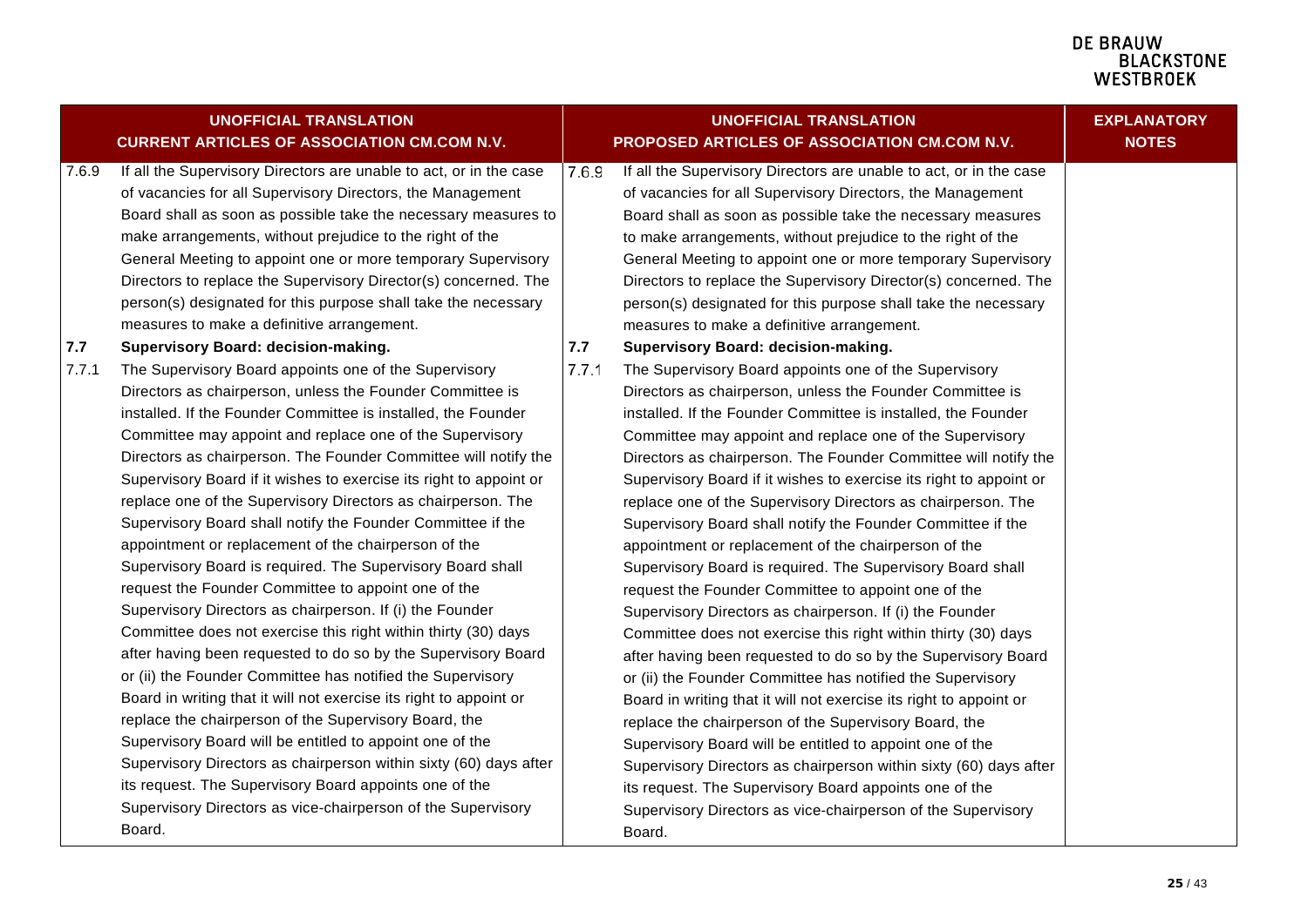| UNOFFICIAL TRANSLATION CURRENT ARTICLES OF ASSOCIATION CM.COM N.V. | UNOFFICIAL TRANSLATION PROPOSED ARTICLES OF ASSOCIATION CM.COM N.V. | EXPLANATORY NOTES |
|---|---|---|
| 7.6.9 If all the Supervisory Directors are unable to act, or in the case of vacancies for all Supervisory Directors, the Management Board shall as soon as possible take the necessary measures to make arrangements, without prejudice to the right of the General Meeting to appoint one or more temporary Supervisory Directors to replace the Supervisory Director(s) concerned. The person(s) designated for this purpose shall take the necessary measures to make a definitive arrangement. | 7.6.9 If all the Supervisory Directors are unable to act, or in the case of vacancies for all Supervisory Directors, the Management Board shall as soon as possible take the necessary measures to make arrangements, without prejudice to the right of the General Meeting to appoint one or more temporary Supervisory Directors to replace the Supervisory Director(s) concerned. The person(s) designated for this purpose shall take the necessary measures to make a definitive arrangement. | |
| **7.7 Supervisory Board: decision-making.** | **7.7 Supervisory Board: decision-making.** | |
| 7.7.1 The Supervisory Board appoints one of the Supervisory Directors as chairperson, unless the Founder Committee is installed. If the Founder Committee is installed, the Founder Committee may appoint and replace one of the Supervisory Directors as chairperson. The Founder Committee will notify the Supervisory Board if it wishes to exercise its right to appoint or replace one of the Supervisory Directors as chairperson. The Supervisory Board shall notify the Founder Committee if the appointment or replacement of the chairperson of the Supervisory Board is required. The Supervisory Board shall request the Founder Committee to appoint one of the Supervisory Directors as chairperson. If (i) the Founder Committee does not exercise this right within thirty (30) days after having been requested to do so by the Supervisory Board or (ii) the Founder Committee has notified the Supervisory Board in writing that it will not exercise its right to appoint or replace the chairperson of the Supervisory Board, the Supervisory Board will be entitled to appoint one of the Supervisory Directors as chairperson within sixty (60) days after its request. The Supervisory Board appoints one of the Supervisory Directors as vice-chairperson of the Supervisory Board. | 7.7.1 The Supervisory Board appoints one of the Supervisory Directors as chairperson, unless the Founder Committee is installed. If the Founder Committee is installed, the Founder Committee may appoint and replace one of the Supervisory Directors as chairperson. The Founder Committee will notify the Supervisory Board if it wishes to exercise its right to appoint or replace one of the Supervisory Directors as chairperson. The Supervisory Board shall notify the Founder Committee if the appointment or replacement of the chairperson of the Supervisory Board is required. The Supervisory Board shall request the Founder Committee to appoint one of the Supervisory Directors as chairperson. If (i) the Founder Committee does not exercise this right within thirty (30) days after having been requested to do so by the Supervisory Board or (ii) the Founder Committee has notified the Supervisory Board in writing that it will not exercise its right to appoint or replace the chairperson of the Supervisory Board, the Supervisory Board will be entitled to appoint one of the Supervisory Directors as chairperson within sixty (60) days after its request. The Supervisory Board appoints one of the Supervisory Directors as vice-chairperson of the Supervisory Board. | |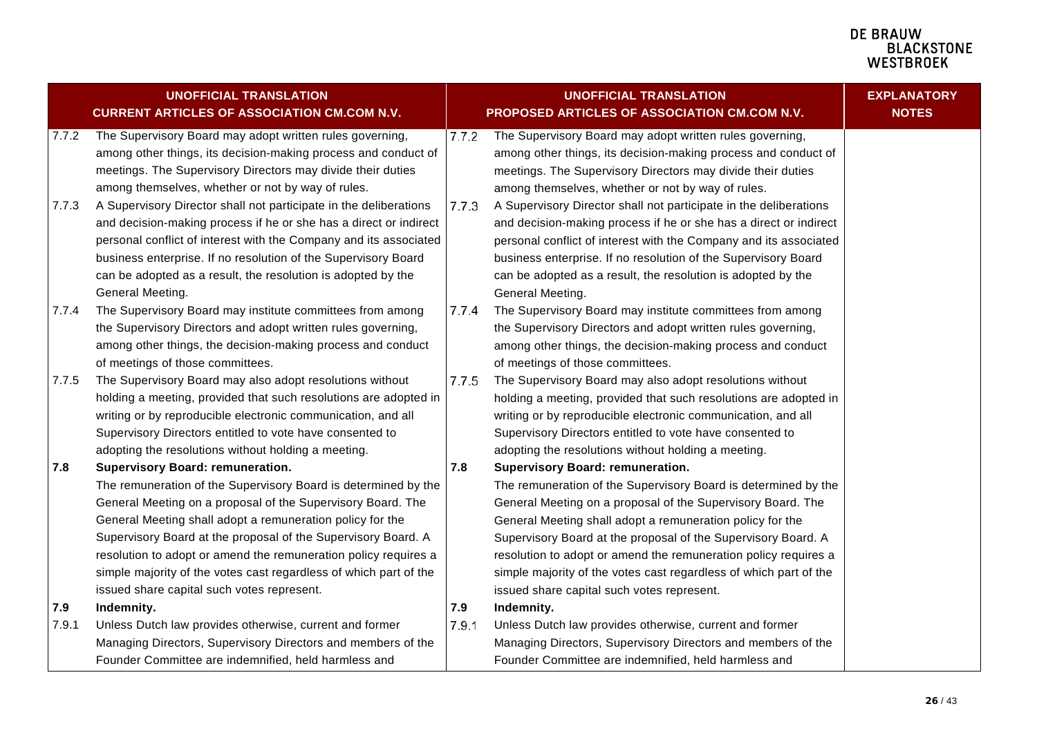| UNOFFICIAL TRANSLATION CURRENT ARTICLES OF ASSOCIATION CM.COM N.V. | | UNOFFICIAL TRANSLATION PROPOSED ARTICLES OF ASSOCIATION CM.COM N.V. | | EXPLANATORY NOTES |
|---|---|---|---|---|
| 7.7.2 | The Supervisory Board may adopt written rules governing, among other things, its decision-making process and conduct of meetings. The Supervisory Directors may divide their duties among themselves, whether or not by way of rules. | 7.7.2 | The Supervisory Board may adopt written rules governing, among other things, its decision-making process and conduct of meetings. The Supervisory Directors may divide their duties among themselves, whether or not by way of rules. | |
| 7.7.3 | A Supervisory Director shall not participate in the deliberations and decision-making process if he or she has a direct or indirect personal conflict of interest with the Company and its associated business enterprise. If no resolution of the Supervisory Board can be adopted as a result, the resolution is adopted by the General Meeting. | 7.7.3 | A Supervisory Director shall not participate in the deliberations and decision-making process if he or she has a direct or indirect personal conflict of interest with the Company and its associated business enterprise. If no resolution of the Supervisory Board can be adopted as a result, the resolution is adopted by the General Meeting. | |
| 7.7.4 | The Supervisory Board may institute committees from among the Supervisory Directors and adopt written rules governing, among other things, the decision-making process and conduct of meetings of those committees. | 7.7.4 | The Supervisory Board may institute committees from among the Supervisory Directors and adopt written rules governing, among other things, the decision-making process and conduct of meetings of those committees. | |
| 7.7.5 | The Supervisory Board may also adopt resolutions without holding a meeting, provided that such resolutions are adopted in writing or by reproducible electronic communication, and all Supervisory Directors entitled to vote have consented to adopting the resolutions without holding a meeting. | 7.7.5 | The Supervisory Board may also adopt resolutions without holding a meeting, provided that such resolutions are adopted in writing or by reproducible electronic communication, and all Supervisory Directors entitled to vote have consented to adopting the resolutions without holding a meeting. | |
| **7.8** | **Supervisory Board: remuneration.** The remuneration of the Supervisory Board is determined by the General Meeting on a proposal of the Supervisory Board. The General Meeting shall adopt a remuneration policy for the Supervisory Board at the proposal of the Supervisory Board. A resolution to adopt or amend the remuneration policy requires a simple majority of the votes cast regardless of which part of the issued share capital such votes represent. | **7.8** | **Supervisory Board: remuneration.** The remuneration of the Supervisory Board is determined by the General Meeting on a proposal of the Supervisory Board. The General Meeting shall adopt a remuneration policy for the Supervisory Board at the proposal of the Supervisory Board. A resolution to adopt or amend the remuneration policy requires a simple majority of the votes cast regardless of which part of the issued share capital such votes represent. | |
| **7.9** | **Indemnity.** | **7.9** | **Indemnity.** | |
| 7.9.1 | Unless Dutch law provides otherwise, current and former Managing Directors, Supervisory Directors and members of the Founder Committee are indemnified, held harmless and | 7.9.1 | Unless Dutch law provides otherwise, current and former Managing Directors, Supervisory Directors and members of the Founder Committee are indemnified, held harmless and | |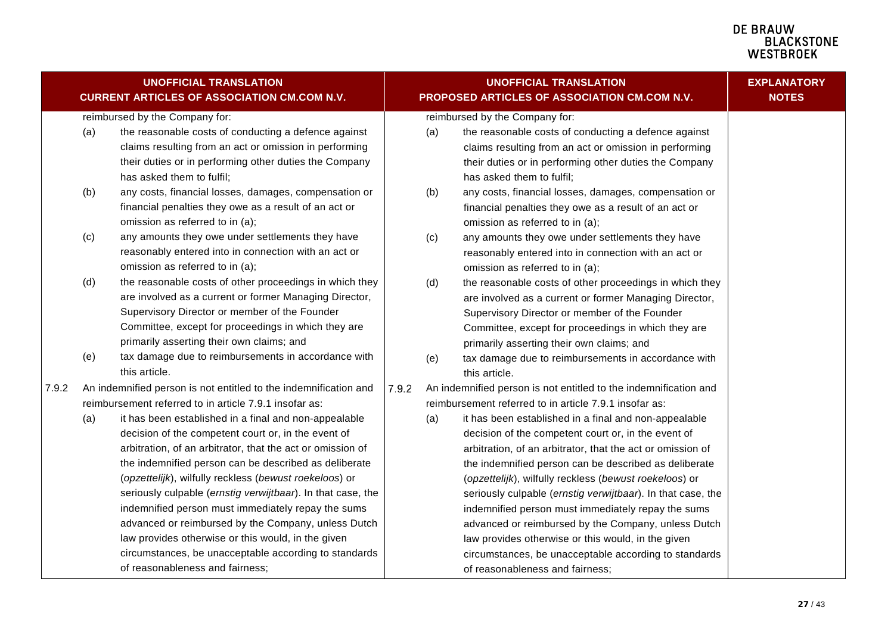| UNOFFICIAL TRANSLATION<br>CURRENT ARTICLES OF ASSOCIATION CM.COM N.V. | UNOFFICIAL TRANSLATION<br>PROPOSED ARTICLES OF ASSOCIATION CM.COM N.V. | EXPLANATORY NOTES |
|---|---|---|
| reimbursed by the Company for:<br>(a) the reasonable costs of conducting a defence against claims resulting from an act or omission in performing their duties or in performing other duties the Company has asked them to fulfil;<br>(b) any costs, financial losses, damages, compensation or financial penalties they owe as a result of an act or omission as referred to in (a);<br>(c) any amounts they owe under settlements they have reasonably entered into in connection with an act or omission as referred to in (a);<br>(d) the reasonable costs of other proceedings in which they are involved as a current or former Managing Director, Supervisory Director or member of the Founder Committee, except for proceedings in which they are primarily asserting their own claims; and<br>(e) tax damage due to reimbursements in accordance with this article.<br>7.9.2 An indemnified person is not entitled to the indemnification and reimbursement referred to in article 7.9.1 insofar as:<br>(a) it has been established in a final and non-appealable decision of the competent court or, in the event of arbitration, of an arbitrator, that the act or omission of the indemnified person can be described as deliberate (*opzettelijk*), wilfully reckless (*bewust roekeloos*) or seriously culpable (*ernstig verwijtbaar*). In that case, the indemnified person must immediately repay the sums advanced or reimbursed by the Company, unless Dutch law provides otherwise or this would, in the given circumstances, be unacceptable according to standards of reasonableness and fairness; | reimbursed by the Company for:<br>(a) the reasonable costs of conducting a defence against claims resulting from an act or omission in performing their duties or in performing other duties the Company has asked them to fulfil;<br>(b) any costs, financial losses, damages, compensation or financial penalties they owe as a result of an act or omission as referred to in (a);<br>(c) any amounts they owe under settlements they have reasonably entered into in connection with an act or omission as referred to in (a);<br>(d) the reasonable costs of other proceedings in which they are involved as a current or former Managing Director, Supervisory Director or member of the Founder Committee, except for proceedings in which they are primarily asserting their own claims; and<br>(e) tax damage due to reimbursements in accordance with this article.<br>7.9.2 An indemnified person is not entitled to the indemnification and reimbursement referred to in article 7.9.1 insofar as:<br>(a) it has been established in a final and non-appealable decision of the competent court or, in the event of arbitration, of an arbitrator, that the act or omission of the indemnified person can be described as deliberate (*opzettelijk*), wilfully reckless (*bewust roekeloos*) or seriously culpable (*ernstig verwijtbaar*). In that case, the indemnified person must immediately repay the sums advanced or reimbursed by the Company, unless Dutch law provides otherwise or this would, in the given circumstances, be unacceptable according to standards of reasonableness and fairness; | |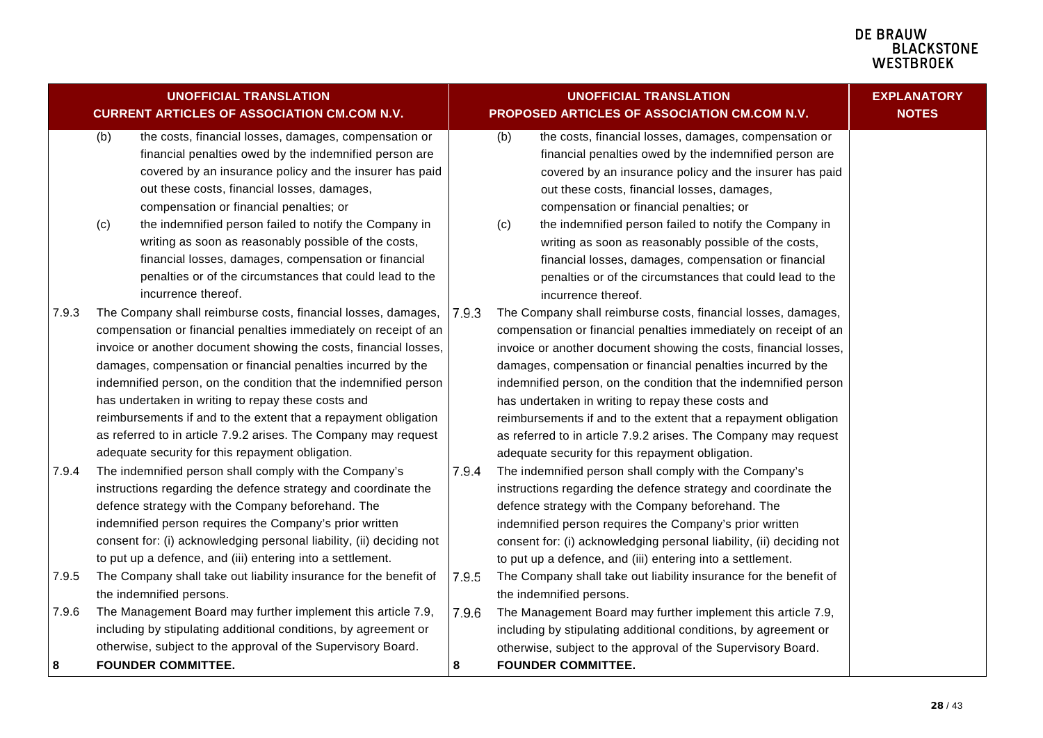| UNOFFICIAL TRANSLATION CURRENT ARTICLES OF ASSOCIATION CM.COM N.V. | UNOFFICIAL TRANSLATION PROPOSED ARTICLES OF ASSOCIATION CM.COM N.V. | EXPLANATORY NOTES |
|---|---|---|
| (b) the costs, financial losses, damages, compensation or financial penalties owed by the indemnified person are covered by an insurance policy and the insurer has paid out these costs, financial losses, damages, compensation or financial penalties; or | (b) the costs, financial losses, damages, compensation or financial penalties owed by the indemnified person are covered by an insurance policy and the insurer has paid out these costs, financial losses, damages, compensation or financial penalties; or | |
| (c) the indemnified person failed to notify the Company in writing as soon as reasonably possible of the costs, financial losses, damages, compensation or financial penalties or of the circumstances that could lead to the incurrence thereof. | (c) the indemnified person failed to notify the Company in writing as soon as reasonably possible of the costs, financial losses, damages, compensation or financial penalties or of the circumstances that could lead to the incurrence thereof. | |
| 7.9.3 The Company shall reimburse costs, financial losses, damages, compensation or financial penalties immediately on receipt of an invoice or another document showing the costs, financial losses, damages, compensation or financial penalties incurred by the indemnified person, on the condition that the indemnified person has undertaken in writing to repay these costs and reimbursements if and to the extent that a repayment obligation as referred to in article 7.9.2 arises. The Company may request adequate security for this repayment obligation. | 7.9.3 The Company shall reimburse costs, financial losses, damages, compensation or financial penalties immediately on receipt of an invoice or another document showing the costs, financial losses, damages, compensation or financial penalties incurred by the indemnified person, on the condition that the indemnified person has undertaken in writing to repay these costs and reimbursements if and to the extent that a repayment obligation as referred to in article 7.9.2 arises. The Company may request adequate security for this repayment obligation. | |
| 7.9.4 The indemnified person shall comply with the Company's instructions regarding the defence strategy and coordinate the defence strategy with the Company beforehand. The indemnified person requires the Company's prior written consent for: (i) acknowledging personal liability, (ii) deciding not to put up a defence, and (iii) entering into a settlement. | 7.9.4 The indemnified person shall comply with the Company's instructions regarding the defence strategy and coordinate the defence strategy with the Company beforehand. The indemnified person requires the Company's prior written consent for: (i) acknowledging personal liability, (ii) deciding not to put up a defence, and (iii) entering into a settlement. | |
| 7.9.5 The Company shall take out liability insurance for the benefit of the indemnified persons. | 7.9.5 The Company shall take out liability insurance for the benefit of the indemnified persons. | |
| 7.9.6 The Management Board may further implement this article 7.9, including by stipulating additional conditions, by agreement or otherwise, subject to the approval of the Supervisory Board. | 7.9.6 The Management Board may further implement this article 7.9, including by stipulating additional conditions, by agreement or otherwise, subject to the approval of the Supervisory Board. | |
| **8 FOUNDER COMMITTEE.** | **8 FOUNDER COMMITTEE.** | |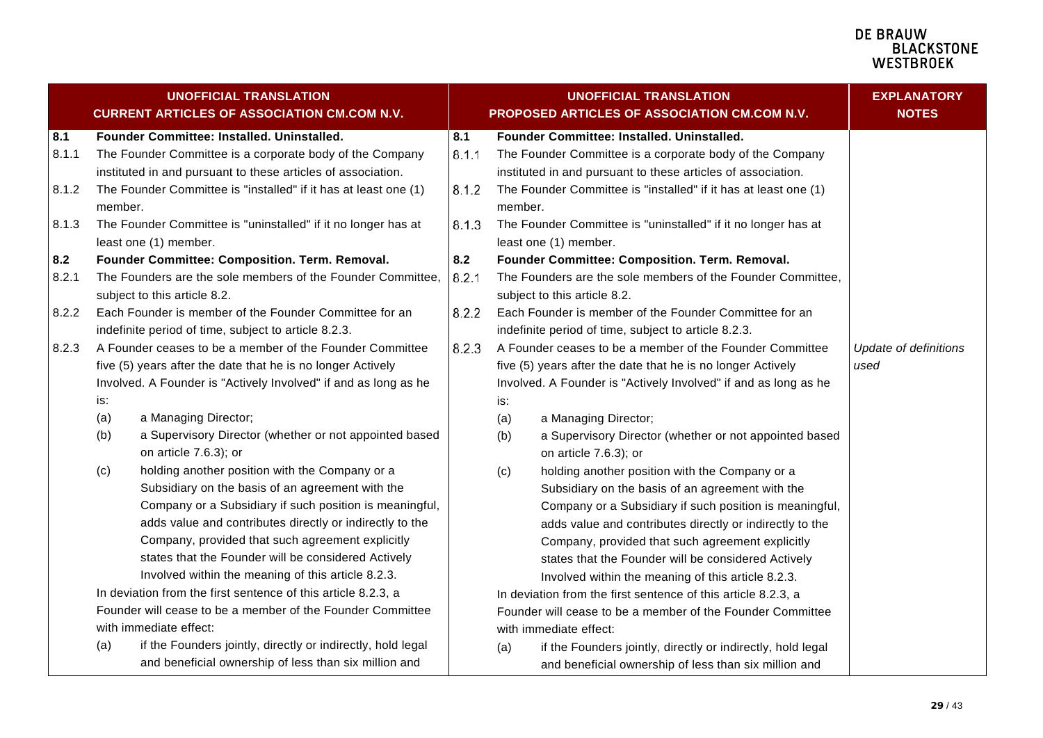| UNOFFICIAL TRANSLATION CURRENT ARTICLES OF ASSOCIATION CM.COM N.V. | UNOFFICIAL TRANSLATION PROPOSED ARTICLES OF ASSOCIATION CM.COM N.V. | EXPLANATORY NOTES |
|---|---|---|
| **8.1 Founder Committee: Installed. Uninstalled.** | **8.1 Founder Committee: Installed. Uninstalled.** | |
| 8.1.1 The Founder Committee is a corporate body of the Company instituted in and pursuant to these articles of association. | 8.1.1 The Founder Committee is a corporate body of the Company instituted in and pursuant to these articles of association. | |
| 8.1.2 The Founder Committee is "installed" if it has at least one (1) member. | 8.1.2 The Founder Committee is "installed" if it has at least one (1) member. | |
| 8.1.3 The Founder Committee is "uninstalled" if it no longer has at least one (1) member. | 8.1.3 The Founder Committee is "uninstalled" if it no longer has at least one (1) member. | |
| **8.2 Founder Committee: Composition. Term. Removal.** | **8.2 Founder Committee: Composition. Term. Removal.** | |
| 8.2.1 The Founders are the sole members of the Founder Committee, subject to this article 8.2. | 8.2.1 The Founders are the sole members of the Founder Committee, subject to this article 8.2. | |
| 8.2.2 Each Founder is member of the Founder Committee for an indefinite period of time, subject to article 8.2.3. | 8.2.2 Each Founder is member of the Founder Committee for an indefinite period of time, subject to article 8.2.3. | |
| 8.2.3 A Founder ceases to be a member of the Founder Committee five (5) years after the date that he is no longer Actively Involved. A Founder is "Actively Involved" if and as long as he is:<br>(a) a Managing Director;<br>(b) a Supervisory Director (whether or not appointed based on article 7.6.3); or<br>(c) holding another position with the Company or a Subsidiary on the basis of an agreement with the Company or a Subsidiary if such position is meaningful, adds value and contributes directly or indirectly to the Company, provided that such agreement explicitly states that the Founder will be considered Actively Involved within the meaning of this article 8.2.3.<br>In deviation from the first sentence of this article 8.2.3, a Founder will cease to be a member of the Founder Committee with immediate effect:<br>(a) if the Founders jointly, directly or indirectly, hold legal and beneficial ownership of less than six million and | 8.2.3 A Founder ceases to be a member of the Founder Committee five (5) years after the date that he is no longer Actively Involved. A Founder is "Actively Involved" if and as long as he is:<br>(a) a Managing Director;<br>(b) a Supervisory Director (whether or not appointed based on article 7.6.3); or<br>(c) holding another position with the Company or a Subsidiary on the basis of an agreement with the Company or a Subsidiary if such position is meaningful, adds value and contributes directly or indirectly to the Company, provided that such agreement explicitly states that the Founder will be considered Actively Involved within the meaning of this article 8.2.3.<br>In deviation from the first sentence of this article 8.2.3, a Founder will cease to be a member of the Founder Committee with immediate effect:<br>(a) if the Founders jointly, directly or indirectly, hold legal and beneficial ownership of less than six million and | *Update of definitions used* |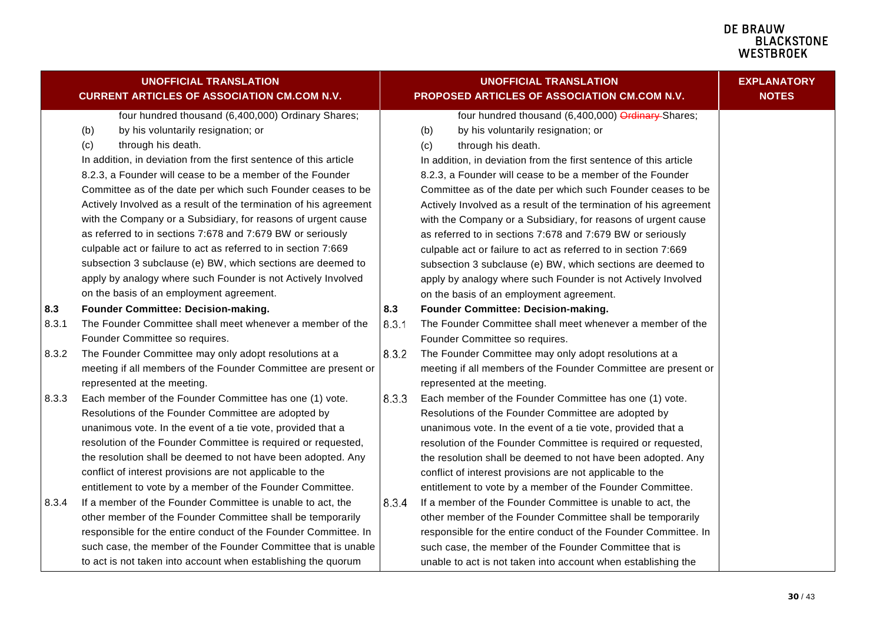| UNOFFICIAL TRANSLATION<br>CURRENT ARTICLES OF ASSOCIATION CM.COM N.V. | UNOFFICIAL TRANSLATION<br>PROPOSED ARTICLES OF ASSOCIATION CM.COM N.V. | EXPLANATORY NOTES |
|---|---|---|
| four hundred thousand (6,400,000) Ordinary Shares;<br>(b) by his voluntarily resignation; or<br>(c) through his death.<br>In addition, in deviation from the first sentence of this article 8.2.3, a Founder will cease to be a member of the Founder Committee as of the date per which such Founder ceases to be Actively Involved as a result of the termination of his agreement with the Company or a Subsidiary, for reasons of urgent cause as referred to in sections 7:678 and 7:679 BW or seriously culpable act or failure to act as referred to in section 7:669 subsection 3 subclause (e) BW, which sections are deemed to apply by analogy where such Founder is not Actively Involved on the basis of an employment agreement. | four hundred thousand (6,400,000) ~~Ordinary~~ Shares;<br>(b) by his voluntarily resignation; or<br>(c) through his death.<br>In addition, in deviation from the first sentence of this article 8.2.3, a Founder will cease to be a member of the Founder Committee as of the date per which such Founder ceases to be Actively Involved as a result of the termination of his agreement with the Company or a Subsidiary, for reasons of urgent cause as referred to in sections 7:678 and 7:679 BW or seriously culpable act or failure to act as referred to in section 7:669 subsection 3 subclause (e) BW, which sections are deemed to apply by analogy where such Founder is not Actively Involved on the basis of an employment agreement. | |
| **8.3 Founder Committee: Decision-making.** | **8.3 Founder Committee: Decision-making.** | |
| 8.3.1 The Founder Committee shall meet whenever a member of the Founder Committee so requires. | 8.3.1 The Founder Committee shall meet whenever a member of the Founder Committee so requires. | |
| 8.3.2 The Founder Committee may only adopt resolutions at a meeting if all members of the Founder Committee are present or represented at the meeting. | 8.3.2 The Founder Committee may only adopt resolutions at a meeting if all members of the Founder Committee are present or represented at the meeting. | |
| 8.3.3 Each member of the Founder Committee has one (1) vote. Resolutions of the Founder Committee are adopted by unanimous vote. In the event of a tie vote, provided that a resolution of the Founder Committee is required or requested, the resolution shall be deemed to not have been adopted. Any conflict of interest provisions are not applicable to the entitlement to vote by a member of the Founder Committee. | 8.3.3 Each member of the Founder Committee has one (1) vote. Resolutions of the Founder Committee are adopted by unanimous vote. In the event of a tie vote, provided that a resolution of the Founder Committee is required or requested, the resolution shall be deemed to not have been adopted. Any conflict of interest provisions are not applicable to the entitlement to vote by a member of the Founder Committee. | |
| 8.3.4 If a member of the Founder Committee is unable to act, the other member of the Founder Committee shall be temporarily responsible for the entire conduct of the Founder Committee. In such case, the member of the Founder Committee that is unable to act is not taken into account when establishing the quorum | 8.3.4 If a member of the Founder Committee is unable to act, the other member of the Founder Committee shall be temporarily responsible for the entire conduct of the Founder Committee. In such case, the member of the Founder Committee that is unable to act is not taken into account when establishing the | |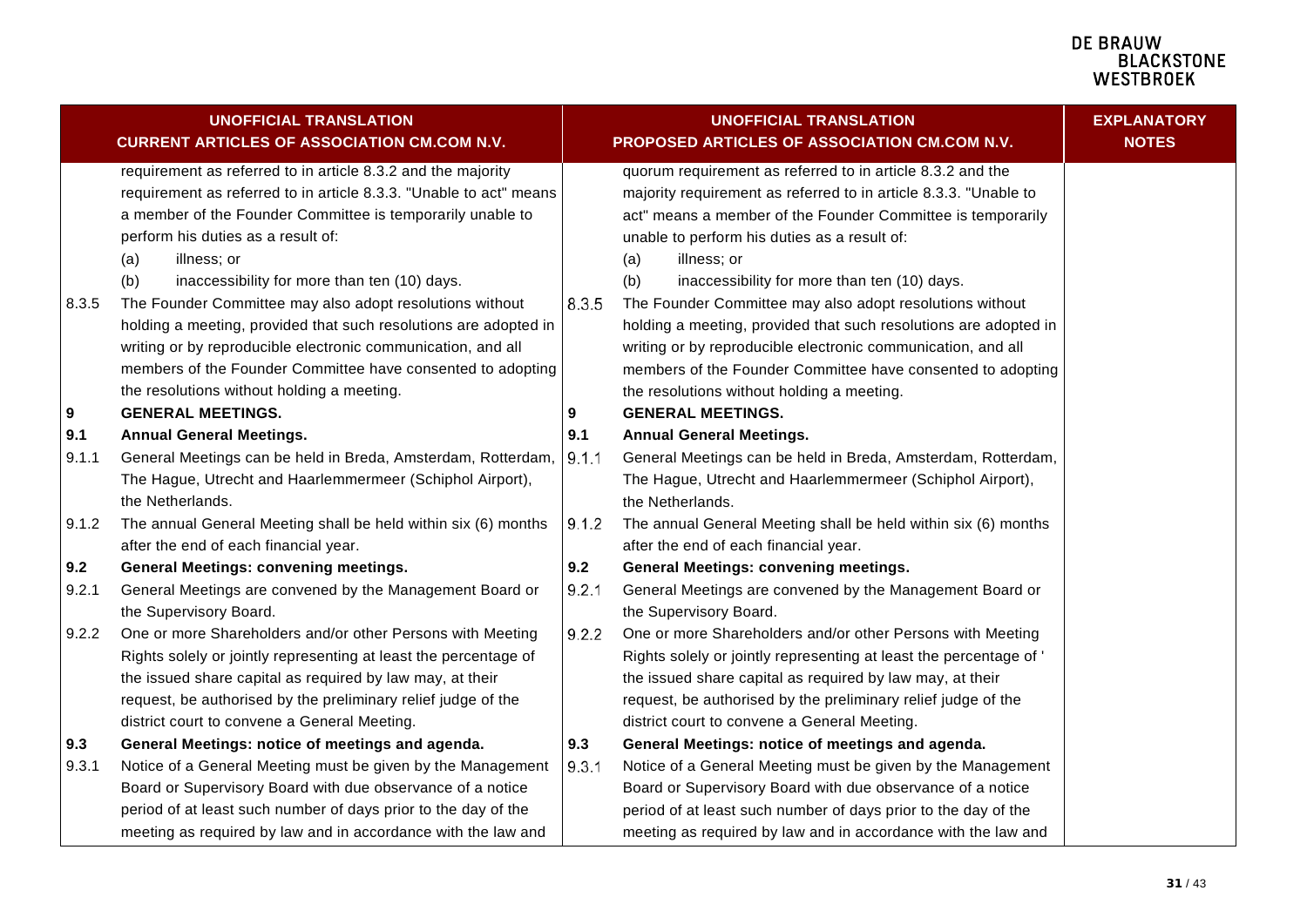| UNOFFICIAL TRANSLATION CURRENT ARTICLES OF ASSOCIATION CM.COM N.V. | | UNOFFICIAL TRANSLATION PROPOSED ARTICLES OF ASSOCIATION CM.COM N.V. | | EXPLANATORY NOTES |
|---|---|---|---|---|
| | requirement as referred to in article 8.3.2 and the majority requirement as referred to in article 8.3.3. "Unable to act" means a member of the Founder Committee is temporarily unable to perform his duties as a result of:<br>(a) illness; or<br>(b) inaccessibility for more than ten (10) days. | | quorum requirement as referred to in article 8.3.2 and the majority requirement as referred to in article 8.3.3. "Unable to act" means a member of the Founder Committee is temporarily unable to perform his duties as a result of:<br>(a) illness; or<br>(b) inaccessibility for more than ten (10) days. | |
| 8.3.5 | The Founder Committee may also adopt resolutions without holding a meeting, provided that such resolutions are adopted in writing or by reproducible electronic communication, and all members of the Founder Committee have consented to adopting the resolutions without holding a meeting. | 8.3.5 | The Founder Committee may also adopt resolutions without holding a meeting, provided that such resolutions are adopted in writing or by reproducible electronic communication, and all members of the Founder Committee have consented to adopting the resolutions without holding a meeting. | |
| **9** | **GENERAL MEETINGS.** | **9** | **GENERAL MEETINGS.** | |
| **9.1** | **Annual General Meetings.** | **9.1** | **Annual General Meetings.** | |
| 9.1.1 | General Meetings can be held in Breda, Amsterdam, Rotterdam, The Hague, Utrecht and Haarlemmermeer (Schiphol Airport), the Netherlands. | 9.1.1 | General Meetings can be held in Breda, Amsterdam, Rotterdam, The Hague, Utrecht and Haarlemmermeer (Schiphol Airport), the Netherlands. | |
| 9.1.2 | The annual General Meeting shall be held within six (6) months after the end of each financial year. | 9.1.2 | The annual General Meeting shall be held within six (6) months after the end of each financial year. | |
| **9.2** | **General Meetings: convening meetings.** | **9.2** | **General Meetings: convening meetings.** | |
| 9.2.1 | General Meetings are convened by the Management Board or the Supervisory Board. | 9.2.1 | General Meetings are convened by the Management Board or the Supervisory Board. | |
| 9.2.2 | One or more Shareholders and/or other Persons with Meeting Rights solely or jointly representing at least the percentage of the issued share capital as required by law may, at their request, be authorised by the preliminary relief judge of the district court to convene a General Meeting. | 9.2.2 | One or more Shareholders and/or other Persons with Meeting Rights solely or jointly representing at least the percentage of ' the issued share capital as required by law may, at their request, be authorised by the preliminary relief judge of the district court to convene a General Meeting. | |
| **9.3** | **General Meetings: notice of meetings and agenda.** | **9.3** | **General Meetings: notice of meetings and agenda.** | |
| 9.3.1 | Notice of a General Meeting must be given by the Management Board or Supervisory Board with due observance of a notice period of at least such number of days prior to the day of the meeting as required by law and in accordance with the law and | 9.3.1 | Notice of a General Meeting must be given by the Management Board or Supervisory Board with due observance of a notice period of at least such number of days prior to the day of the meeting as required by law and in accordance with the law and | |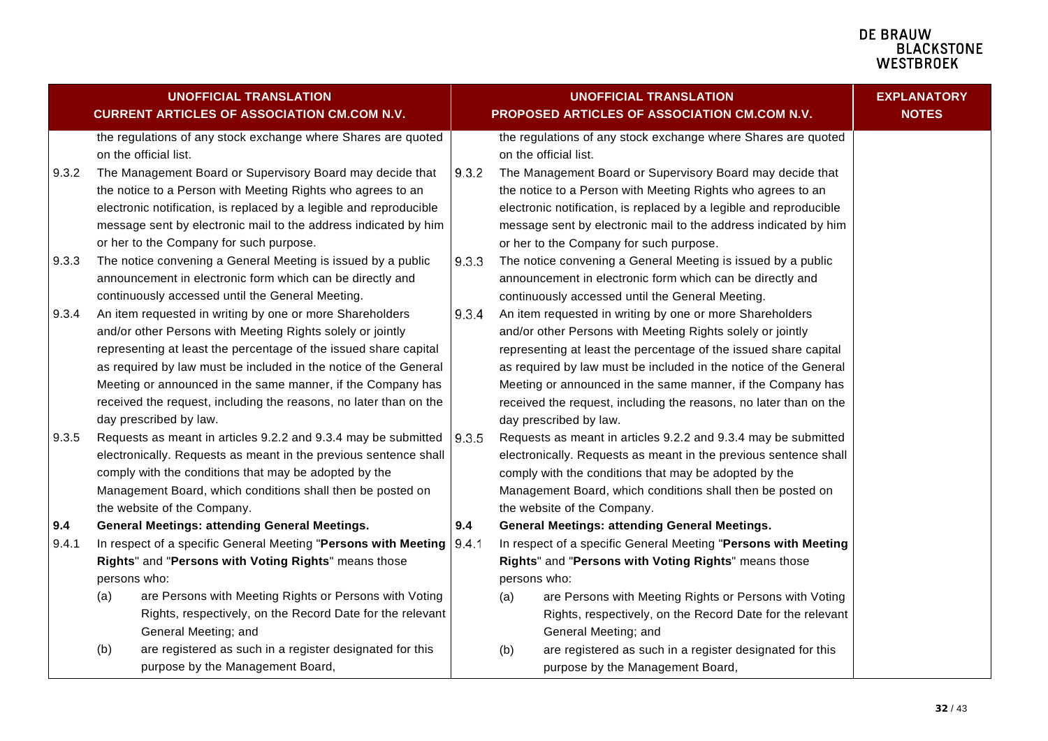| UNOFFICIAL TRANSLATION CURRENT ARTICLES OF ASSOCIATION CM.COM N.V. | UNOFFICIAL TRANSLATION PROPOSED ARTICLES OF ASSOCIATION CM.COM N.V. | EXPLANATORY NOTES |
|---|---|---|
| the regulations of any stock exchange where Shares are quoted on the official list. | the regulations of any stock exchange where Shares are quoted on the official list. | |
| 9.3.2 The Management Board or Supervisory Board may decide that the notice to a Person with Meeting Rights who agrees to an electronic notification, is replaced by a legible and reproducible message sent by electronic mail to the address indicated by him or her to the Company for such purpose. | 9.3.2 The Management Board or Supervisory Board may decide that the notice to a Person with Meeting Rights who agrees to an electronic notification, is replaced by a legible and reproducible message sent by electronic mail to the address indicated by him or her to the Company for such purpose. | |
| 9.3.3 The notice convening a General Meeting is issued by a public announcement in electronic form which can be directly and continuously accessed until the General Meeting. | 9.3.3 The notice convening a General Meeting is issued by a public announcement in electronic form which can be directly and continuously accessed until the General Meeting. | |
| 9.3.4 An item requested in writing by one or more Shareholders and/or other Persons with Meeting Rights solely or jointly representing at least the percentage of the issued share capital as required by law must be included in the notice of the General Meeting or announced in the same manner, if the Company has received the request, including the reasons, no later than on the day prescribed by law. | 9.3.4 An item requested in writing by one or more Shareholders and/or other Persons with Meeting Rights solely or jointly representing at least the percentage of the issued share capital as required by law must be included in the notice of the General Meeting or announced in the same manner, if the Company has received the request, including the reasons, no later than on the day prescribed by law. | |
| 9.3.5 Requests as meant in articles 9.2.2 and 9.3.4 may be submitted electronically. Requests as meant in the previous sentence shall comply with the conditions that may be adopted by the Management Board, which conditions shall then be posted on the website of the Company. | 9.3.5 Requests as meant in articles 9.2.2 and 9.3.4 may be submitted electronically. Requests as meant in the previous sentence shall comply with the conditions that may be adopted by the Management Board, which conditions shall then be posted on the website of the Company. | |
| **9.4 General Meetings: attending General Meetings.** | **9.4 General Meetings: attending General Meetings.** | |
| 9.4.1 In respect of a specific General Meeting "**Persons with Meeting Rights**" and "**Persons with Voting Rights**" means those persons who:<br>(a) are Persons with Meeting Rights or Persons with Voting Rights, respectively, on the Record Date for the relevant General Meeting; and<br>(b) are registered as such in a register designated for this purpose by the Management Board, | 9.4.1 In respect of a specific General Meeting "**Persons with Meeting Rights**" and "**Persons with Voting Rights**" means those persons who:<br>(a) are Persons with Meeting Rights or Persons with Voting Rights, respectively, on the Record Date for the relevant General Meeting; and<br>(b) are registered as such in a register designated for this purpose by the Management Board, | |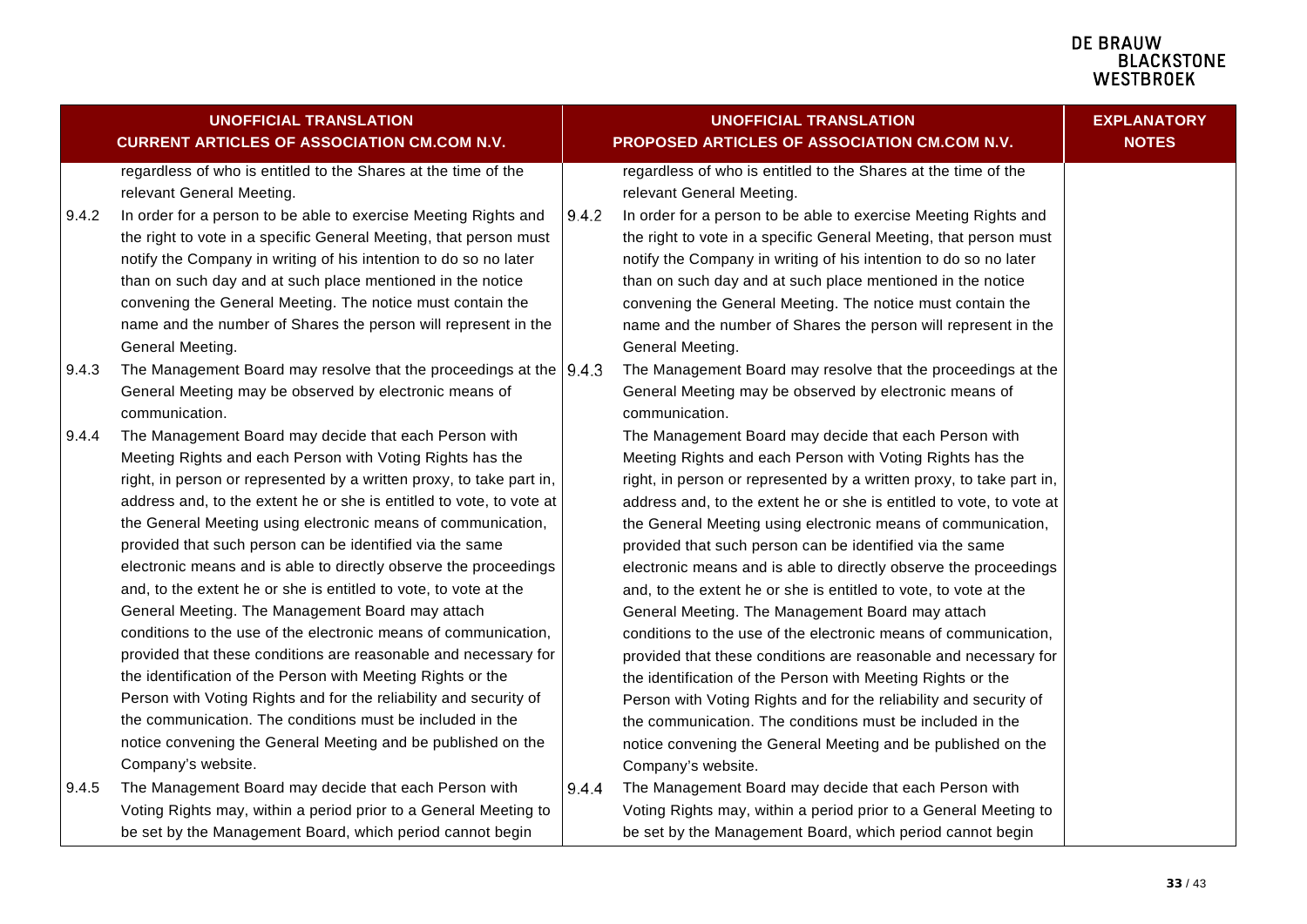| UNOFFICIAL TRANSLATION<br>CURRENT ARTICLES OF ASSOCIATION CM.COM N.V. | UNOFFICIAL TRANSLATION<br>PROPOSED ARTICLES OF ASSOCIATION CM.COM N.V. | EXPLANATORY NOTES |
|---|---|---|
| regardless of who is entitled to the Shares at the time of the relevant General Meeting. | regardless of who is entitled to the Shares at the time of the relevant General Meeting. | |
| 9.4.2 In order for a person to be able to exercise Meeting Rights and the right to vote in a specific General Meeting, that person must notify the Company in writing of his intention to do so no later than on such day and at such place mentioned in the notice convening the General Meeting. The notice must contain the name and the number of Shares the person will represent in the General Meeting. | 9.4.2 In order for a person to be able to exercise Meeting Rights and the right to vote in a specific General Meeting, that person must notify the Company in writing of his intention to do so no later than on such day and at such place mentioned in the notice convening the General Meeting. The notice must contain the name and the number of Shares the person will represent in the General Meeting. | |
| 9.4.3 The Management Board may resolve that the proceedings at the General Meeting may be observed by electronic means of communication. | 9.4.3 The Management Board may resolve that the proceedings at the General Meeting may be observed by electronic means of communication. | |
| 9.4.4 The Management Board may decide that each Person with Meeting Rights and each Person with Voting Rights has the right, in person or represented by a written proxy, to take part in, address and, to the extent he or she is entitled to vote, to vote at the General Meeting using electronic means of communication, provided that such person can be identified via the same electronic means and is able to directly observe the proceedings and, to the extent he or she is entitled to vote, to vote at the General Meeting. The Management Board may attach conditions to the use of the electronic means of communication, provided that these conditions are reasonable and necessary for the identification of the Person with Meeting Rights or the Person with Voting Rights and for the reliability and security of the communication. The conditions must be included in the notice convening the General Meeting and be published on the Company's website. | The Management Board may decide that each Person with Meeting Rights and each Person with Voting Rights has the right, in person or represented by a written proxy, to take part in, address and, to the extent he or she is entitled to vote, to vote at the General Meeting using electronic means of communication, provided that such person can be identified via the same electronic means and is able to directly observe the proceedings and, to the extent he or she is entitled to vote, to vote at the General Meeting. The Management Board may attach conditions to the use of the electronic means of communication, provided that these conditions are reasonable and necessary for the identification of the Person with Meeting Rights or the Person with Voting Rights and for the reliability and security of the communication. The conditions must be included in the notice convening the General Meeting and be published on the Company's website. | |
| 9.4.5 The Management Board may decide that each Person with Voting Rights may, within a period prior to a General Meeting to be set by the Management Board, which period cannot begin | 9.4.4 The Management Board may decide that each Person with Voting Rights may, within a period prior to a General Meeting to be set by the Management Board, which period cannot begin | |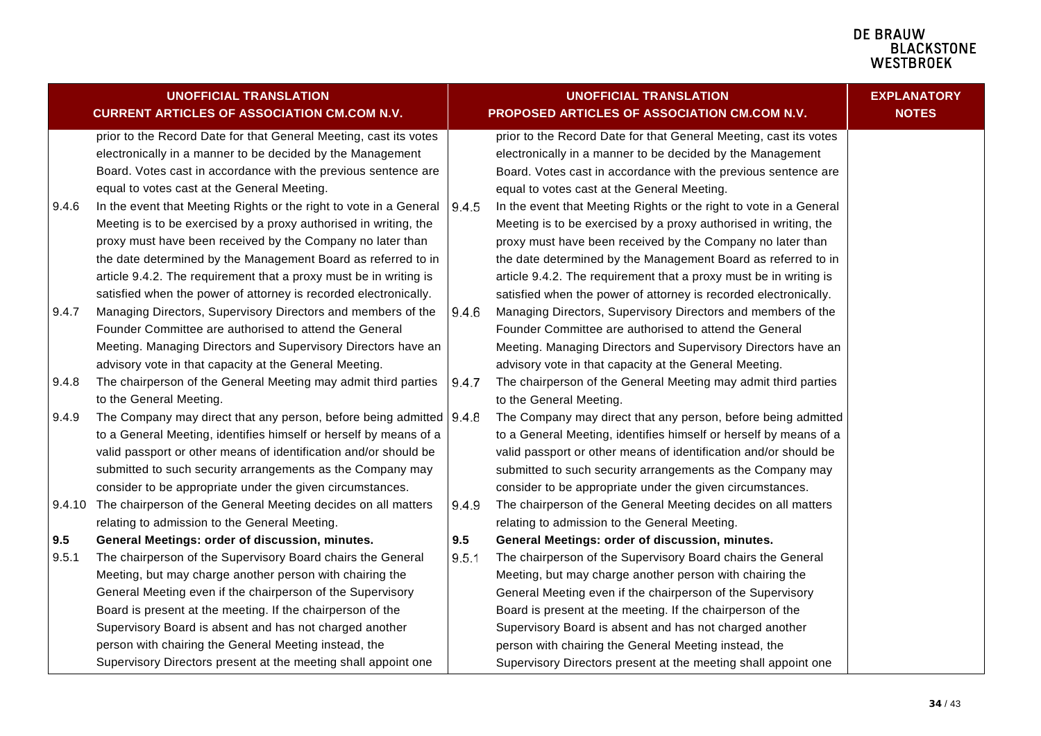| UNOFFICIAL TRANSLATION CURRENT ARTICLES OF ASSOCIATION CM.COM N.V. | | UNOFFICIAL TRANSLATION PROPOSED ARTICLES OF ASSOCIATION CM.COM N.V. | | EXPLANATORY NOTES |
|---|---|---|---|---|
| | prior to the Record Date for that General Meeting, cast its votes electronically in a manner to be decided by the Management Board. Votes cast in accordance with the previous sentence are equal to votes cast at the General Meeting. | | prior to the Record Date for that General Meeting, cast its votes electronically in a manner to be decided by the Management Board. Votes cast in accordance with the previous sentence are equal to votes cast at the General Meeting. | |
| 9.4.6 | In the event that Meeting Rights or the right to vote in a General Meeting is to be exercised by a proxy authorised in writing, the proxy must have been received by the Company no later than the date determined by the Management Board as referred to in article 9.4.2. The requirement that a proxy must be in writing is satisfied when the power of attorney is recorded electronically. | 9.4.5 | In the event that Meeting Rights or the right to vote in a General Meeting is to be exercised by a proxy authorised in writing, the proxy must have been received by the Company no later than the date determined by the Management Board as referred to in article 9.4.2. The requirement that a proxy must be in writing is satisfied when the power of attorney is recorded electronically. | |
| 9.4.7 | Managing Directors, Supervisory Directors and members of the Founder Committee are authorised to attend the General Meeting. Managing Directors and Supervisory Directors have an advisory vote in that capacity at the General Meeting. | 9.4.6 | Managing Directors, Supervisory Directors and members of the Founder Committee are authorised to attend the General Meeting. Managing Directors and Supervisory Directors have an advisory vote in that capacity at the General Meeting. | |
| 9.4.8 | The chairperson of the General Meeting may admit third parties to the General Meeting. | 9.4.7 | The chairperson of the General Meeting may admit third parties to the General Meeting. | |
| 9.4.9 | The Company may direct that any person, before being admitted to a General Meeting, identifies himself or herself by means of a valid passport or other means of identification and/or should be submitted to such security arrangements as the Company may consider to be appropriate under the given circumstances. | 9.4.8 | The Company may direct that any person, before being admitted to a General Meeting, identifies himself or herself by means of a valid passport or other means of identification and/or should be submitted to such security arrangements as the Company may consider to be appropriate under the given circumstances. | |
| 9.4.10 | The chairperson of the General Meeting decides on all matters relating to admission to the General Meeting. | 9.4.9 | The chairperson of the General Meeting decides on all matters relating to admission to the General Meeting. | |
| **9.5** | **General Meetings: order of discussion, minutes.** | **9.5** | **General Meetings: order of discussion, minutes.** | |
| 9.5.1 | The chairperson of the Supervisory Board chairs the General Meeting, but may charge another person with chairing the General Meeting even if the chairperson of the Supervisory Board is present at the meeting. If the chairperson of the Supervisory Board is absent and has not charged another person with chairing the General Meeting instead, the Supervisory Directors present at the meeting shall appoint one | 9.5.1 | The chairperson of the Supervisory Board chairs the General Meeting, but may charge another person with chairing the General Meeting even if the chairperson of the Supervisory Board is present at the meeting. If the chairperson of the Supervisory Board is absent and has not charged another person with chairing the General Meeting instead, the Supervisory Directors present at the meeting shall appoint one | |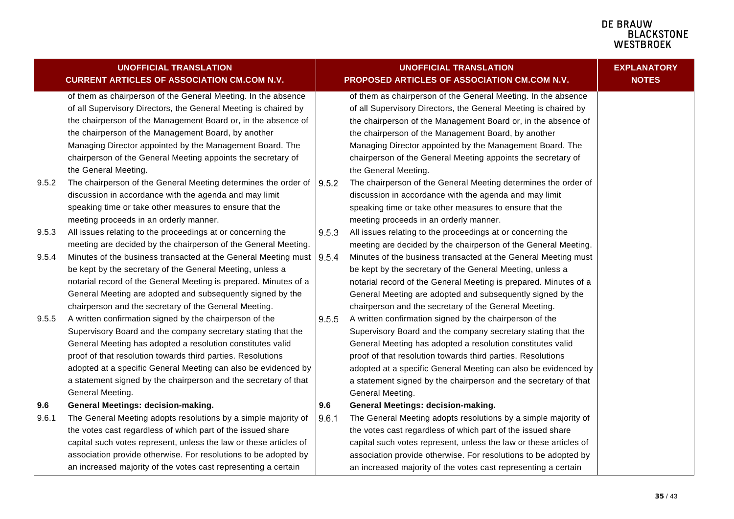| UNOFFICIAL TRANSLATION CURRENT ARTICLES OF ASSOCIATION CM.COM N.V. | | UNOFFICIAL TRANSLATION PROPOSED ARTICLES OF ASSOCIATION CM.COM N.V. | | EXPLANATORY NOTES |
|---|---|---|---|---|
| | of them as chairperson of the General Meeting. In the absence of all Supervisory Directors, the General Meeting is chaired by the chairperson of the Management Board or, in the absence of the chairperson of the Management Board, by another Managing Director appointed by the Management Board. The chairperson of the General Meeting appoints the secretary of the General Meeting. | | of them as chairperson of the General Meeting. In the absence of all Supervisory Directors, the General Meeting is chaired by the chairperson of the Management Board or, in the absence of the chairperson of the Management Board, by another Managing Director appointed by the Management Board. The chairperson of the General Meeting appoints the secretary of the General Meeting. | |
| 9.5.2 | The chairperson of the General Meeting determines the order of discussion in accordance with the agenda and may limit speaking time or take other measures to ensure that the meeting proceeds in an orderly manner. | 9.5.2 | The chairperson of the General Meeting determines the order of discussion in accordance with the agenda and may limit speaking time or take other measures to ensure that the meeting proceeds in an orderly manner. | |
| 9.5.3 | All issues relating to the proceedings at or concerning the meeting are decided by the chairperson of the General Meeting. | 9.5.3 | All issues relating to the proceedings at or concerning the meeting are decided by the chairperson of the General Meeting. | |
| 9.5.4 | Minutes of the business transacted at the General Meeting must be kept by the secretary of the General Meeting, unless a notarial record of the General Meeting is prepared. Minutes of a General Meeting are adopted and subsequently signed by the chairperson and the secretary of the General Meeting. | 9.5.4 | Minutes of the business transacted at the General Meeting must be kept by the secretary of the General Meeting, unless a notarial record of the General Meeting is prepared. Minutes of a General Meeting are adopted and subsequently signed by the chairperson and the secretary of the General Meeting. | |
| 9.5.5 | A written confirmation signed by the chairperson of the Supervisory Board and the company secretary stating that the General Meeting has adopted a resolution constitutes valid proof of that resolution towards third parties. Resolutions adopted at a specific General Meeting can also be evidenced by a statement signed by the chairperson and the secretary of that General Meeting. | 9.5.5 | A written confirmation signed by the chairperson of the Supervisory Board and the company secretary stating that the General Meeting has adopted a resolution constitutes valid proof of that resolution towards third parties. Resolutions adopted at a specific General Meeting can also be evidenced by a statement signed by the chairperson and the secretary of that General Meeting. | |
| **9.6** | **General Meetings: decision-making.** | **9.6** | **General Meetings: decision-making.** | |
| 9.6.1 | The General Meeting adopts resolutions by a simple majority of the votes cast regardless of which part of the issued share capital such votes represent, unless the law or these articles of association provide otherwise. For resolutions to be adopted by an increased majority of the votes cast representing a certain | 9.6.1 | The General Meeting adopts resolutions by a simple majority of the votes cast regardless of which part of the issued share capital such votes represent, unless the law or these articles of association provide otherwise. For resolutions to be adopted by an increased majority of the votes cast representing a certain | |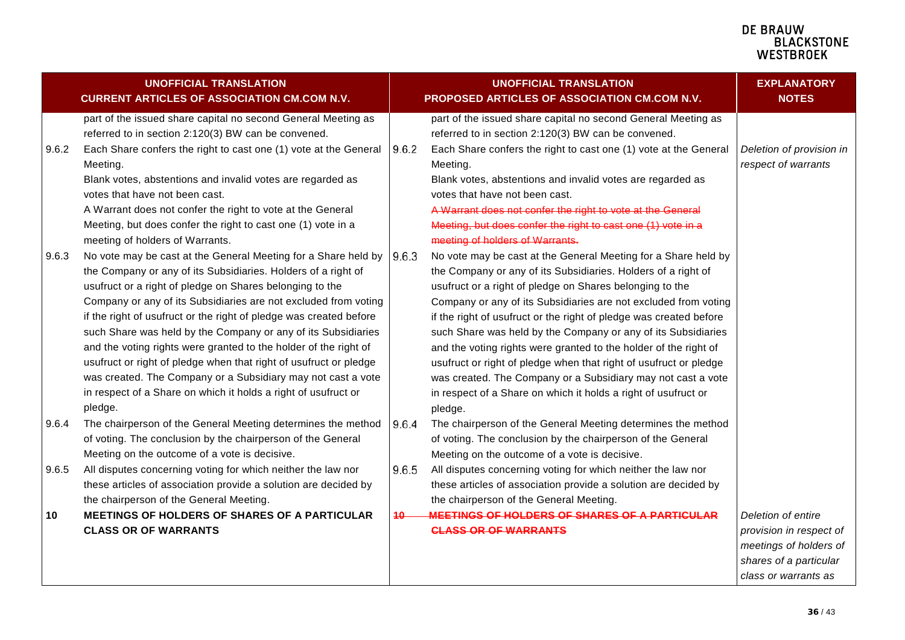| UNOFFICIAL TRANSLATION CURRENT ARTICLES OF ASSOCIATION CM.COM N.V. | | UNOFFICIAL TRANSLATION PROPOSED ARTICLES OF ASSOCIATION CM.COM N.V. | | EXPLANATORY NOTES |
|---|---|---|---|---|
| | part of the issued share capital no second General Meeting as referred to in section 2:120(3) BW can be convened. | | part of the issued share capital no second General Meeting as referred to in section 2:120(3) BW can be convened. | |
| 9.6.2 | Each Share confers the right to cast one (1) vote at the General Meeting. Blank votes, abstentions and invalid votes are regarded as votes that have not been cast. A Warrant does not confer the right to vote at the General Meeting, but does confer the right to cast one (1) vote in a meeting of holders of Warrants. | 9.6.2 | Each Share confers the right to cast one (1) vote at the General Meeting. Blank votes, abstentions and invalid votes are regarded as votes that have not been cast. ~~A Warrant does not confer the right to vote at the General Meeting, but does confer the right to cast one (1) vote in a meeting of holders of Warrants.~~ | *Deletion of provision in respect of warrants* |
| 9.6.3 | No vote may be cast at the General Meeting for a Share held by the Company or any of its Subsidiaries. Holders of a right of usufruct or a right of pledge on Shares belonging to the Company or any of its Subsidiaries are not excluded from voting if the right of usufruct or the right of pledge was created before such Share was held by the Company or any of its Subsidiaries and the voting rights were granted to the holder of the right of usufruct or right of pledge when that right of usufruct or pledge was created. The Company or a Subsidiary may not cast a vote in respect of a Share on which it holds a right of usufruct or pledge. | 9.6.3 | No vote may be cast at the General Meeting for a Share held by the Company or any of its Subsidiaries. Holders of a right of usufruct or a right of pledge on Shares belonging to the Company or any of its Subsidiaries are not excluded from voting if the right of usufruct or the right of pledge was created before such Share was held by the Company or any of its Subsidiaries and the voting rights were granted to the holder of the right of usufruct or right of pledge when that right of usufruct or pledge was created. The Company or a Subsidiary may not cast a vote in respect of a Share on which it holds a right of usufruct or pledge. | |
| 9.6.4 | The chairperson of the General Meeting determines the method of voting. The conclusion by the chairperson of the General Meeting on the outcome of a vote is decisive. | 9.6.4 | The chairperson of the General Meeting determines the method of voting. The conclusion by the chairperson of the General Meeting on the outcome of a vote is decisive. | |
| 9.6.5 | All disputes concerning voting for which neither the law nor these articles of association provide a solution are decided by the chairperson of the General Meeting. | 9.6.5 | All disputes concerning voting for which neither the law nor these articles of association provide a solution are decided by the chairperson of the General Meeting. | |
| **10** | **MEETINGS OF HOLDERS OF SHARES OF A PARTICULAR CLASS OR OF WARRANTS** | ~~**10**~~ | ~~**MEETINGS OF HOLDERS OF SHARES OF A PARTICULAR CLASS OR OF WARRANTS**~~ | *Deletion of entire provision in respect of meetings of holders of shares of a particular class or warrants as* |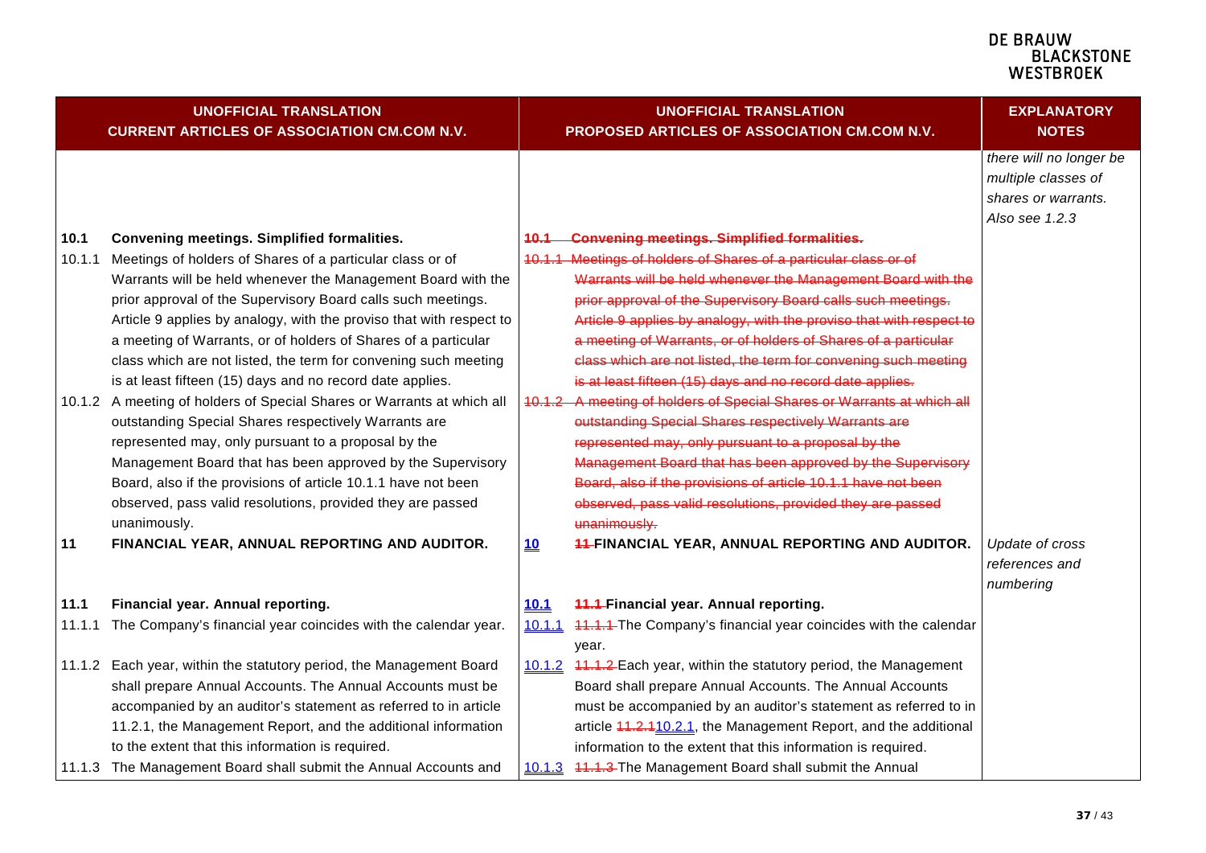| UNOFFICIAL TRANSLATION CURRENT ARTICLES OF ASSOCIATION CM.COM N.V. | UNOFFICIAL TRANSLATION PROPOSED ARTICLES OF ASSOCIATION CM.COM N.V. | EXPLANATORY NOTES |
|---|---|---|
| | | *there will no longer be multiple classes of shares or warrants. Also see 1.2.3* |
| **10.1 Convening meetings. Simplified formalities.** | ~~**10.1 Convening meetings. Simplified formalities.**~~ | |
| 10.1.1 Meetings of holders of Shares of a particular class or of Warrants will be held whenever the Management Board with the prior approval of the Supervisory Board calls such meetings. Article 9 applies by analogy, with the proviso that with respect to a meeting of Warrants, or of holders of Shares of a particular class which are not listed, the term for convening such meeting is at least fifteen (15) days and no record date applies. | ~~10.1.1 Meetings of holders of Shares of a particular class or of Warrants will be held whenever the Management Board with the prior approval of the Supervisory Board calls such meetings. Article 9 applies by analogy, with the proviso that with respect to a meeting of Warrants, or of holders of Shares of a particular class which are not listed, the term for convening such meeting is at least fifteen (15) days and no record date applies.~~ | |
| 10.1.2 A meeting of holders of Special Shares or Warrants at which all outstanding Special Shares respectively Warrants are represented may, only pursuant to a proposal by the Management Board that has been approved by the Supervisory Board, also if the provisions of article 10.1.1 have not been observed, pass valid resolutions, provided they are passed unanimously. | ~~10.1.2 A meeting of holders of Special Shares or Warrants at which all outstanding Special Shares respectively Warrants are represented may, only pursuant to a proposal by the Management Board that has been approved by the Supervisory Board, also if the provisions of article 10.1.1 have not been observed, pass valid resolutions, provided they are passed unanimously.~~ | |
| **11 FINANCIAL YEAR, ANNUAL REPORTING AND AUDITOR.** | **10** ~~**11**~~ **FINANCIAL YEAR, ANNUAL REPORTING AND AUDITOR.** | *Update of cross references and numbering* |
| **11.1 Financial year. Annual reporting.** | **10.1** ~~**11.1**~~ **Financial year. Annual reporting.** | |
| 11.1.1 The Company's financial year coincides with the calendar year. | 10.1.1 ~~11.1.1~~ The Company's financial year coincides with the calendar year. | |
| 11.1.2 Each year, within the statutory period, the Management Board shall prepare Annual Accounts. The Annual Accounts must be accompanied by an auditor's statement as referred to in article 11.2.1, the Management Report, and the additional information to the extent that this information is required. | 10.1.2 ~~11.1.2~~ Each year, within the statutory period, the Management Board shall prepare Annual Accounts. The Annual Accounts must be accompanied by an auditor's statement as referred to in article ~~11.2.1~~10.2.1, the Management Report, and the additional information to the extent that this information is required. | |
| 11.1.3 The Management Board shall submit the Annual Accounts and | 10.1.3 ~~11.1.3~~ The Management Board shall submit the Annual | |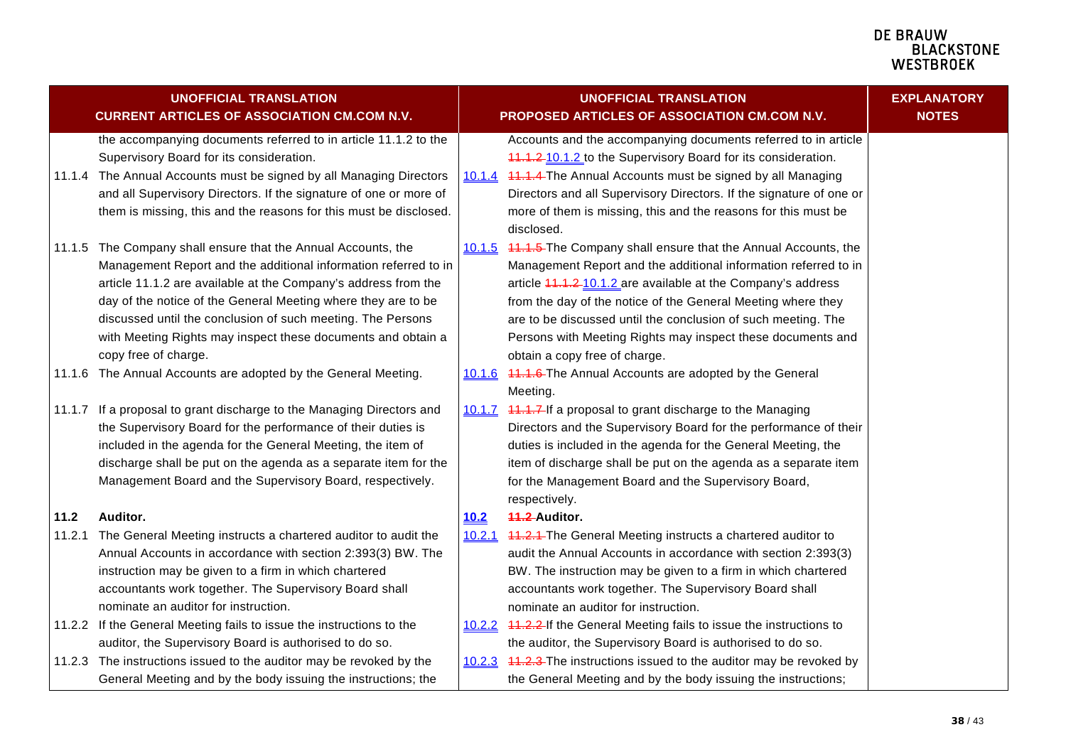| UNOFFICIAL TRANSLATION CURRENT ARTICLES OF ASSOCIATION CM.COM N.V. | UNOFFICIAL TRANSLATION PROPOSED ARTICLES OF ASSOCIATION CM.COM N.V. | EXPLANATORY NOTES |
|---|---|---|
| the accompanying documents referred to in article 11.1.2 to the Supervisory Board for its consideration. | Accounts and the accompanying documents referred to in article ~~11.1.2~~ 10.1.2 to the Supervisory Board for its consideration. | |
| 11.1.4 The Annual Accounts must be signed by all Managing Directors and all Supervisory Directors. If the signature of one or more of them is missing, this and the reasons for this must be disclosed. | 10.1.4 ~~11.1.4~~ The Annual Accounts must be signed by all Managing Directors and all Supervisory Directors. If the signature of one or more of them is missing, this and the reasons for this must be disclosed. | |
| 11.1.5 The Company shall ensure that the Annual Accounts, the Management Report and the additional information referred to in article 11.1.2 are available at the Company's address from the day of the notice of the General Meeting where they are to be discussed until the conclusion of such meeting. The Persons with Meeting Rights may inspect these documents and obtain a copy free of charge. | 10.1.5 ~~11.1.5~~ The Company shall ensure that the Annual Accounts, the Management Report and the additional information referred to in article ~~11.1.2~~ 10.1.2 are available at the Company's address from the day of the notice of the General Meeting where they are to be discussed until the conclusion of such meeting. The Persons with Meeting Rights may inspect these documents and obtain a copy free of charge. | |
| 11.1.6 The Annual Accounts are adopted by the General Meeting. | 10.1.6 ~~11.1.6~~ The Annual Accounts are adopted by the General Meeting. | |
| 11.1.7 If a proposal to grant discharge to the Managing Directors and the Supervisory Board for the performance of their duties is included in the agenda for the General Meeting, the item of discharge shall be put on the agenda as a separate item for the Management Board and the Supervisory Board, respectively. | 10.1.7 ~~11.1.7~~ If a proposal to grant discharge to the Managing Directors and the Supervisory Board for the performance of their duties is included in the agenda for the General Meeting, the item of discharge shall be put on the agenda as a separate item for the Management Board and the Supervisory Board, respectively. | |
| **11.2 Auditor.** | **10.2 ~~11.2~~ Auditor.** | |
| 11.2.1 The General Meeting instructs a chartered auditor to audit the Annual Accounts in accordance with section 2:393(3) BW. The instruction may be given to a firm in which chartered accountants work together. The Supervisory Board shall nominate an auditor for instruction. | 10.2.1 ~~11.2.1~~ The General Meeting instructs a chartered auditor to audit the Annual Accounts in accordance with section 2:393(3) BW. The instruction may be given to a firm in which chartered accountants work together. The Supervisory Board shall nominate an auditor for instruction. | |
| 11.2.2 If the General Meeting fails to issue the instructions to the auditor, the Supervisory Board is authorised to do so. | 10.2.2 ~~11.2.2~~ If the General Meeting fails to issue the instructions to the auditor, the Supervisory Board is authorised to do so. | |
| 11.2.3 The instructions issued to the auditor may be revoked by the General Meeting and by the body issuing the instructions; the | 10.2.3 ~~11.2.3~~ The instructions issued to the auditor may be revoked by the General Meeting and by the body issuing the instructions; | |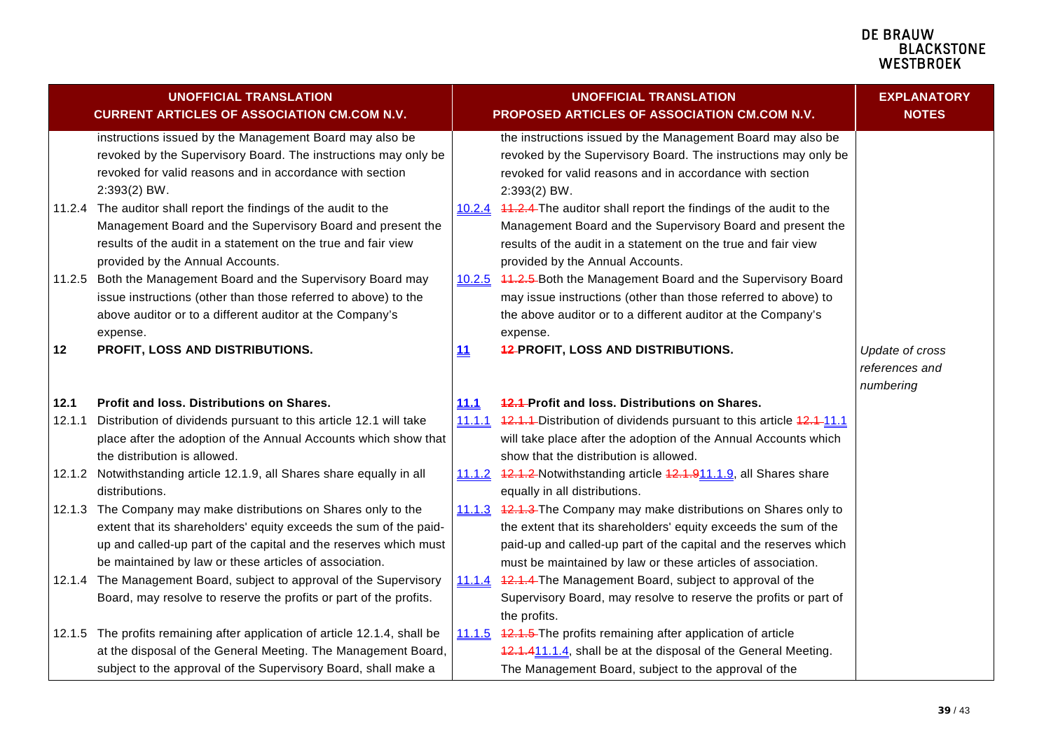| UNOFFICIAL TRANSLATION<br>CURRENT ARTICLES OF ASSOCIATION CM.COM N.V. | UNOFFICIAL TRANSLATION<br>PROPOSED ARTICLES OF ASSOCIATION CM.COM N.V. | EXPLANATORY NOTES |
|---|---|---|
| instructions issued by the Management Board may also be revoked by the Supervisory Board. The instructions may only be revoked for valid reasons and in accordance with section 2:393(2) BW. | the instructions issued by the Management Board may also be revoked by the Supervisory Board. The instructions may only be revoked for valid reasons and in accordance with section 2:393(2) BW. | |
| 11.2.4 The auditor shall report the findings of the audit to the Management Board and the Supervisory Board and present the results of the audit in a statement on the true and fair view provided by the Annual Accounts. | 10.2.4 ~~11.2.4~~ The auditor shall report the findings of the audit to the Management Board and the Supervisory Board and present the results of the audit in a statement on the true and fair view provided by the Annual Accounts. | |
| 11.2.5 Both the Management Board and the Supervisory Board may issue instructions (other than those referred to above) to the above auditor or to a different auditor at the Company's expense. | 10.2.5 ~~11.2.5~~ Both the Management Board and the Supervisory Board may issue instructions (other than those referred to above) to the above auditor or to a different auditor at the Company's expense. | |
| **12 PROFIT, LOSS AND DISTRIBUTIONS.** | **11 ~~12~~ PROFIT, LOSS AND DISTRIBUTIONS.** | *Update of cross references and numbering* |
| **12.1 Profit and loss. Distributions on Shares.** | **11.1 ~~12.1~~ Profit and loss. Distributions on Shares.** | |
| 12.1.1 Distribution of dividends pursuant to this article 12.1 will take place after the adoption of the Annual Accounts which show that the distribution is allowed. | 11.1.1 ~~12.1.1~~ Distribution of dividends pursuant to this article ~~12.1~~ 11.1 will take place after the adoption of the Annual Accounts which show that the distribution is allowed. | |
| 12.1.2 Notwithstanding article 12.1.9, all Shares share equally in all distributions. | 11.1.2 ~~12.1.2~~ Notwithstanding article ~~12.1.9~~11.1.9, all Shares share equally in all distributions. | |
| 12.1.3 The Company may make distributions on Shares only to the extent that its shareholders' equity exceeds the sum of the paid-up and called-up part of the capital and the reserves which must be maintained by law or these articles of association. | 11.1.3 ~~12.1.3~~ The Company may make distributions on Shares only to the extent that its shareholders' equity exceeds the sum of the paid-up and called-up part of the capital and the reserves which must be maintained by law or these articles of association. | |
| 12.1.4 The Management Board, subject to approval of the Supervisory Board, may resolve to reserve the profits or part of the profits. | 11.1.4 ~~12.1.4~~ The Management Board, subject to approval of the Supervisory Board, may resolve to reserve the profits or part of the profits. | |
| 12.1.5 The profits remaining after application of article 12.1.4, shall be at the disposal of the General Meeting. The Management Board, subject to the approval of the Supervisory Board, shall make a | 11.1.5 ~~12.1.5~~ The profits remaining after application of article ~~12.1.4~~11.1.4, shall be at the disposal of the General Meeting. The Management Board, subject to the approval of the | |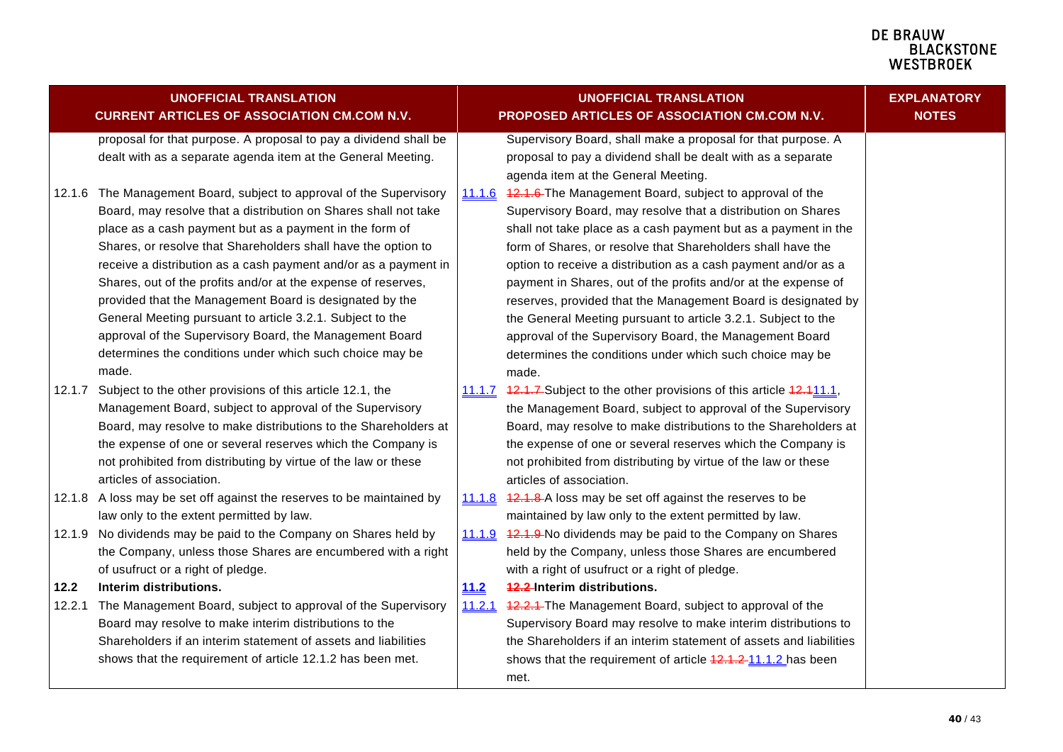| UNOFFICIAL TRANSLATION<br>CURRENT ARTICLES OF ASSOCIATION CM.COM N.V. | UNOFFICIAL TRANSLATION<br>PROPOSED ARTICLES OF ASSOCIATION CM.COM N.V. | EXPLANATORY NOTES |
|---|---|---|
| proposal for that purpose. A proposal to pay a dividend shall be dealt with as a separate agenda item at the General Meeting. | Supervisory Board, shall make a proposal for that purpose. A proposal to pay a dividend shall be dealt with as a separate agenda item at the General Meeting. | |
| 12.1.6 The Management Board, subject to approval of the Supervisory Board, may resolve that a distribution on Shares shall not take place as a cash payment but as a payment in the form of Shares, or resolve that Shareholders shall have the option to receive a distribution as a cash payment and/or as a payment in Shares, out of the profits and/or at the expense of reserves, provided that the Management Board is designated by the General Meeting pursuant to article 3.2.1. Subject to the approval of the Supervisory Board, the Management Board determines the conditions under which such choice may be made. | 11.1.6 ~~12.1.6~~ The Management Board, subject to approval of the Supervisory Board, may resolve that a distribution on Shares shall not take place as a cash payment but as a payment in the form of Shares, or resolve that Shareholders shall have the option to receive a distribution as a cash payment and/or as a payment in Shares, out of the profits and/or at the expense of reserves, provided that the Management Board is designated by the General Meeting pursuant to article 3.2.1. Subject to the approval of the Supervisory Board, the Management Board determines the conditions under which such choice may be made. | |
| 12.1.7 Subject to the other provisions of this article 12.1, the Management Board, subject to approval of the Supervisory Board, may resolve to make distributions to the Shareholders at the expense of one or several reserves which the Company is not prohibited from distributing by virtue of the law or these articles of association. | 11.1.7 ~~12.1.7~~ Subject to the other provisions of this article ~~12.1~~11.1, the Management Board, subject to approval of the Supervisory Board, may resolve to make distributions to the Shareholders at the expense of one or several reserves which the Company is not prohibited from distributing by virtue of the law or these articles of association. | |
| 12.1.8 A loss may be set off against the reserves to be maintained by law only to the extent permitted by law. | 11.1.8 ~~12.1.8~~ A loss may be set off against the reserves to be maintained by law only to the extent permitted by law. | |
| 12.1.9 No dividends may be paid to the Company on Shares held by the Company, unless those Shares are encumbered with a right of usufruct or a right of pledge. | 11.1.9 ~~12.1.9~~ No dividends may be paid to the Company on Shares held by the Company, unless those Shares are encumbered with a right of usufruct or a right of pledge. | |
| **12.2 Interim distributions.** | **11.2 ~~12.2~~ Interim distributions.** | |
| 12.2.1 The Management Board, subject to approval of the Supervisory Board may resolve to make interim distributions to the Shareholders if an interim statement of assets and liabilities shows that the requirement of article 12.1.2 has been met. | 11.2.1 ~~12.2.1~~ The Management Board, subject to approval of the Supervisory Board may resolve to make interim distributions to the Shareholders if an interim statement of assets and liabilities shows that the requirement of article ~~12.1.2~~ 11.1.2 has been met. | |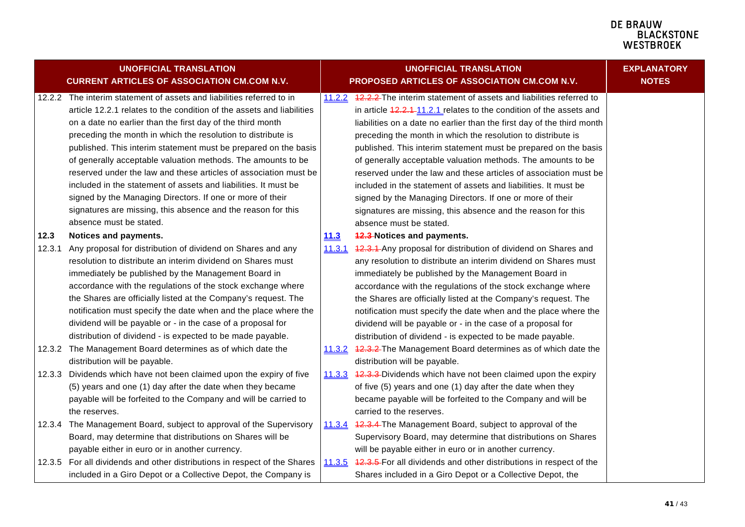| UNOFFICIAL TRANSLATION CURRENT ARTICLES OF ASSOCIATION CM.COM N.V. | UNOFFICIAL TRANSLATION PROPOSED ARTICLES OF ASSOCIATION CM.COM N.V. | EXPLANATORY NOTES |
|---|---|---|
| 12.2.2 The interim statement of assets and liabilities referred to in article 12.2.1 relates to the condition of the assets and liabilities on a date no earlier than the first day of the third month preceding the month in which the resolution to distribute is published. This interim statement must be prepared on the basis of generally acceptable valuation methods. The amounts to be reserved under the law and these articles of association must be included in the statement of assets and liabilities. It must be signed by the Managing Directors. If one or more of their signatures are missing, this absence and the reason for this absence must be stated. | 11.2.2 ~~12.2.2~~ The interim statement of assets and liabilities referred to in article ~~12.2.1~~ 11.2.1 relates to the condition of the assets and liabilities on a date no earlier than the first day of the third month preceding the month in which the resolution to distribute is published. This interim statement must be prepared on the basis of generally acceptable valuation methods. The amounts to be reserved under the law and these articles of association must be included in the statement of assets and liabilities. It must be signed by the Managing Directors. If one or more of their signatures are missing, this absence and the reason for this absence must be stated. | |
| **12.3 Notices and payments.** | **11.3** ~~**12.3**~~ **Notices and payments.** | |
| 12.3.1 Any proposal for distribution of dividend on Shares and any resolution to distribute an interim dividend on Shares must immediately be published by the Management Board in accordance with the regulations of the stock exchange where the Shares are officially listed at the Company's request. The notification must specify the date when and the place where the dividend will be payable or - in the case of a proposal for distribution of dividend - is expected to be made payable. | 11.3.1 ~~12.3.1~~ Any proposal for distribution of dividend on Shares and any resolution to distribute an interim dividend on Shares must immediately be published by the Management Board in accordance with the regulations of the stock exchange where the Shares are officially listed at the Company's request. The notification must specify the date when and the place where the dividend will be payable or - in the case of a proposal for distribution of dividend - is expected to be made payable. | |
| 12.3.2 The Management Board determines as of which date the distribution will be payable. | 11.3.2 ~~12.3.2~~ The Management Board determines as of which date the distribution will be payable. | |
| 12.3.3 Dividends which have not been claimed upon the expiry of five (5) years and one (1) day after the date when they became payable will be forfeited to the Company and will be carried to the reserves. | 11.3.3 ~~12.3.3~~ Dividends which have not been claimed upon the expiry of five (5) years and one (1) day after the date when they became payable will be forfeited to the Company and will be carried to the reserves. | |
| 12.3.4 The Management Board, subject to approval of the Supervisory Board, may determine that distributions on Shares will be payable either in euro or in another currency. | 11.3.4 ~~12.3.4~~ The Management Board, subject to approval of the Supervisory Board, may determine that distributions on Shares will be payable either in euro or in another currency. | |
| 12.3.5 For all dividends and other distributions in respect of the Shares included in a Giro Depot or a Collective Depot, the Company is | 11.3.5 ~~12.3.5~~ For all dividends and other distributions in respect of the Shares included in a Giro Depot or a Collective Depot, the | |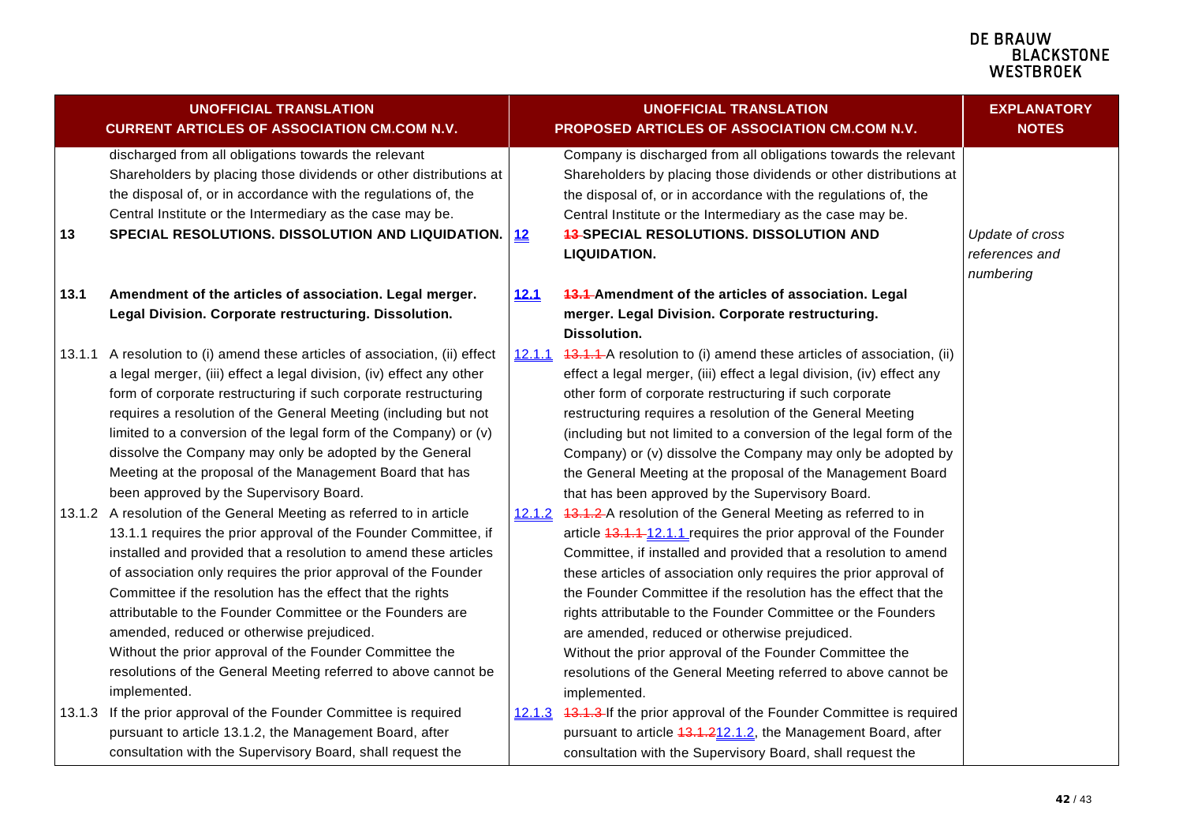| UNOFFICIAL TRANSLATION CURRENT ARTICLES OF ASSOCIATION CM.COM N.V. | | UNOFFICIAL TRANSLATION PROPOSED ARTICLES OF ASSOCIATION CM.COM N.V. | | EXPLANATORY NOTES |
|---|---|---|---|---|
| | discharged from all obligations towards the relevant Shareholders by placing those dividends or other distributions at the disposal of, or in accordance with the regulations of, the Central Institute or the Intermediary as the case may be. | | Company is discharged from all obligations towards the relevant Shareholders by placing those dividends or other distributions at the disposal of, or in accordance with the regulations of, the Central Institute or the Intermediary as the case may be. | |
| **13** | **SPECIAL RESOLUTIONS. DISSOLUTION AND LIQUIDATION.** | **12** | ~~13~~ **SPECIAL RESOLUTIONS. DISSOLUTION AND LIQUIDATION.** | *Update of cross references and numbering* |
| **13.1** | **Amendment of the articles of association. Legal merger. Legal Division. Corporate restructuring. Dissolution.** | **12.1** | ~~13.1~~ **Amendment of the articles of association. Legal merger. Legal Division. Corporate restructuring. Dissolution.** | |
| 13.1.1 | A resolution to (i) amend these articles of association, (ii) effect a legal merger, (iii) effect a legal division, (iv) effect any other form of corporate restructuring if such corporate restructuring requires a resolution of the General Meeting (including but not limited to a conversion of the legal form of the Company) or (v) dissolve the Company may only be adopted by the General Meeting at the proposal of the Management Board that has been approved by the Supervisory Board. | 12.1.1 | ~~13.1.1~~ A resolution to (i) amend these articles of association, (ii) effect a legal merger, (iii) effect a legal division, (iv) effect any other form of corporate restructuring if such corporate restructuring requires a resolution of the General Meeting (including but not limited to a conversion of the legal form of the Company) or (v) dissolve the Company may only be adopted by the General Meeting at the proposal of the Management Board that has been approved by the Supervisory Board. | |
| 13.1.2 | A resolution of the General Meeting as referred to in article 13.1.1 requires the prior approval of the Founder Committee, if installed and provided that a resolution to amend these articles of association only requires the prior approval of the Founder Committee if the resolution has the effect that the rights attributable to the Founder Committee or the Founders are amended, reduced or otherwise prejudiced. Without the prior approval of the Founder Committee the resolutions of the General Meeting referred to above cannot be implemented. | 12.1.2 | ~~13.1.2~~ A resolution of the General Meeting as referred to in article ~~13.1.1~~ 12.1.1 requires the prior approval of the Founder Committee, if installed and provided that a resolution to amend these articles of association only requires the prior approval of the Founder Committee if the resolution has the effect that the rights attributable to the Founder Committee or the Founders are amended, reduced or otherwise prejudiced. Without the prior approval of the Founder Committee the resolutions of the General Meeting referred to above cannot be implemented. | |
| 13.1.3 | If the prior approval of the Founder Committee is required pursuant to article 13.1.2, the Management Board, after consultation with the Supervisory Board, shall request the | 12.1.3 | ~~13.1.3~~ If the prior approval of the Founder Committee is required pursuant to article ~~13.1.2~~12.1.2, the Management Board, after consultation with the Supervisory Board, shall request the | |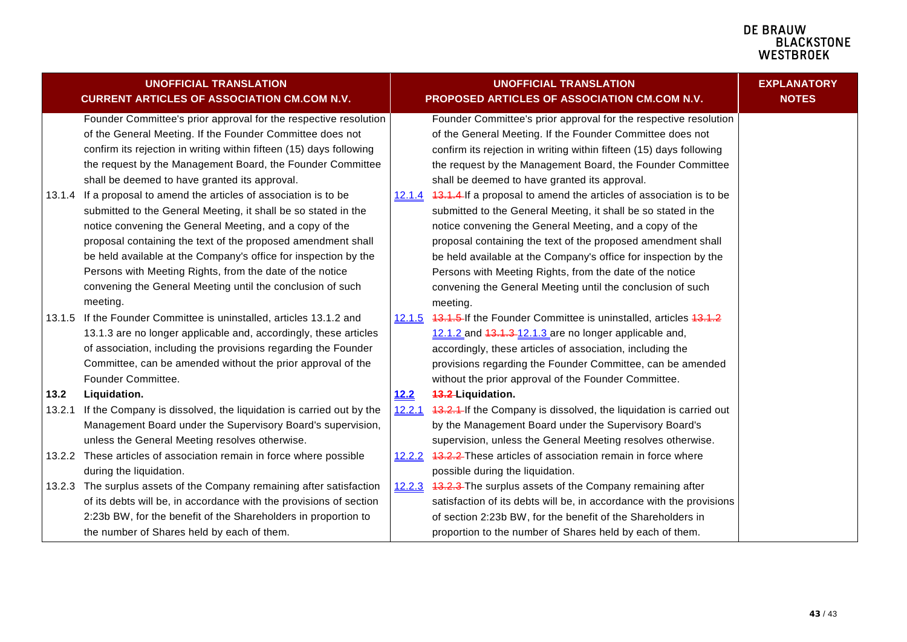| UNOFFICIAL TRANSLATION CURRENT ARTICLES OF ASSOCIATION CM.COM N.V. | UNOFFICIAL TRANSLATION PROPOSED ARTICLES OF ASSOCIATION CM.COM N.V. | EXPLANATORY NOTES |
|---|---|---|
| Founder Committee's prior approval for the respective resolution of the General Meeting. If the Founder Committee does not confirm its rejection in writing within fifteen (15) days following the request by the Management Board, the Founder Committee shall be deemed to have granted its approval. | Founder Committee's prior approval for the respective resolution of the General Meeting. If the Founder Committee does not confirm its rejection in writing within fifteen (15) days following the request by the Management Board, the Founder Committee shall be deemed to have granted its approval. | |
| 13.1.4 If a proposal to amend the articles of association is to be submitted to the General Meeting, it shall be so stated in the notice convening the General Meeting, and a copy of the proposal containing the text of the proposed amendment shall be held available at the Company's office for inspection by the Persons with Meeting Rights, from the date of the notice convening the General Meeting until the conclusion of such meeting. | 12.1.4 ~~13.1.4~~ If a proposal to amend the articles of association is to be submitted to the General Meeting, it shall be so stated in the notice convening the General Meeting, and a copy of the proposal containing the text of the proposed amendment shall be held available at the Company's office for inspection by the Persons with Meeting Rights, from the date of the notice convening the General Meeting until the conclusion of such meeting. | |
| 13.1.5 If the Founder Committee is uninstalled, articles 13.1.2 and 13.1.3 are no longer applicable and, accordingly, these articles of association, including the provisions regarding the Founder Committee, can be amended without the prior approval of the Founder Committee. | 12.1.5 ~~13.1.5~~ If the Founder Committee is uninstalled, articles ~~13.1.2~~ 12.1.2 and ~~13.1.3~~ 12.1.3 are no longer applicable and, accordingly, these articles of association, including the provisions regarding the Founder Committee, can be amended without the prior approval of the Founder Committee. | |
| **13.2 Liquidation.** | **12.2 ~~13.2~~ Liquidation.** | |
| 13.2.1 If the Company is dissolved, the liquidation is carried out by the Management Board under the Supervisory Board's supervision, unless the General Meeting resolves otherwise. | 12.2.1 ~~13.2.1~~ If the Company is dissolved, the liquidation is carried out by the Management Board under the Supervisory Board's supervision, unless the General Meeting resolves otherwise. | |
| 13.2.2 These articles of association remain in force where possible during the liquidation. | 12.2.2 ~~13.2.2~~ These articles of association remain in force where possible during the liquidation. | |
| 13.2.3 The surplus assets of the Company remaining after satisfaction of its debts will be, in accordance with the provisions of section 2:23b BW, for the benefit of the Shareholders in proportion to the number of Shares held by each of them. | 12.2.3 ~~13.2.3~~ The surplus assets of the Company remaining after satisfaction of its debts will be, in accordance with the provisions of section 2:23b BW, for the benefit of the Shareholders in proportion to the number of Shares held by each of them. | |